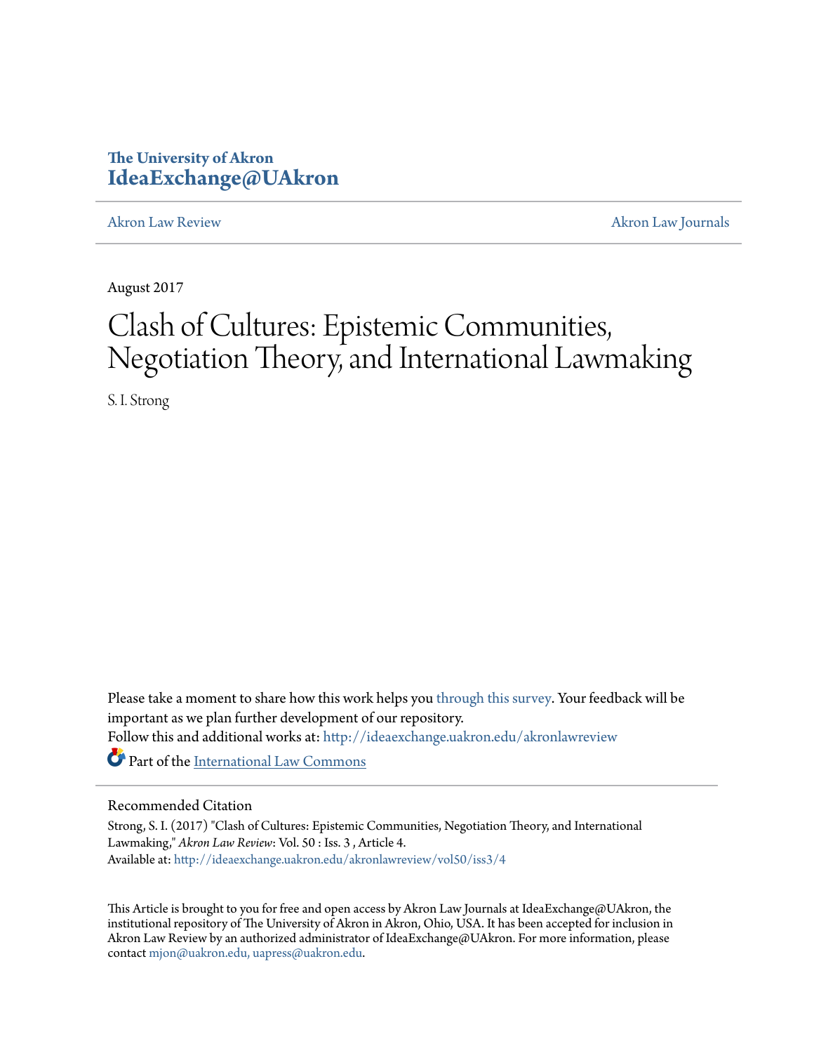The University of Akron
**IdeaExchange@UAkron**

Akron Law Review | Akron Law Journals

August 2017

# Clash of Cultures: Epistemic Communities, Negotiation Theory, and International Lawmaking

S. I. Strong

Please take a moment to share how this work helps you through this survey. Your feedback will be important as we plan further development of our repository.

Follow this and additional works at: http://ideaexchange.uakron.edu/akronlawreview

Part of the International Law Commons

## Recommended Citation

Strong, S. I. (2017) "Clash of Cultures: Epistemic Communities, Negotiation Theory, and International Lawmaking," *Akron Law Review*: Vol. 50 : Iss. 3 , Article 4.
Available at: http://ideaexchange.uakron.edu/akronlawreview/vol50/iss3/4

This Article is brought to you for free and open access by Akron Law Journals at IdeaExchange@UAkron, the institutional repository of The University of Akron in Akron, Ohio, USA. It has been accepted for inclusion in Akron Law Review by an authorized administrator of IdeaExchange@UAkron. For more information, please contact mjon@uakron.edu, uapress@uakron.edu.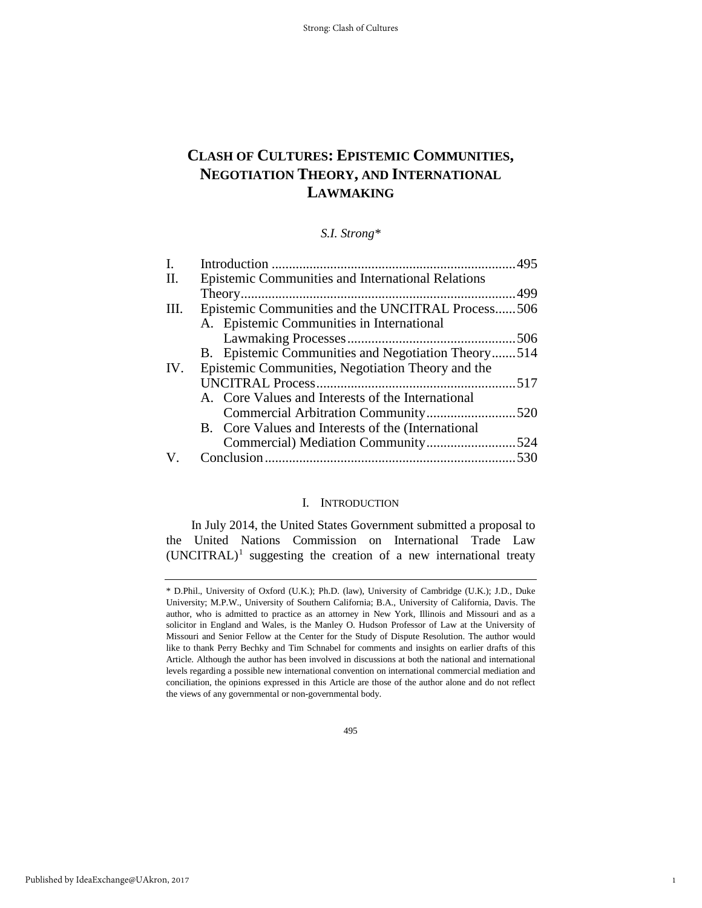# CLASH OF CULTURES: EPISTEMIC COMMUNITIES, NEGOTIATION THEORY, AND INTERNATIONAL LAWMAKING

*S.I. Strong**

| | | |
|---|---|---|
| I. | Introduction | 495 |
| II. | Epistemic Communities and International Relations Theory | 499 |
| III. | Epistemic Communities and the UNCITRAL Process | 506 |
| | A. Epistemic Communities in International Lawmaking Processes | 506 |
| | B. Epistemic Communities and Negotiation Theory | 514 |
| IV. | Epistemic Communities, Negotiation Theory and the UNCITRAL Process | 517 |
| | A. Core Values and Interests of the International Commercial Arbitration Community | 520 |
| | B. Core Values and Interests of the (International Commercial) Mediation Community | 524 |
| V. | Conclusion | 530 |

## I. INTRODUCTION

In July 2014, the United States Government submitted a proposal to the United Nations Commission on International Trade Law (UNCITRAL)[1] suggesting the creation of a new international treaty

---

\* D.Phil., University of Oxford (U.K.); Ph.D. (law), University of Cambridge (U.K.); J.D., Duke University; M.P.W., University of Southern California; B.A., University of California, Davis. The author, who is admitted to practice as an attorney in New York, Illinois and Missouri and as a solicitor in England and Wales, is the Manley O. Hudson Professor of Law at the University of Missouri and Senior Fellow at the Center for the Study of Dispute Resolution. The author would like to thank Perry Bechky and Tim Schnabel for comments and insights on earlier drafts of this Article. Although the author has been involved in discussions at both the national and international levels regarding a possible new international convention on international commercial mediation and conciliation, the opinions expressed in this Article are those of the author alone and do not reflect the views of any governmental or non-governmental body.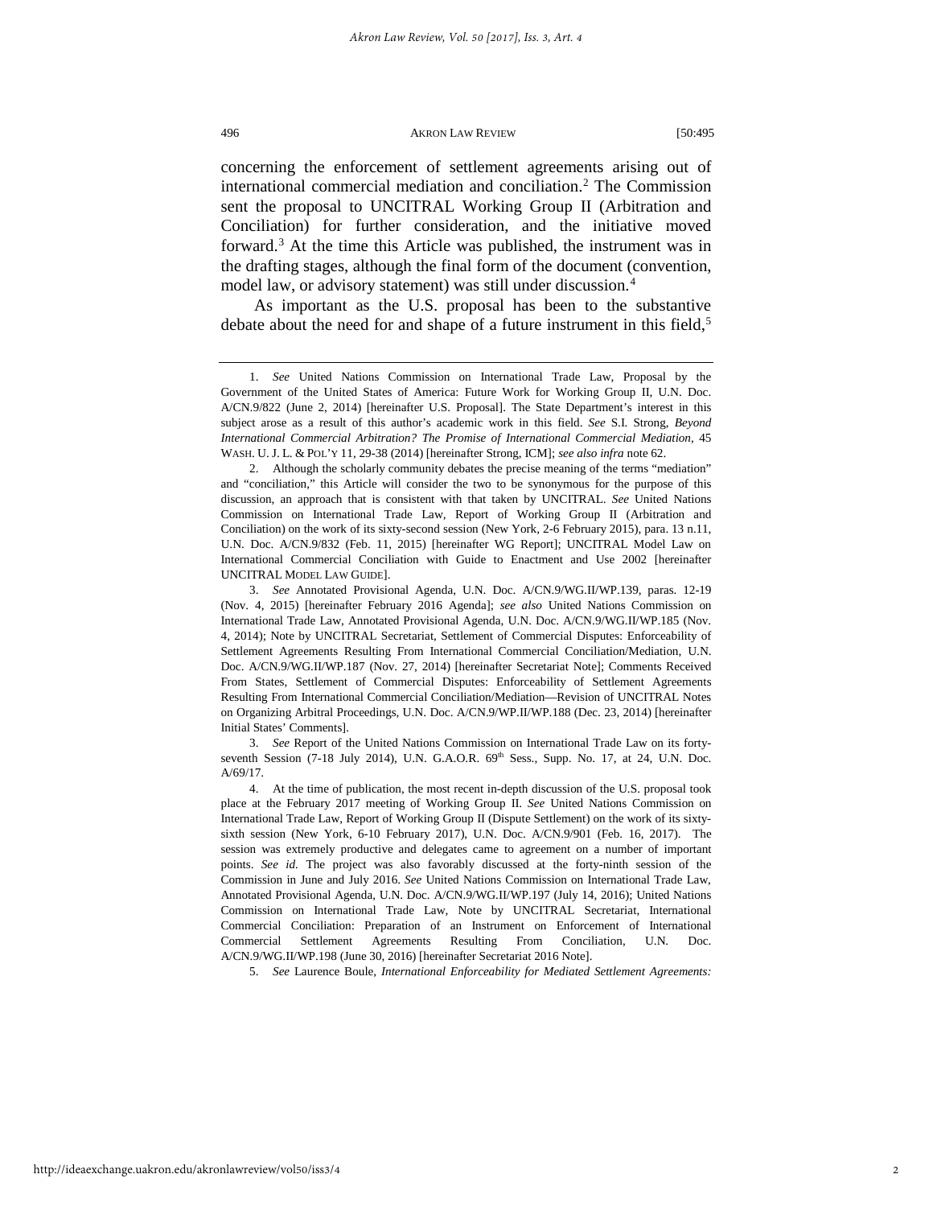concerning the enforcement of settlement agreements arising out of international commercial mediation and conciliation.[2] The Commission sent the proposal to UNCITRAL Working Group II (Arbitration and Conciliation) for further consideration, and the initiative moved forward.[3] At the time this Article was published, the instrument was in the drafting stages, although the final form of the document (convention, model law, or advisory statement) was still under discussion.[4]

As important as the U.S. proposal has been to the substantive debate about the need for and shape of a future instrument in this field,[5]

---

1. *See* United Nations Commission on International Trade Law, Proposal by the Government of the United States of America: Future Work for Working Group II, U.N. Doc. A/CN.9/822 (June 2, 2014) [hereinafter U.S. Proposal]. The State Department's interest in this subject arose as a result of this author's academic work in this field. *See* S.I. Strong, *Beyond International Commercial Arbitration? The Promise of International Commercial Mediation*, 45 WASH. U. J. L. & POL'Y 11, 29-38 (2014) [hereinafter Strong, ICM]; *see also infra* note 62.

2. Although the scholarly community debates the precise meaning of the terms "mediation" and "conciliation," this Article will consider the two to be synonymous for the purpose of this discussion, an approach that is consistent with that taken by UNCITRAL. *See* United Nations Commission on International Trade Law, Report of Working Group II (Arbitration and Conciliation) on the work of its sixty-second session (New York, 2-6 February 2015), para. 13 n.11, U.N. Doc. A/CN.9/832 (Feb. 11, 2015) [hereinafter WG Report]; UNCITRAL Model Law on International Commercial Conciliation with Guide to Enactment and Use 2002 [hereinafter UNCITRAL MODEL LAW GUIDE].

3. *See* Annotated Provisional Agenda, U.N. Doc. A/CN.9/WG.II/WP.139, paras. 12-19 (Nov. 4, 2015) [hereinafter February 2016 Agenda]; *see also* United Nations Commission on International Trade Law, Annotated Provisional Agenda, U.N. Doc. A/CN.9/WG.II/WP.185 (Nov. 4, 2014); Note by UNCITRAL Secretariat, Settlement of Commercial Disputes: Enforceability of Settlement Agreements Resulting From International Commercial Conciliation/Mediation, U.N. Doc. A/CN.9/WG.II/WP.187 (Nov. 27, 2014) [hereinafter Secretariat Note]; Comments Received From States, Settlement of Commercial Disputes: Enforceability of Settlement Agreements Resulting From International Commercial Conciliation/Mediation—Revision of UNCITRAL Notes on Organizing Arbitral Proceedings, U.N. Doc. A/CN.9/WP.II/WP.188 (Dec. 23, 2014) [hereinafter Initial States' Comments].

3. *See* Report of the United Nations Commission on International Trade Law on its forty-seventh Session (7-18 July 2014), U.N. G.A.O.R. 69th Sess., Supp. No. 17, at 24, U.N. Doc. A/69/17.

4. At the time of publication, the most recent in-depth discussion of the U.S. proposal took place at the February 2017 meeting of Working Group II. *See* United Nations Commission on International Trade Law, Report of Working Group II (Dispute Settlement) on the work of its sixty-sixth session (New York, 6-10 February 2017), U.N. Doc. A/CN.9/901 (Feb. 16, 2017). The session was extremely productive and delegates came to agreement on a number of important points. *See id.* The project was also favorably discussed at the forty-ninth session of the Commission in June and July 2016. *See* United Nations Commission on International Trade Law, Annotated Provisional Agenda, U.N. Doc. A/CN.9/WG.II/WP.197 (July 14, 2016); United Nations Commission on International Trade Law, Note by UNCITRAL Secretariat, International Commercial Conciliation: Preparation of an Instrument on Enforcement of International Commercial Settlement Agreements Resulting From Conciliation, U.N. Doc. A/CN.9/WG.II/WP.198 (June 30, 2016) [hereinafter Secretariat 2016 Note].

5. *See* Laurence Boule, *International Enforceability for Mediated Settlement Agreements:*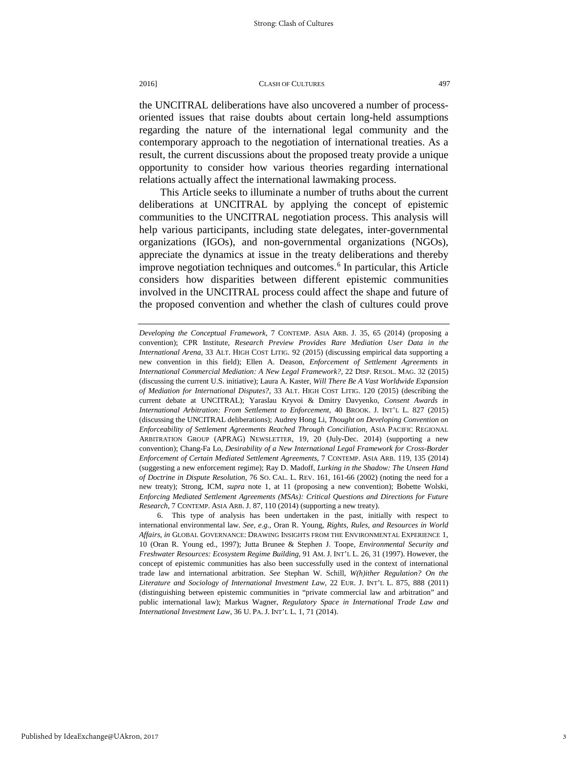the UNCITRAL deliberations have also uncovered a number of process-oriented issues that raise doubts about certain long-held assumptions regarding the nature of the international legal community and the contemporary approach to the negotiation of international treaties. As a result, the current discussions about the proposed treaty provide a unique opportunity to consider how various theories regarding international relations actually affect the international lawmaking process.

This Article seeks to illuminate a number of truths about the current deliberations at UNCITRAL by applying the concept of epistemic communities to the UNCITRAL negotiation process. This analysis will help various participants, including state delegates, inter-governmental organizations (IGOs), and non-governmental organizations (NGOs), appreciate the dynamics at issue in the treaty deliberations and thereby improve negotiation techniques and outcomes.[6] In particular, this Article considers how disparities between different epistemic communities involved in the UNCITRAL process could affect the shape and future of the proposed convention and whether the clash of cultures could prove

---

*Developing the Conceptual Framework*, 7 CONTEMP. ASIA ARB. J. 35, 65 (2014) (proposing a convention); CPR Institute, *Research Preview Provides Rare Mediation User Data in the International Arena*, 33 ALT. HIGH COST LITIG. 92 (2015) (discussing empirical data supporting a new convention in this field); Ellen A. Deason, *Enforcement of Settlement Agreements in International Commercial Mediation: A New Legal Framework?*, 22 DISP. RESOL. MAG. 32 (2015) (discussing the current U.S. initiative); Laura A. Kaster, *Will There Be A Vast Worldwide Expansion of Mediation for International Disputes?*, 33 ALT. HIGH COST LITIG. 120 (2015) (describing the current debate at UNCITRAL); Yaraslau Kryvoi & Dmitry Davyenko, *Consent Awards in International Arbitration: From Settlement to Enforcement*, 40 BROOK. J. INT'L L. 827 (2015) (discussing the UNCITRAL deliberations); Audrey Hong Li, *Thought on Developing Convention on Enforceability of Settlement Agreements Reached Through Conciliation*, ASIA PACIFIC REGIONAL ARBITRATION GROUP (APRAG) NEWSLETTER, 19, 20 (July-Dec. 2014) (supporting a new convention); Chang-Fa Lo, *Desirability of a New International Legal Framework for Cross-Border Enforcement of Certain Mediated Settlement Agreements*, 7 CONTEMP. ASIA ARB. 119, 135 (2014) (suggesting a new enforcement regime); Ray D. Madoff, *Lurking in the Shadow: The Unseen Hand of Doctrine in Dispute Resolution*, 76 SO. CAL. L. REV. 161, 161-66 (2002) (noting the need for a new treaty); Strong, ICM, *supra* note 1, at 11 (proposing a new convention); Bobette Wolski, *Enforcing Mediated Settlement Agreements (MSAs): Critical Questions and Directions for Future Research*, 7 CONTEMP. ASIA ARB. J. 87, 110 (2014) (supporting a new treaty).

6. This type of analysis has been undertaken in the past, initially with respect to international environmental law. *See, e.g.*, Oran R. Young, *Rights, Rules, and Resources in World Affairs*, *in* GLOBAL GOVERNANCE: DRAWING INSIGHTS FROM THE ENVIRONMENTAL EXPERIENCE 1, 10 (Oran R. Young ed., 1997); Jutta Brunee & Stephen J. Toope, *Environmental Security and Freshwater Resources: Ecosystem Regime Building*, 91 AM. J. INT'L L. 26, 31 (1997). However, the concept of epistemic communities has also been successfully used in the context of international trade law and international arbitration. *See* Stephan W. Schill, *W(h)ither Regulation? On the Literature and Sociology of International Investment Law*, 22 EUR. J. INT'L L. 875, 888 (2011) (distinguishing between epistemic communities in "private commercial law and arbitration" and public international law); Markus Wagner, *Regulatory Space in International Trade Law and International Investment Law*, 36 U. PA. J. INT'L L. 1, 71 (2014).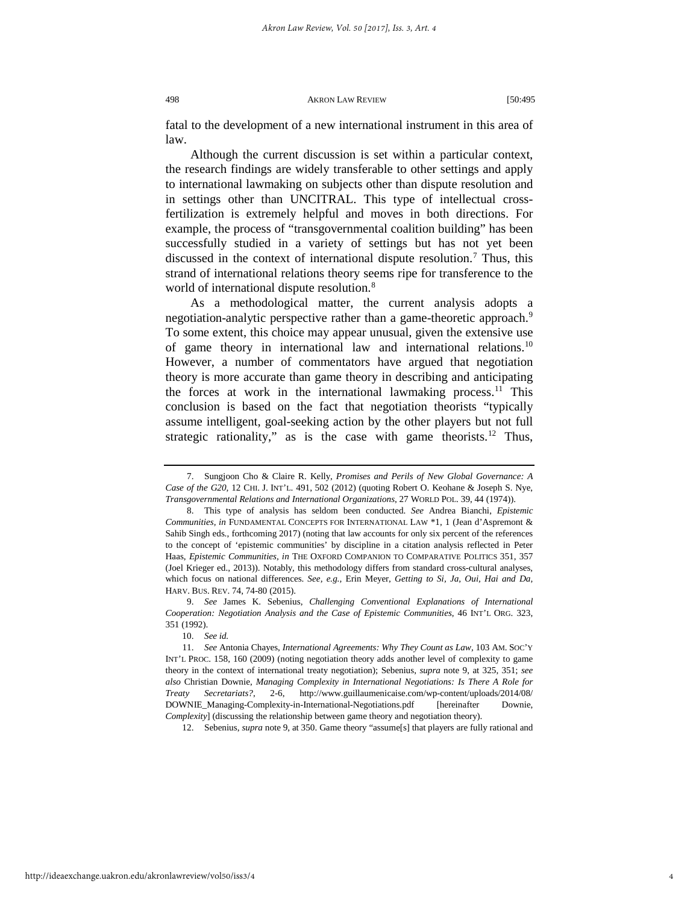fatal to the development of a new international instrument in this area of law.

Although the current discussion is set within a particular context, the research findings are widely transferable to other settings and apply to international lawmaking on subjects other than dispute resolution and in settings other than UNCITRAL. This type of intellectual cross-fertilization is extremely helpful and moves in both directions. For example, the process of "transgovernmental coalition building" has been successfully studied in a variety of settings but has not yet been discussed in the context of international dispute resolution.[7] Thus, this strand of international relations theory seems ripe for transference to the world of international dispute resolution.[8]

As a methodological matter, the current analysis adopts a negotiation-analytic perspective rather than a game-theoretic approach.[9] To some extent, this choice may appear unusual, given the extensive use of game theory in international law and international relations.[10] However, a number of commentators have argued that negotiation theory is more accurate than game theory in describing and anticipating the forces at work in the international lawmaking process.[11] This conclusion is based on the fact that negotiation theorists "typically assume intelligent, goal-seeking action by the other players but not full strategic rationality," as is the case with game theorists.[12] Thus,

---

7. Sungjoon Cho & Claire R. Kelly, *Promises and Perils of New Global Governance: A Case of the G20*, 12 CHI. J. INT'L. 491, 502 (2012) (quoting Robert O. Keohane & Joseph S. Nye, *Transgovernmental Relations and International Organizations*, 27 WORLD POL. 39, 44 (1974)).

8. This type of analysis has seldom been conducted. *See* Andrea Bianchi, *Epistemic Communities*, *in* FUNDAMENTAL CONCEPTS FOR INTERNATIONAL LAW *1, 1 (Jean d'Aspremont & Sahib Singh eds., forthcoming 2017) (noting that law accounts for only six percent of the references to the concept of 'epistemic communities' by discipline in a citation analysis reflected in Peter Haas, *Epistemic Communities*, *in* THE OXFORD COMPANION TO COMPARATIVE POLITICS 351, 357 (Joel Krieger ed., 2013)). Notably, this methodology differs from standard cross-cultural analyses, which focus on national differences. *See, e.g.*, Erin Meyer, *Getting to Si, Ja, Oui, Hai and Da*, HARV. BUS. REV. 74, 74-80 (2015).

9. *See* James K. Sebenius, *Challenging Conventional Explanations of International Cooperation: Negotiation Analysis and the Case of Epistemic Communities*, 46 INT'L ORG. 323, 351 (1992).

10. *See id.*

11. *See* Antonia Chayes, *International Agreements: Why They Count as Law*, 103 AM. SOC'Y INT'L PROC. 158, 160 (2009) (noting negotiation theory adds another level of complexity to game theory in the context of international treaty negotiation); Sebenius, *supra* note 9, at 325, 351; *see also* Christian Downie, *Managing Complexity in International Negotiations: Is There A Role for Treaty Secretariats?*, 2-6, http://www.guillaumenicaise.com/wp-content/uploads/2014/08/DOWNIE_Managing-Complexity-in-International-Negotiations.pdf [hereinafter Downie, *Complexity*] (discussing the relationship between game theory and negotiation theory).

12. Sebenius, *supra* note 9, at 350. Game theory "assume[s] that players are fully rational and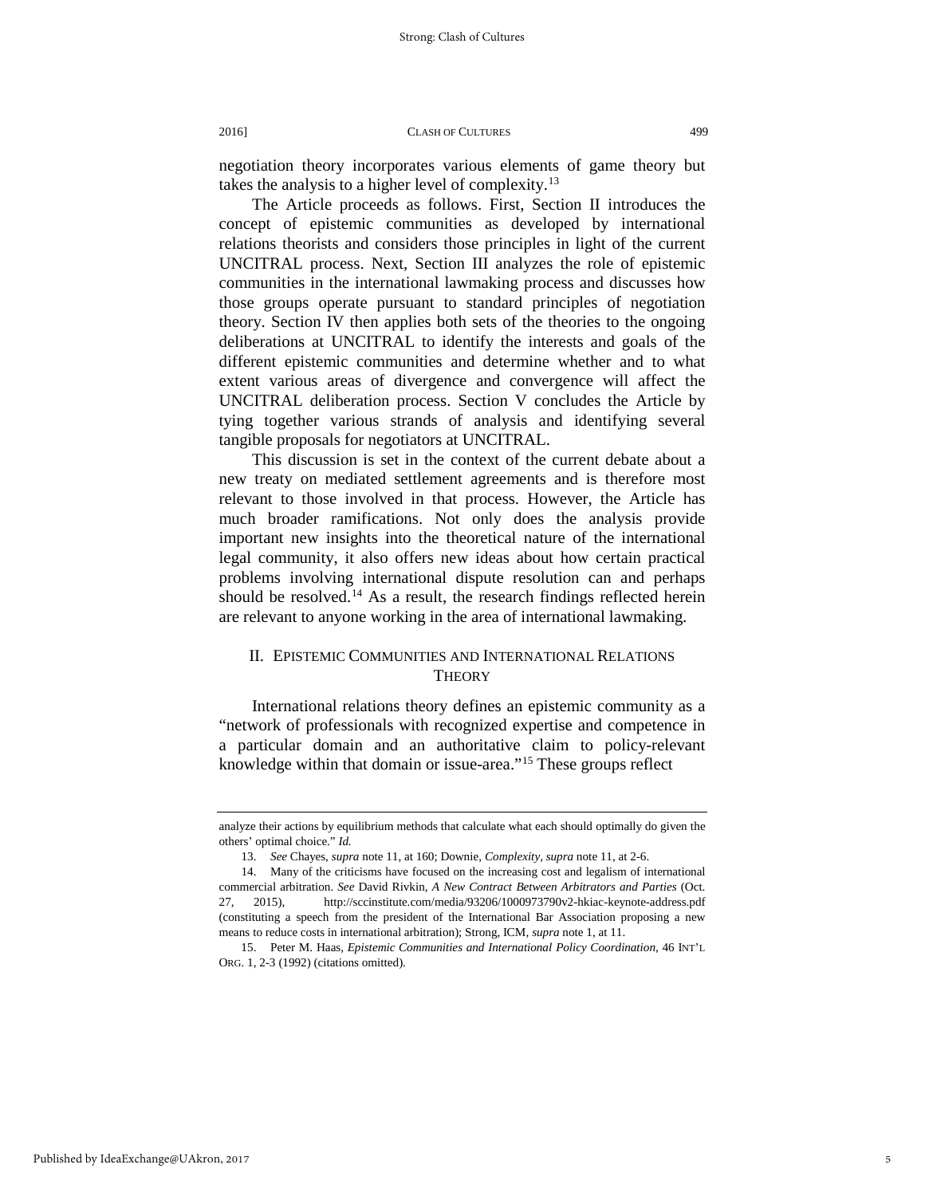negotiation theory incorporates various elements of game theory but takes the analysis to a higher level of complexity.[13]

The Article proceeds as follows. First, Section II introduces the concept of epistemic communities as developed by international relations theorists and considers those principles in light of the current UNCITRAL process. Next, Section III analyzes the role of epistemic communities in the international lawmaking process and discusses how those groups operate pursuant to standard principles of negotiation theory. Section IV then applies both sets of the theories to the ongoing deliberations at UNCITRAL to identify the interests and goals of the different epistemic communities and determine whether and to what extent various areas of divergence and convergence will affect the UNCITRAL deliberation process. Section V concludes the Article by tying together various strands of analysis and identifying several tangible proposals for negotiators at UNCITRAL.

This discussion is set in the context of the current debate about a new treaty on mediated settlement agreements and is therefore most relevant to those involved in that process. However, the Article has much broader ramifications. Not only does the analysis provide important new insights into the theoretical nature of the international legal community, it also offers new ideas about how certain practical problems involving international dispute resolution can and perhaps should be resolved.[14] As a result, the research findings reflected herein are relevant to anyone working in the area of international lawmaking.

## II. EPISTEMIC COMMUNITIES AND INTERNATIONAL RELATIONS THEORY

International relations theory defines an epistemic community as a "network of professionals with recognized expertise and competence in a particular domain and an authoritative claim to policy-relevant knowledge within that domain or issue-area."[15] These groups reflect

---

analyze their actions by equilibrium methods that calculate what each should optimally do given the others' optimal choice." *Id.*

13. *See* Chayes, *supra* note 11, at 160; Downie, *Complexity*, *supra* note 11, at 2-6.

14. Many of the criticisms have focused on the increasing cost and legalism of international commercial arbitration. *See* David Rivkin, *A New Contract Between Arbitrators and Parties* (Oct. 27, 2015), http://sccinstitute.com/media/93206/1000973790v2-hkiac-keynote-address.pdf (constituting a speech from the president of the International Bar Association proposing a new means to reduce costs in international arbitration); Strong, ICM, *supra* note 1, at 11.

15. Peter M. Haas, *Epistemic Communities and International Policy Coordination*, 46 INT'L ORG. 1, 2-3 (1992) (citations omitted).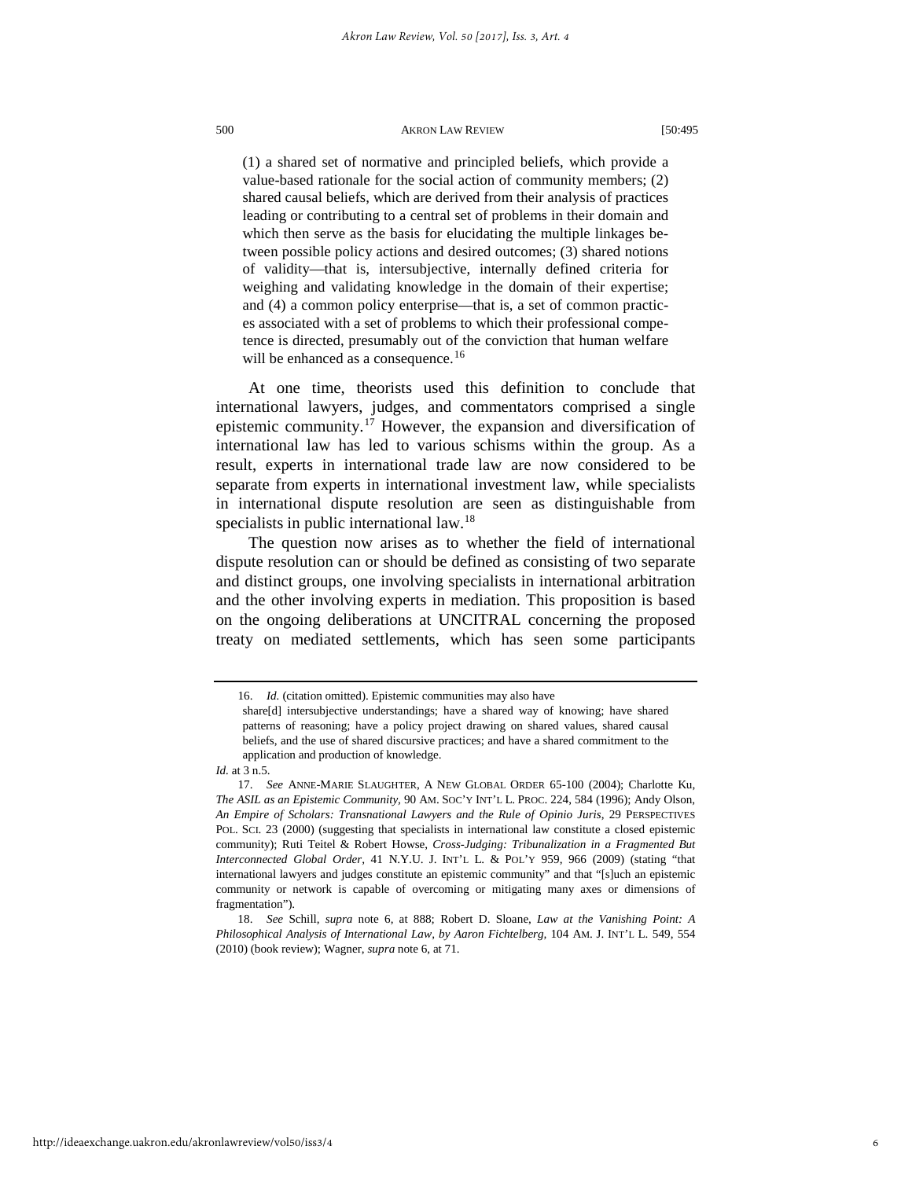> (1) a shared set of normative and principled beliefs, which provide a value-based rationale for the social action of community members; (2) shared causal beliefs, which are derived from their analysis of practices leading or contributing to a central set of problems in their domain and which then serve as the basis for elucidating the multiple linkages between possible policy actions and desired outcomes; (3) shared notions of validity—that is, intersubjective, internally defined criteria for weighing and validating knowledge in the domain of their expertise; and (4) a common policy enterprise—that is, a set of common practices associated with a set of problems to which their professional competence is directed, presumably out of the conviction that human welfare will be enhanced as a consequence.[16]

At one time, theorists used this definition to conclude that international lawyers, judges, and commentators comprised a single epistemic community.[17] However, the expansion and diversification of international law has led to various schisms within the group. As a result, experts in international trade law are now considered to be separate from experts in international investment law, while specialists in international dispute resolution are seen as distinguishable from specialists in public international law.[18]

The question now arises as to whether the field of international dispute resolution can or should be defined as consisting of two separate and distinct groups, one involving specialists in international arbitration and the other involving experts in mediation. This proposition is based on the ongoing deliberations at UNCITRAL concerning the proposed treaty on mediated settlements, which has seen some participants

---

16. *Id.* (citation omitted). Epistemic communities may also have

> share[d] intersubjective understandings; have a shared way of knowing; have shared patterns of reasoning; have a policy project drawing on shared values, shared causal beliefs, and the use of shared discursive practices; and have a shared commitment to the application and production of knowledge.

*Id.* at 3 n.5.

17. *See* ANNE-MARIE SLAUGHTER, A NEW GLOBAL ORDER 65-100 (2004); Charlotte Ku, *The ASIL as an Epistemic Community*, 90 AM. SOC'Y INT'L L. PROC. 224, 584 (1996); Andy Olson, *An Empire of Scholars: Transnational Lawyers and the Rule of Opinio Juris*, 29 PERSPECTIVES POL. SCI. 23 (2000) (suggesting that specialists in international law constitute a closed epistemic community); Ruti Teitel & Robert Howse, *Cross-Judging: Tribunalization in a Fragmented But Interconnected Global Order*, 41 N.Y.U. J. INT'L L. & POL'Y 959, 966 (2009) (stating "that international lawyers and judges constitute an epistemic community" and that "[s]uch an epistemic community or network is capable of overcoming or mitigating many axes or dimensions of fragmentation").

18. *See* Schill, *supra* note 6, at 888; Robert D. Sloane, *Law at the Vanishing Point: A Philosophical Analysis of International Law, by Aaron Fichtelberg*, 104 AM. J. INT'L L. 549, 554 (2010) (book review); Wagner, *supra* note 6, at 71.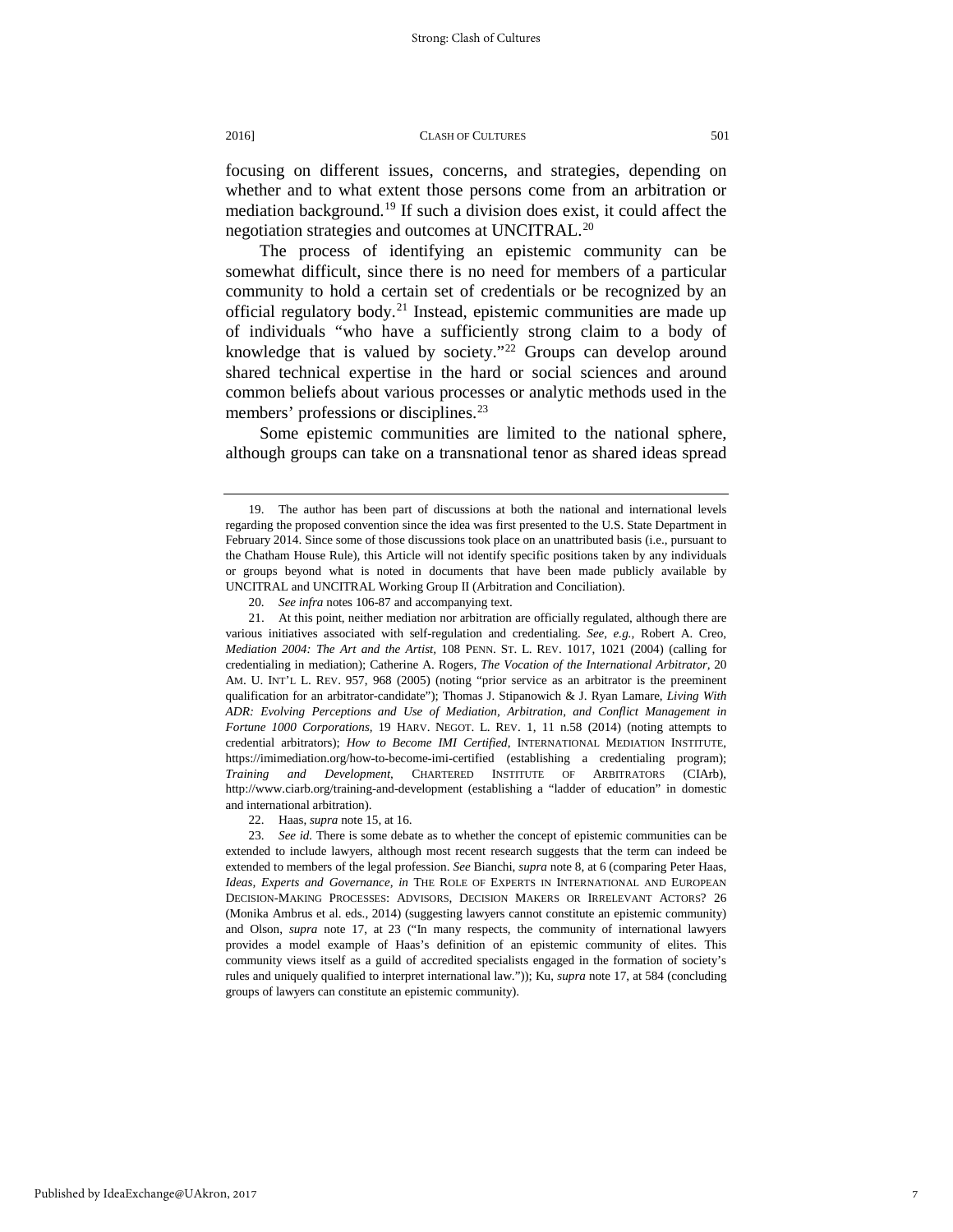focusing on different issues, concerns, and strategies, depending on whether and to what extent those persons come from an arbitration or mediation background.[19] If such a division does exist, it could affect the negotiation strategies and outcomes at UNCITRAL.[20]

The process of identifying an epistemic community can be somewhat difficult, since there is no need for members of a particular community to hold a certain set of credentials or be recognized by an official regulatory body.[21] Instead, epistemic communities are made up of individuals "who have a sufficiently strong claim to a body of knowledge that is valued by society."[22] Groups can develop around shared technical expertise in the hard or social sciences and around common beliefs about various processes or analytic methods used in the members' professions or disciplines.[23]

Some epistemic communities are limited to the national sphere, although groups can take on a transnational tenor as shared ideas spread

---

19. The author has been part of discussions at both the national and international levels regarding the proposed convention since the idea was first presented to the U.S. State Department in February 2014. Since some of those discussions took place on an unattributed basis (i.e., pursuant to the Chatham House Rule), this Article will not identify specific positions taken by any individuals or groups beyond what is noted in documents that have been made publicly available by UNCITRAL and UNCITRAL Working Group II (Arbitration and Conciliation).

20. *See infra* notes 106-87 and accompanying text.

21. At this point, neither mediation nor arbitration are officially regulated, although there are various initiatives associated with self-regulation and credentialing. *See, e.g.*, Robert A. Creo, *Mediation 2004: The Art and the Artist*, 108 PENN. ST. L. REV. 1017, 1021 (2004) (calling for credentialing in mediation); Catherine A. Rogers, *The Vocation of the International Arbitrator*, 20 AM. U. INT'L L. REV. 957, 968 (2005) (noting "prior service as an arbitrator is the preeminent qualification for an arbitrator-candidate"); Thomas J. Stipanowich & J. Ryan Lamare, *Living With ADR: Evolving Perceptions and Use of Mediation, Arbitration, and Conflict Management in Fortune 1000 Corporations*, 19 HARV. NEGOT. L. REV. 1, 11 n.58 (2014) (noting attempts to credential arbitrators); *How to Become IMI Certified*, INTERNATIONAL MEDIATION INSTITUTE, https://imimediation.org/how-to-become-imi-certified (establishing a credentialing program); *Training and Development*, CHARTERED INSTITUTE OF ARBITRATORS (CIArb), http://www.ciarb.org/training-and-development (establishing a "ladder of education" in domestic and international arbitration).

22. Haas, *supra* note 15, at 16.

23. *See id.* There is some debate as to whether the concept of epistemic communities can be extended to include lawyers, although most recent research suggests that the term can indeed be extended to members of the legal profession. *See* Bianchi, *supra* note 8, at 6 (comparing Peter Haas, *Ideas, Experts and Governance*, *in* THE ROLE OF EXPERTS IN INTERNATIONAL AND EUROPEAN DECISION-MAKING PROCESSES: ADVISORS, DECISION MAKERS OR IRRELEVANT ACTORS? 26 (Monika Ambrus et al. eds., 2014) (suggesting lawyers cannot constitute an epistemic community) and Olson, *supra* note 17, at 23 ("In many respects, the community of international lawyers provides a model example of Haas's definition of an epistemic community of elites. This community views itself as a guild of accredited specialists engaged in the formation of society's rules and uniquely qualified to interpret international law.")); Ku, *supra* note 17, at 584 (concluding groups of lawyers can constitute an epistemic community).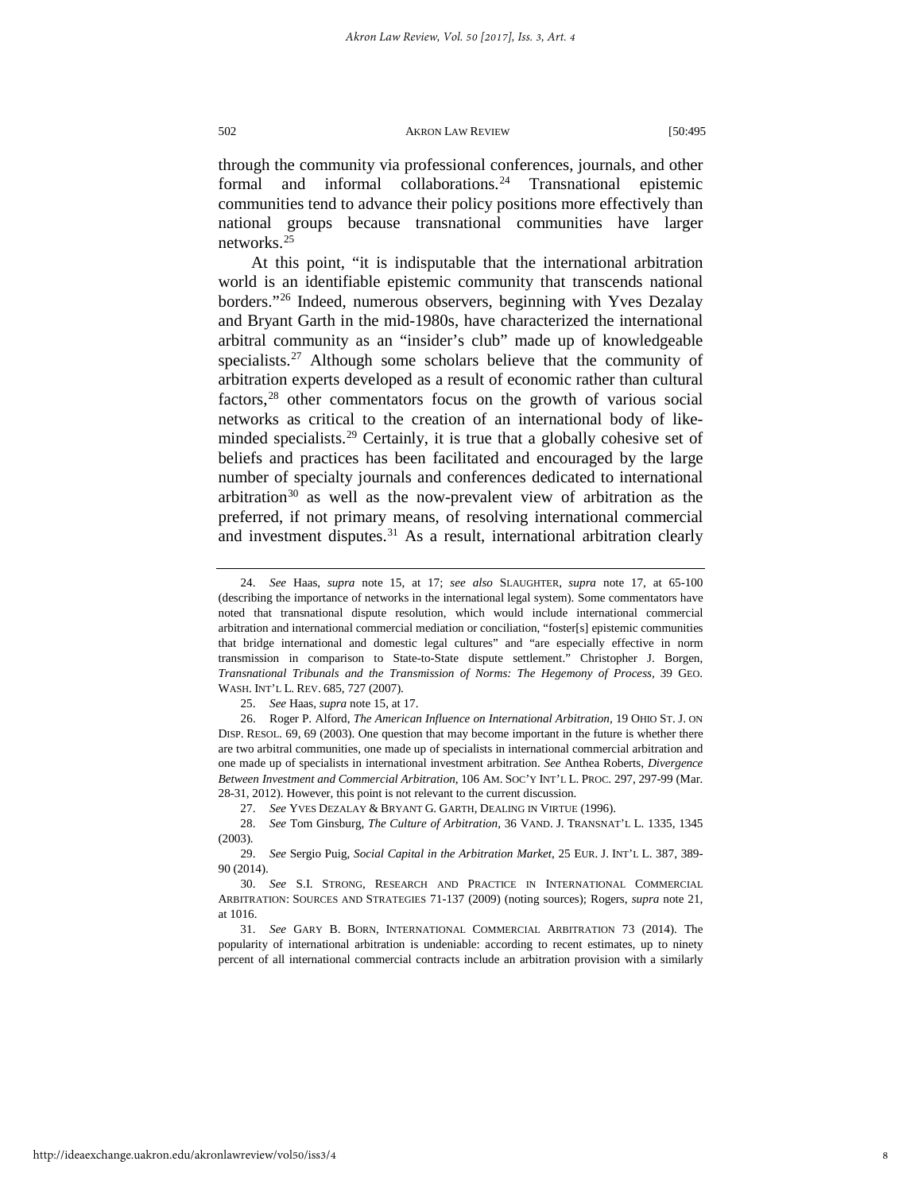through the community via professional conferences, journals, and other formal and informal collaborations.[24] Transnational epistemic communities tend to advance their policy positions more effectively than national groups because transnational communities have larger networks.[25]

At this point, "it is indisputable that the international arbitration world is an identifiable epistemic community that transcends national borders."[26] Indeed, numerous observers, beginning with Yves Dezalay and Bryant Garth in the mid-1980s, have characterized the international arbitral community as an "insider's club" made up of knowledgeable specialists.[27] Although some scholars believe that the community of arbitration experts developed as a result of economic rather than cultural factors,[28] other commentators focus on the growth of various social networks as critical to the creation of an international body of like-minded specialists.[29] Certainly, it is true that a globally cohesive set of beliefs and practices has been facilitated and encouraged by the large number of specialty journals and conferences dedicated to international arbitration[30] as well as the now-prevalent view of arbitration as the preferred, if not primary means, of resolving international commercial and investment disputes.[31] As a result, international arbitration clearly

---

24. *See* Haas, *supra* note 15, at 17; *see also* SLAUGHTER, *supra* note 17, at 65-100 (describing the importance of networks in the international legal system). Some commentators have noted that transnational dispute resolution, which would include international commercial arbitration and international commercial mediation or conciliation, "foster[s] epistemic communities that bridge international and domestic legal cultures" and "are especially effective in norm transmission in comparison to State-to-State dispute settlement." Christopher J. Borgen, *Transnational Tribunals and the Transmission of Norms: The Hegemony of Process*, 39 GEO. WASH. INT'L L. REV. 685, 727 (2007).

25. *See* Haas, *supra* note 15, at 17.

26. Roger P. Alford, *The American Influence on International Arbitration*, 19 OHIO ST. J. ON DISP. RESOL. 69, 69 (2003). One question that may become important in the future is whether there are two arbitral communities, one made up of specialists in international commercial arbitration and one made up of specialists in international investment arbitration. *See* Anthea Roberts, *Divergence Between Investment and Commercial Arbitration*, 106 AM. SOC'Y INT'L L. PROC. 297, 297-99 (Mar. 28-31, 2012). However, this point is not relevant to the current discussion.

27. *See* YVES DEZALAY & BRYANT G. GARTH, DEALING IN VIRTUE (1996).

28. *See* Tom Ginsburg, *The Culture of Arbitration*, 36 VAND. J. TRANSNAT'L L. 1335, 1345 (2003).

29. *See* Sergio Puig, *Social Capital in the Arbitration Market*, 25 EUR. J. INT'L L. 387, 389-90 (2014).

30. *See* S.I. STRONG, RESEARCH AND PRACTICE IN INTERNATIONAL COMMERCIAL ARBITRATION: SOURCES AND STRATEGIES 71-137 (2009) (noting sources); Rogers, *supra* note 21, at 1016.

31. *See* GARY B. BORN, INTERNATIONAL COMMERCIAL ARBITRATION 73 (2014). The popularity of international arbitration is undeniable: according to recent estimates, up to ninety percent of all international commercial contracts include an arbitration provision with a similarly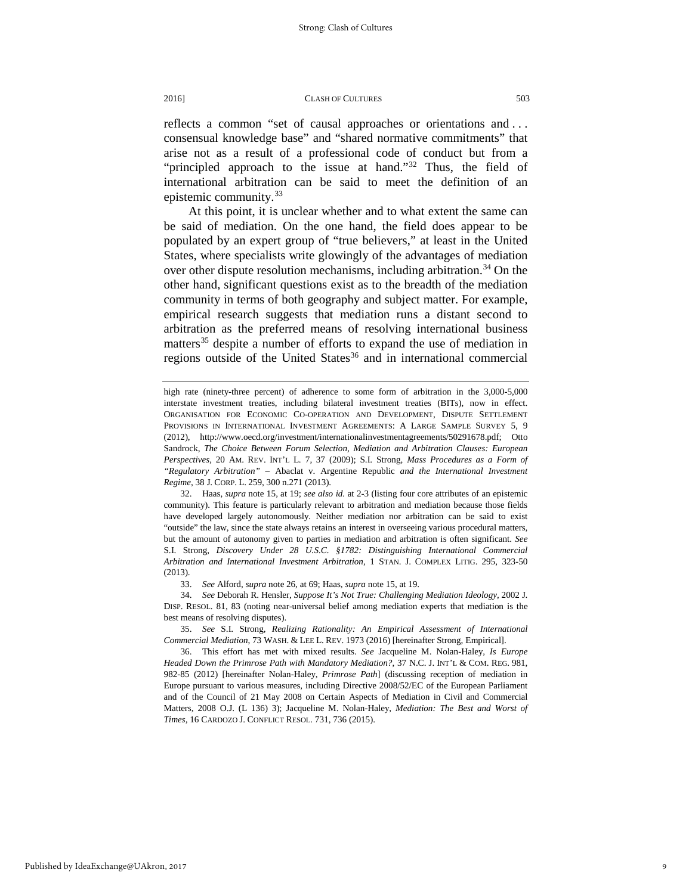reflects a common "set of causal approaches or orientations and . . . consensual knowledge base" and "shared normative commitments" that arise not as a result of a professional code of conduct but from a "principled approach to the issue at hand."[32] Thus, the field of international arbitration can be said to meet the definition of an epistemic community.[33]

At this point, it is unclear whether and to what extent the same can be said of mediation. On the one hand, the field does appear to be populated by an expert group of "true believers," at least in the United States, where specialists write glowingly of the advantages of mediation over other dispute resolution mechanisms, including arbitration.[34] On the other hand, significant questions exist as to the breadth of the mediation community in terms of both geography and subject matter. For example, empirical research suggests that mediation runs a distant second to arbitration as the preferred means of resolving international business matters[35] despite a number of efforts to expand the use of mediation in regions outside of the United States[36] and in international commercial

---

high rate (ninety-three percent) of adherence to some form of arbitration in the 3,000-5,000 interstate investment treaties, including bilateral investment treaties (BITs), now in effect. ORGANISATION FOR ECONOMIC CO-OPERATION AND DEVELOPMENT, DISPUTE SETTLEMENT PROVISIONS IN INTERNATIONAL INVESTMENT AGREEMENTS: A LARGE SAMPLE SURVEY 5, 9 (2012), http://www.oecd.org/investment/internationalinvestmentagreements/50291678.pdf; Otto Sandrock, *The Choice Between Forum Selection, Mediation and Arbitration Clauses: European Perspectives*, 20 AM. REV. INT'L L. 7, 37 (2009); S.I. Strong, *Mass Procedures as a Form of "Regulatory Arbitration" –* Abaclat v. Argentine Republic *and the International Investment Regime*, 38 J. CORP. L. 259, 300 n.271 (2013).

32. Haas, *supra* note 15, at 19; *see also id.* at 2-3 (listing four core attributes of an epistemic community). This feature is particularly relevant to arbitration and mediation because those fields have developed largely autonomously. Neither mediation nor arbitration can be said to exist "outside" the law, since the state always retains an interest in overseeing various procedural matters, but the amount of autonomy given to parties in mediation and arbitration is often significant. *See* S.I. Strong, *Discovery Under 28 U.S.C. §1782: Distinguishing International Commercial Arbitration and International Investment Arbitration*, 1 STAN. J. COMPLEX LITIG. 295, 323-50 (2013).

33. *See* Alford, *supra* note 26, at 69; Haas, *supra* note 15, at 19.

34. *See* Deborah R. Hensler, *Suppose It's Not True: Challenging Mediation Ideology*, 2002 J. DISP. RESOL. 81, 83 (noting near-universal belief among mediation experts that mediation is the best means of resolving disputes).

35. *See* S.I. Strong, *Realizing Rationality: An Empirical Assessment of International Commercial Mediation*, 73 WASH. & LEE L. REV. 1973 (2016) [hereinafter Strong, Empirical].

36. This effort has met with mixed results. *See* Jacqueline M. Nolan-Haley, *Is Europe Headed Down the Primrose Path with Mandatory Mediation?*, 37 N.C. J. INT'L & COM. REG. 981, 982-85 (2012) [hereinafter Nolan-Haley, *Primrose Path*] (discussing reception of mediation in Europe pursuant to various measures, including Directive 2008/52/EC of the European Parliament and of the Council of 21 May 2008 on Certain Aspects of Mediation in Civil and Commercial Matters, 2008 O.J. (L 136) 3); Jacqueline M. Nolan-Haley, *Mediation: The Best and Worst of Times*, 16 CARDOZO J. CONFLICT RESOL. 731, 736 (2015).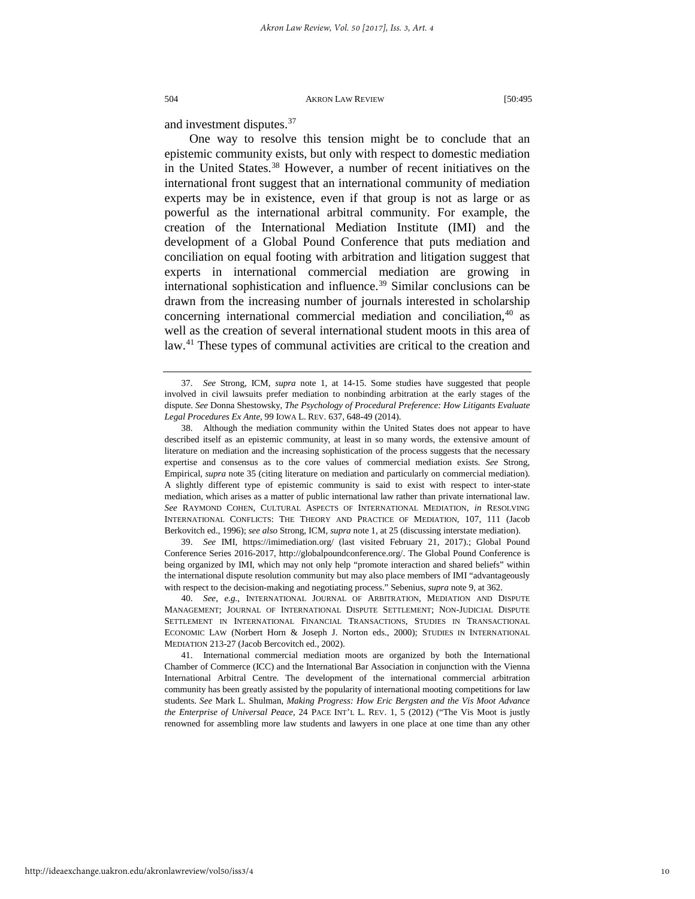and investment disputes.[37]

One way to resolve this tension might be to conclude that an epistemic community exists, but only with respect to domestic mediation in the United States.[38] However, a number of recent initiatives on the international front suggest that an international community of mediation experts may be in existence, even if that group is not as large or as powerful as the international arbitral community. For example, the creation of the International Mediation Institute (IMI) and the development of a Global Pound Conference that puts mediation and conciliation on equal footing with arbitration and litigation suggest that experts in international commercial mediation are growing in international sophistication and influence.[39] Similar conclusions can be drawn from the increasing number of journals interested in scholarship concerning international commercial mediation and conciliation,[40] as well as the creation of several international student moots in this area of law.[41] These types of communal activities are critical to the creation and

---

37. *See* Strong, ICM, *supra* note 1, at 14-15. Some studies have suggested that people involved in civil lawsuits prefer mediation to nonbinding arbitration at the early stages of the dispute. *See* Donna Shestowsky, *The Psychology of Procedural Preference: How Litigants Evaluate Legal Procedures Ex Ante*, 99 IOWA L. REV. 637, 648-49 (2014).

38. Although the mediation community within the United States does not appear to have described itself as an epistemic community, at least in so many words, the extensive amount of literature on mediation and the increasing sophistication of the process suggests that the necessary expertise and consensus as to the core values of commercial mediation exists. *See* Strong, Empirical, *supra* note 35 (citing literature on mediation and particularly on commercial mediation). A slightly different type of epistemic community is said to exist with respect to inter-state mediation, which arises as a matter of public international law rather than private international law. *See* RAYMOND COHEN, CULTURAL ASPECTS OF INTERNATIONAL MEDIATION, *in* RESOLVING INTERNATIONAL CONFLICTS: THE THEORY AND PRACTICE OF MEDIATION, 107, 111 (Jacob Berkovitch ed., 1996); *see also* Strong, ICM, *supra* note 1, at 25 (discussing interstate mediation).

39. *See* IMI, https://imimediation.org/ (last visited February 21, 2017).; Global Pound Conference Series 2016-2017, http://globalpoundconference.org/. The Global Pound Conference is being organized by IMI, which may not only help "promote interaction and shared beliefs" within the international dispute resolution community but may also place members of IMI "advantageously with respect to the decision-making and negotiating process." Sebenius, *supra* note 9, at 362.

40. *See, e.g.*, INTERNATIONAL JOURNAL OF ARBITRATION, MEDIATION AND DISPUTE MANAGEMENT; JOURNAL OF INTERNATIONAL DISPUTE SETTLEMENT; NON-JUDICIAL DISPUTE SETTLEMENT IN INTERNATIONAL FINANCIAL TRANSACTIONS, STUDIES IN TRANSACTIONAL ECONOMIC LAW (Norbert Horn & Joseph J. Norton eds., 2000); STUDIES IN INTERNATIONAL MEDIATION 213-27 (Jacob Bercovitch ed., 2002).

41. International commercial mediation moots are organized by both the International Chamber of Commerce (ICC) and the International Bar Association in conjunction with the Vienna International Arbitral Centre. The development of the international commercial arbitration community has been greatly assisted by the popularity of international mooting competitions for law students. *See* Mark L. Shulman, *Making Progress: How Eric Bergsten and the Vis Moot Advance the Enterprise of Universal Peace*, 24 PACE INT'L L. REV. 1, 5 (2012) ("The Vis Moot is justly renowned for assembling more law students and lawyers in one place at one time than any other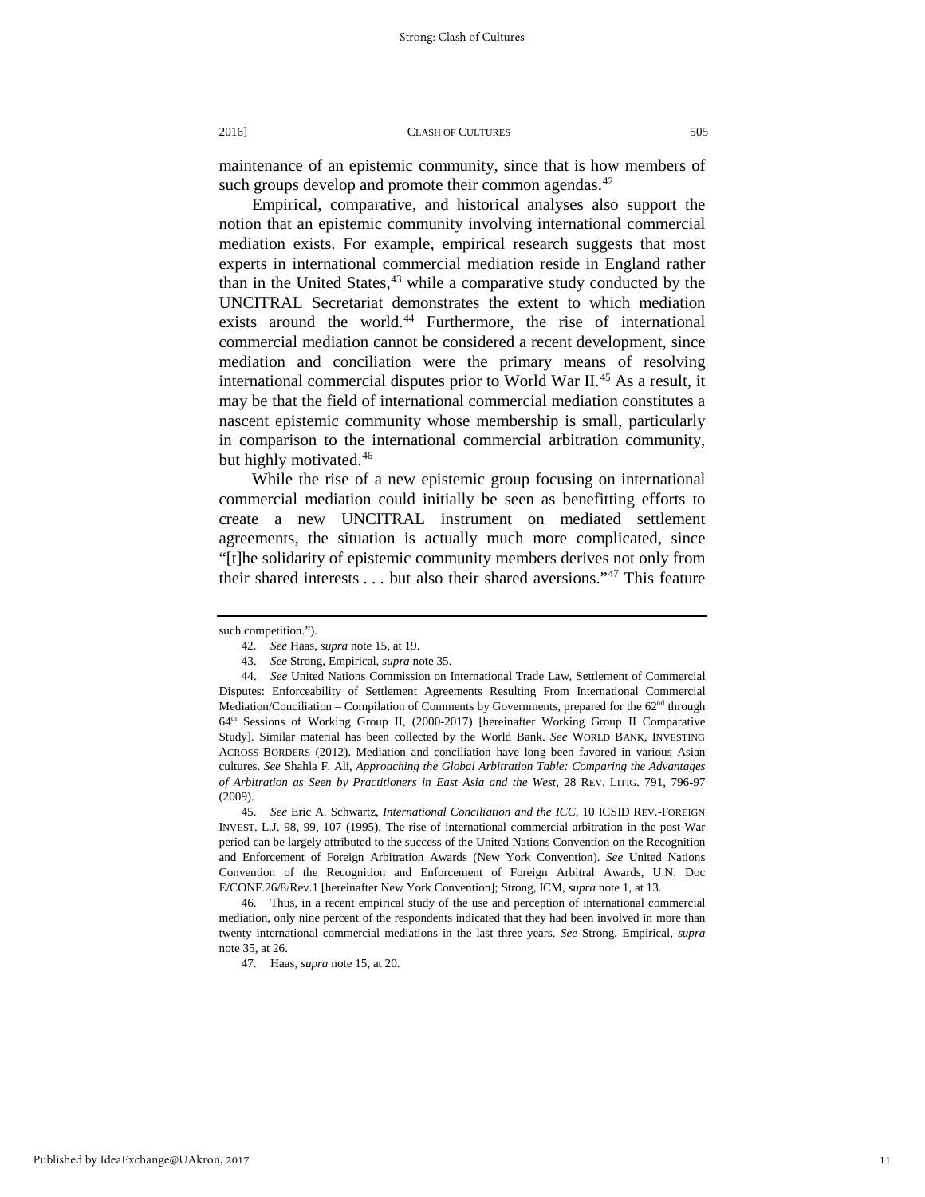maintenance of an epistemic community, since that is how members of such groups develop and promote their common agendas.[42]

Empirical, comparative, and historical analyses also support the notion that an epistemic community involving international commercial mediation exists. For example, empirical research suggests that most experts in international commercial mediation reside in England rather than in the United States,[43] while a comparative study conducted by the UNCITRAL Secretariat demonstrates the extent to which mediation exists around the world.[44] Furthermore, the rise of international commercial mediation cannot be considered a recent development, since mediation and conciliation were the primary means of resolving international commercial disputes prior to World War II.[45] As a result, it may be that the field of international commercial mediation constitutes a nascent epistemic community whose membership is small, particularly in comparison to the international commercial arbitration community, but highly motivated.[46]

While the rise of a new epistemic group focusing on international commercial mediation could initially be seen as benefitting efforts to create a new UNCITRAL instrument on mediated settlement agreements, the situation is actually much more complicated, since "[t]he solidarity of epistemic community members derives not only from their shared interests . . . but also their shared aversions."[47] This feature

---

such competition.").

42. *See* Haas, *supra* note 15, at 19.

43. *See* Strong, Empirical, *supra* note 35.

44. *See* United Nations Commission on International Trade Law, Settlement of Commercial Disputes: Enforceability of Settlement Agreements Resulting From International Commercial Mediation/Conciliation – Compilation of Comments by Governments, prepared for the 62nd through 64th Sessions of Working Group II, (2000-2017) [hereinafter Working Group II Comparative Study]. Similar material has been collected by the World Bank. *See* WORLD BANK, INVESTING ACROSS BORDERS (2012). Mediation and conciliation have long been favored in various Asian cultures. *See* Shahla F. Ali, *Approaching the Global Arbitration Table: Comparing the Advantages of Arbitration as Seen by Practitioners in East Asia and the West*, 28 REV. LITIG. 791, 796-97 (2009).

45. *See* Eric A. Schwartz, *International Conciliation and the ICC*, 10 ICSID REV.-FOREIGN INVEST. L.J. 98, 99, 107 (1995). The rise of international commercial arbitration in the post-War period can be largely attributed to the success of the United Nations Convention on the Recognition and Enforcement of Foreign Arbitration Awards (New York Convention). *See* United Nations Convention of the Recognition and Enforcement of Foreign Arbitral Awards, U.N. Doc E/CONF.26/8/Rev.1 [hereinafter New York Convention]; Strong, ICM, *supra* note 1, at 13.

46. Thus, in a recent empirical study of the use and perception of international commercial mediation, only nine percent of the respondents indicated that they had been involved in more than twenty international commercial mediations in the last three years. *See* Strong, Empirical, *supra* note 35, at 26.

47. Haas, *supra* note 15, at 20.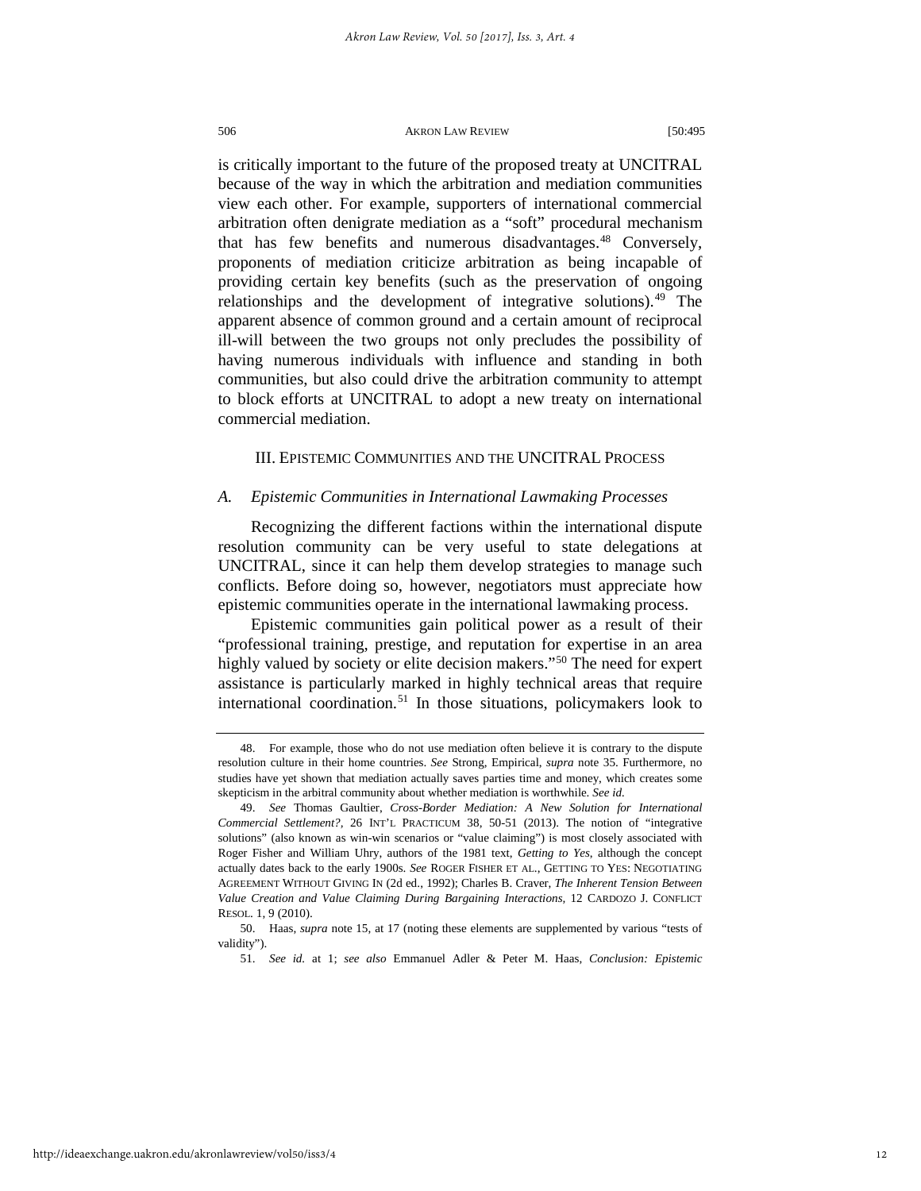is critically important to the future of the proposed treaty at UNCITRAL because of the way in which the arbitration and mediation communities view each other. For example, supporters of international commercial arbitration often denigrate mediation as a "soft" procedural mechanism that has few benefits and numerous disadvantages.[48] Conversely, proponents of mediation criticize arbitration as being incapable of providing certain key benefits (such as the preservation of ongoing relationships and the development of integrative solutions).[49] The apparent absence of common ground and a certain amount of reciprocal ill-will between the two groups not only precludes the possibility of having numerous individuals with influence and standing in both communities, but also could drive the arbitration community to attempt to block efforts at UNCITRAL to adopt a new treaty on international commercial mediation.

## III. Epistemic Communities and the UNCITRAL Process

### *A. Epistemic Communities in International Lawmaking Processes*

Recognizing the different factions within the international dispute resolution community can be very useful to state delegations at UNCITRAL, since it can help them develop strategies to manage such conflicts. Before doing so, however, negotiators must appreciate how epistemic communities operate in the international lawmaking process.

Epistemic communities gain political power as a result of their "professional training, prestige, and reputation for expertise in an area highly valued by society or elite decision makers."[50] The need for expert assistance is particularly marked in highly technical areas that require international coordination.[51] In those situations, policymakers look to

---

48. For example, those who do not use mediation often believe it is contrary to the dispute resolution culture in their home countries. *See* Strong, Empirical, *supra* note 35. Furthermore, no studies have yet shown that mediation actually saves parties time and money, which creates some skepticism in the arbitral community about whether mediation is worthwhile. *See id.*

49. *See* Thomas Gaultier, *Cross-Border Mediation: A New Solution for International Commercial Settlement?*, 26 INT'L PRACTICUM 38, 50-51 (2013). The notion of "integrative solutions" (also known as win-win scenarios or "value claiming") is most closely associated with Roger Fisher and William Uhry, authors of the 1981 text, *Getting to Yes*, although the concept actually dates back to the early 1900s. *See* ROGER FISHER ET AL., GETTING TO YES: NEGOTIATING AGREEMENT WITHOUT GIVING IN (2d ed., 1992); Charles B. Craver, *The Inherent Tension Between Value Creation and Value Claiming During Bargaining Interactions*, 12 CARDOZO J. CONFLICT RESOL. 1, 9 (2010).

50. Haas, *supra* note 15, at 17 (noting these elements are supplemented by various "tests of validity").

51. *See id.* at 1; *see also* Emmanuel Adler & Peter M. Haas, *Conclusion: Epistemic*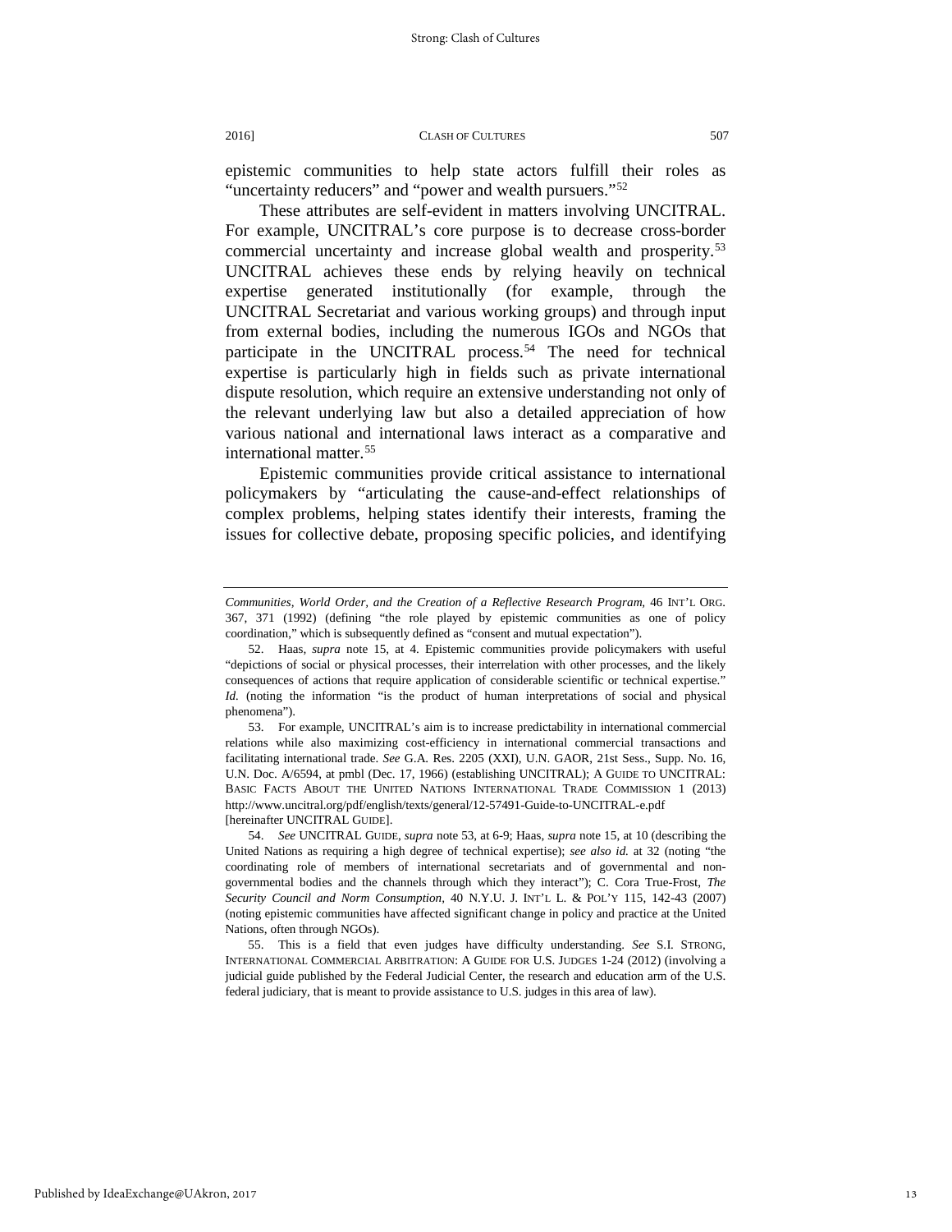epistemic communities to help state actors fulfill their roles as "uncertainty reducers" and "power and wealth pursuers."[52]

These attributes are self-evident in matters involving UNCITRAL. For example, UNCITRAL's core purpose is to decrease cross-border commercial uncertainty and increase global wealth and prosperity.[53] UNCITRAL achieves these ends by relying heavily on technical expertise generated institutionally (for example, through the UNCITRAL Secretariat and various working groups) and through input from external bodies, including the numerous IGOs and NGOs that participate in the UNCITRAL process.[54] The need for technical expertise is particularly high in fields such as private international dispute resolution, which require an extensive understanding not only of the relevant underlying law but also a detailed appreciation of how various national and international laws interact as a comparative and international matter.[55]

Epistemic communities provide critical assistance to international policymakers by "articulating the cause-and-effect relationships of complex problems, helping states identify their interests, framing the issues for collective debate, proposing specific policies, and identifying

---

*Communities, World Order, and the Creation of a Reflective Research Program*, 46 INT'L ORG. 367, 371 (1992) (defining "the role played by epistemic communities as one of policy coordination," which is subsequently defined as "consent and mutual expectation").

52. Haas, *supra* note 15, at 4. Epistemic communities provide policymakers with useful "depictions of social or physical processes, their interrelation with other processes, and the likely consequences of actions that require application of considerable scientific or technical expertise." *Id.* (noting the information "is the product of human interpretations of social and physical phenomena").

53. For example, UNCITRAL's aim is to increase predictability in international commercial relations while also maximizing cost-efficiency in international commercial transactions and facilitating international trade. *See* G.A. Res. 2205 (XXI), U.N. GAOR, 21st Sess., Supp. No. 16, U.N. Doc. A/6594, at pmbl (Dec. 17, 1966) (establishing UNCITRAL); A GUIDE TO UNCITRAL: BASIC FACTS ABOUT THE UNITED NATIONS INTERNATIONAL TRADE COMMISSION 1 (2013) http://www.uncitral.org/pdf/english/texts/general/12-57491-Guide-to-UNCITRAL-e.pdf [hereinafter UNCITRAL GUIDE].

54. *See* UNCITRAL GUIDE, *supra* note 53, at 6-9; Haas, *supra* note 15, at 10 (describing the United Nations as requiring a high degree of technical expertise); *see also id.* at 32 (noting "the coordinating role of members of international secretariats and of governmental and non-governmental bodies and the channels through which they interact"); C. Cora True-Frost, *The Security Council and Norm Consumption*, 40 N.Y.U. J. INT'L L. & POL'Y 115, 142-43 (2007) (noting epistemic communities have affected significant change in policy and practice at the United Nations, often through NGOs).

55. This is a field that even judges have difficulty understanding. *See* S.I. STRONG, INTERNATIONAL COMMERCIAL ARBITRATION: A GUIDE FOR U.S. JUDGES 1-24 (2012) (involving a judicial guide published by the Federal Judicial Center, the research and education arm of the U.S. federal judiciary, that is meant to provide assistance to U.S. judges in this area of law).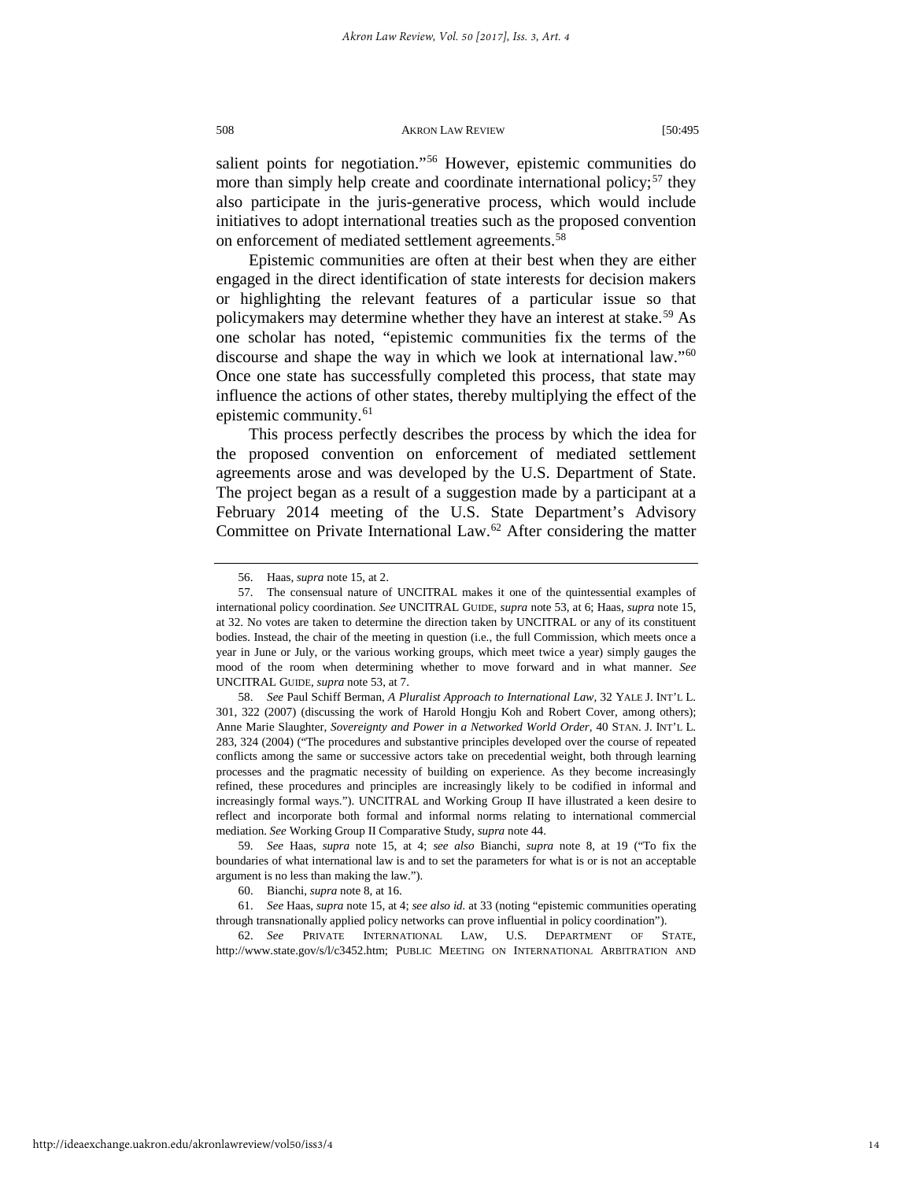salient points for negotiation."[56] However, epistemic communities do more than simply help create and coordinate international policy;[57] they also participate in the juris-generative process, which would include initiatives to adopt international treaties such as the proposed convention on enforcement of mediated settlement agreements.[58]

Epistemic communities are often at their best when they are either engaged in the direct identification of state interests for decision makers or highlighting the relevant features of a particular issue so that policymakers may determine whether they have an interest at stake.[59] As one scholar has noted, "epistemic communities fix the terms of the discourse and shape the way in which we look at international law."[60] Once one state has successfully completed this process, that state may influence the actions of other states, thereby multiplying the effect of the epistemic community.[61]

This process perfectly describes the process by which the idea for the proposed convention on enforcement of mediated settlement agreements arose and was developed by the U.S. Department of State. The project began as a result of a suggestion made by a participant at a February 2014 meeting of the U.S. State Department's Advisory Committee on Private International Law.[62] After considering the matter

---

56. Haas, *supra* note 15, at 2.

57. The consensual nature of UNCITRAL makes it one of the quintessential examples of international policy coordination. *See* UNCITRAL GUIDE, *supra* note 53, at 6; Haas, *supra* note 15, at 32. No votes are taken to determine the direction taken by UNCITRAL or any of its constituent bodies. Instead, the chair of the meeting in question (i.e., the full Commission, which meets once a year in June or July, or the various working groups, which meet twice a year) simply gauges the mood of the room when determining whether to move forward and in what manner. *See* UNCITRAL GUIDE, *supra* note 53, at 7.

58. *See* Paul Schiff Berman, *A Pluralist Approach to International Law*, 32 YALE J. INT'L L. 301, 322 (2007) (discussing the work of Harold Hongju Koh and Robert Cover, among others); Anne Marie Slaughter, *Sovereignty and Power in a Networked World Order*, 40 STAN. J. INT'L L. 283, 324 (2004) ("The procedures and substantive principles developed over the course of repeated conflicts among the same or successive actors take on precedential weight, both through learning processes and the pragmatic necessity of building on experience. As they become increasingly refined, these procedures and principles are increasingly likely to be codified in informal and increasingly formal ways."). UNCITRAL and Working Group II have illustrated a keen desire to reflect and incorporate both formal and informal norms relating to international commercial mediation. *See* Working Group II Comparative Study, *supra* note 44.

59. *See* Haas, *supra* note 15, at 4; *see also* Bianchi, *supra* note 8, at 19 ("To fix the boundaries of what international law is and to set the parameters for what is or is not an acceptable argument is no less than making the law.").

60. Bianchi, *supra* note 8, at 16.

61. *See* Haas, *supra* note 15, at 4; *see also id.* at 33 (noting "epistemic communities operating through transnationally applied policy networks can prove influential in policy coordination").

62. *See* PRIVATE INTERNATIONAL LAW, U.S. DEPARTMENT OF STATE, http://www.state.gov/s/l/c3452.htm; PUBLIC MEETING ON INTERNATIONAL ARBITRATION AND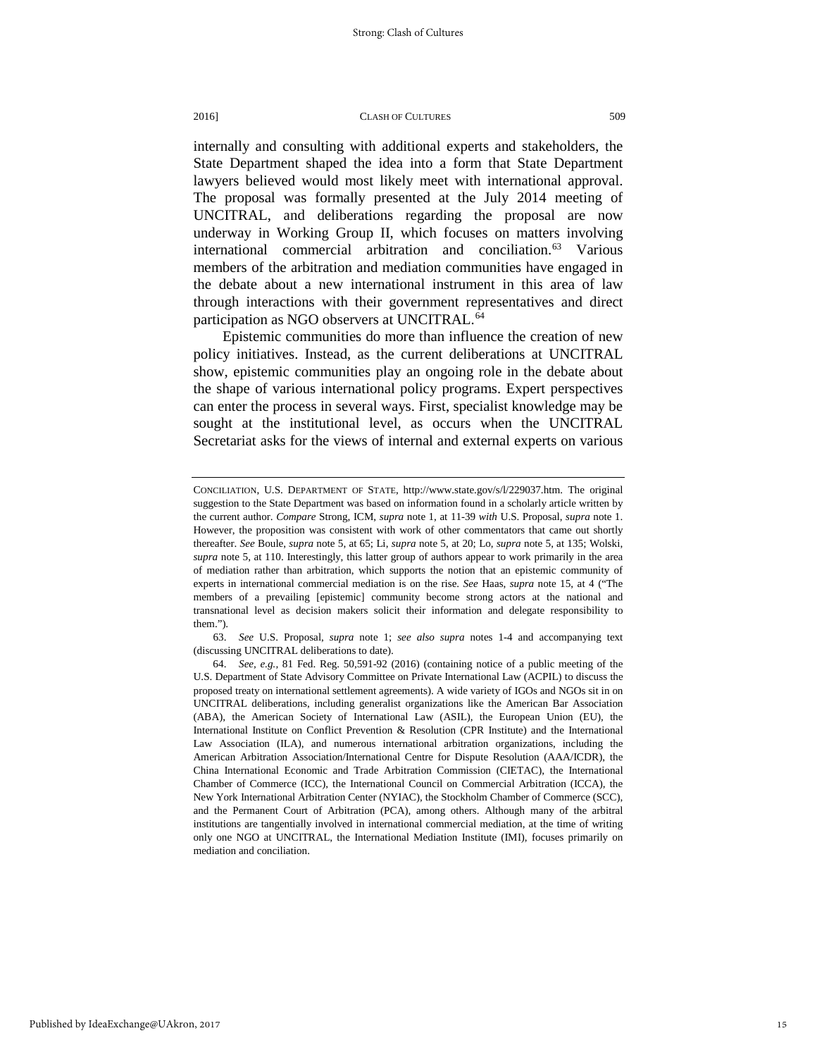internally and consulting with additional experts and stakeholders, the State Department shaped the idea into a form that State Department lawyers believed would most likely meet with international approval. The proposal was formally presented at the July 2014 meeting of UNCITRAL, and deliberations regarding the proposal are now underway in Working Group II, which focuses on matters involving international commercial arbitration and conciliation.[63] Various members of the arbitration and mediation communities have engaged in the debate about a new international instrument in this area of law through interactions with their government representatives and direct participation as NGO observers at UNCITRAL.[64]

Epistemic communities do more than influence the creation of new policy initiatives. Instead, as the current deliberations at UNCITRAL show, epistemic communities play an ongoing role in the debate about the shape of various international policy programs. Expert perspectives can enter the process in several ways. First, specialist knowledge may be sought at the institutional level, as occurs when the UNCITRAL Secretariat asks for the views of internal and external experts on various

---

CONCILIATION, U.S. DEPARTMENT OF STATE, http://www.state.gov/s/l/229037.htm. The original suggestion to the State Department was based on information found in a scholarly article written by the current author. *Compare* Strong, ICM, *supra* note 1, at 11-39 *with* U.S. Proposal, *supra* note 1. However, the proposition was consistent with work of other commentators that came out shortly thereafter. *See* Boule, *supra* note 5, at 65; Li, *supra* note 5, at 20; Lo, *supra* note 5, at 135; Wolski, *supra* note 5, at 110. Interestingly, this latter group of authors appear to work primarily in the area of mediation rather than arbitration, which supports the notion that an epistemic community of experts in international commercial mediation is on the rise. *See* Haas, *supra* note 15, at 4 ("The members of a prevailing [epistemic] community become strong actors at the national and transnational level as decision makers solicit their information and delegate responsibility to them.").

63. *See* U.S. Proposal, *supra* note 1; *see also supra* notes 1-4 and accompanying text (discussing UNCITRAL deliberations to date).

64. *See, e.g.*, 81 Fed. Reg. 50,591-92 (2016) (containing notice of a public meeting of the U.S. Department of State Advisory Committee on Private International Law (ACPIL) to discuss the proposed treaty on international settlement agreements). A wide variety of IGOs and NGOs sit in on UNCITRAL deliberations, including generalist organizations like the American Bar Association (ABA), the American Society of International Law (ASIL), the European Union (EU), the International Institute on Conflict Prevention & Resolution (CPR Institute) and the International Law Association (ILA), and numerous international arbitration organizations, including the American Arbitration Association/International Centre for Dispute Resolution (AAA/ICDR), the China International Economic and Trade Arbitration Commission (CIETAC), the International Chamber of Commerce (ICC), the International Council on Commercial Arbitration (ICCA), the New York International Arbitration Center (NYIAC), the Stockholm Chamber of Commerce (SCC), and the Permanent Court of Arbitration (PCA), among others. Although many of the arbitral institutions are tangentially involved in international commercial mediation, at the time of writing only one NGO at UNCITRAL, the International Mediation Institute (IMI), focuses primarily on mediation and conciliation.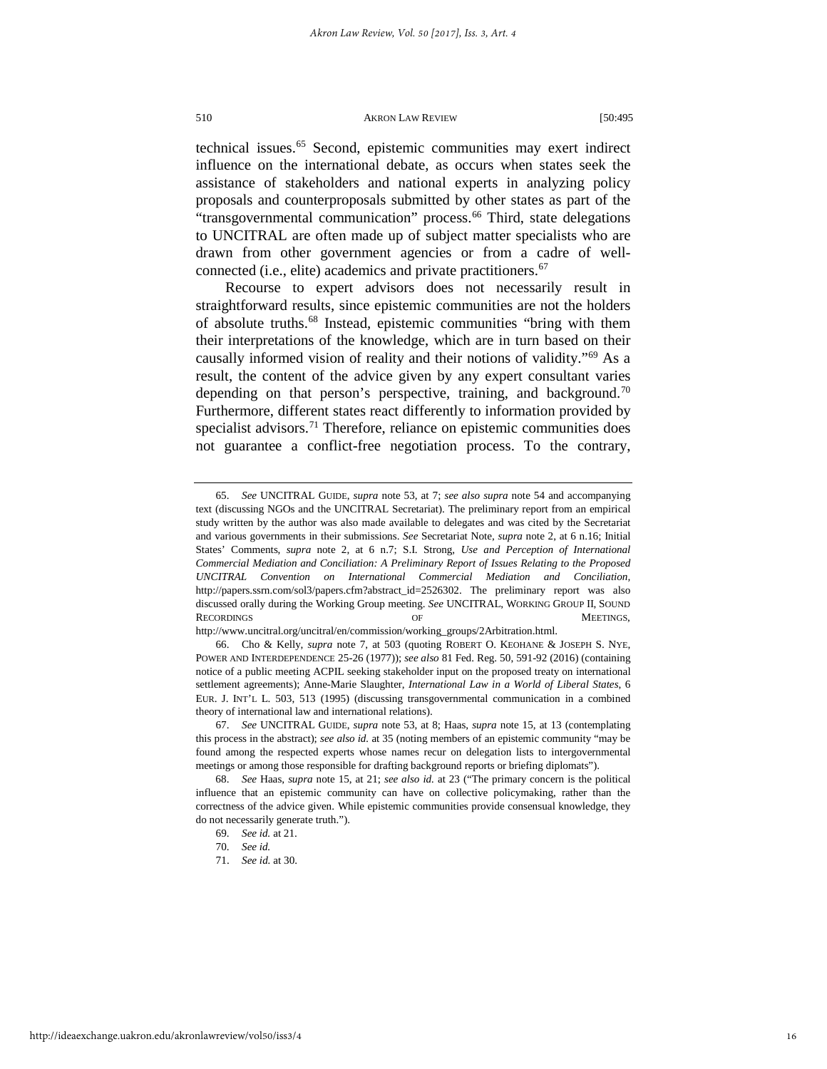technical issues.[65] Second, epistemic communities may exert indirect influence on the international debate, as occurs when states seek the assistance of stakeholders and national experts in analyzing policy proposals and counterproposals submitted by other states as part of the "transgovernmental communication" process.[66] Third, state delegations to UNCITRAL are often made up of subject matter specialists who are drawn from other government agencies or from a cadre of well-connected (i.e., elite) academics and private practitioners.[67]

Recourse to expert advisors does not necessarily result in straightforward results, since epistemic communities are not the holders of absolute truths.[68] Instead, epistemic communities "bring with them their interpretations of the knowledge, which are in turn based on their causally informed vision of reality and their notions of validity."[69] As a result, the content of the advice given by any expert consultant varies depending on that person's perspective, training, and background.[70] Furthermore, different states react differently to information provided by specialist advisors.[71] Therefore, reliance on epistemic communities does not guarantee a conflict-free negotiation process. To the contrary,

---

65. *See* UNCITRAL GUIDE, *supra* note 53, at 7; *see also supra* note 54 and accompanying text (discussing NGOs and the UNCITRAL Secretariat). The preliminary report from an empirical study written by the author was also made available to delegates and was cited by the Secretariat and various governments in their submissions. *See* Secretariat Note, *supra* note 2, at 6 n.16; Initial States' Comments, *supra* note 2, at 6 n.7; S.I. Strong, *Use and Perception of International Commercial Mediation and Conciliation: A Preliminary Report of Issues Relating to the Proposed UNCITRAL Convention on International Commercial Mediation and Conciliation*, http://papers.ssrn.com/sol3/papers.cfm?abstract_id=2526302. The preliminary report was also discussed orally during the Working Group meeting. *See* UNCITRAL, WORKING GROUP II, SOUND RECORDINGS OF MEETINGS, http://www.uncitral.org/uncitral/en/commission/working_groups/2Arbitration.html.

66. Cho & Kelly, *supra* note 7, at 503 (quoting ROBERT O. KEOHANE & JOSEPH S. NYE, POWER AND INTERDEPENDENCE 25-26 (1977)); *see also* 81 Fed. Reg. 50, 591-92 (2016) (containing notice of a public meeting ACPIL seeking stakeholder input on the proposed treaty on international settlement agreements); Anne-Marie Slaughter, *International Law in a World of Liberal States*, 6 EUR. J. INT'L L. 503, 513 (1995) (discussing transgovernmental communication in a combined theory of international law and international relations).

67. *See* UNCITRAL GUIDE, *supra* note 53, at 8; Haas, *supra* note 15, at 13 (contemplating this process in the abstract); *see also id.* at 35 (noting members of an epistemic community "may be found among the respected experts whose names recur on delegation lists to intergovernmental meetings or among those responsible for drafting background reports or briefing diplomats").

68. *See* Haas, *supra* note 15, at 21; *see also id.* at 23 ("The primary concern is the political influence that an epistemic community can have on collective policymaking, rather than the correctness of the advice given. While epistemic communities provide consensual knowledge, they do not necessarily generate truth.").

69. *See id.* at 21.

70. *See id.*

71. *See id.* at 30.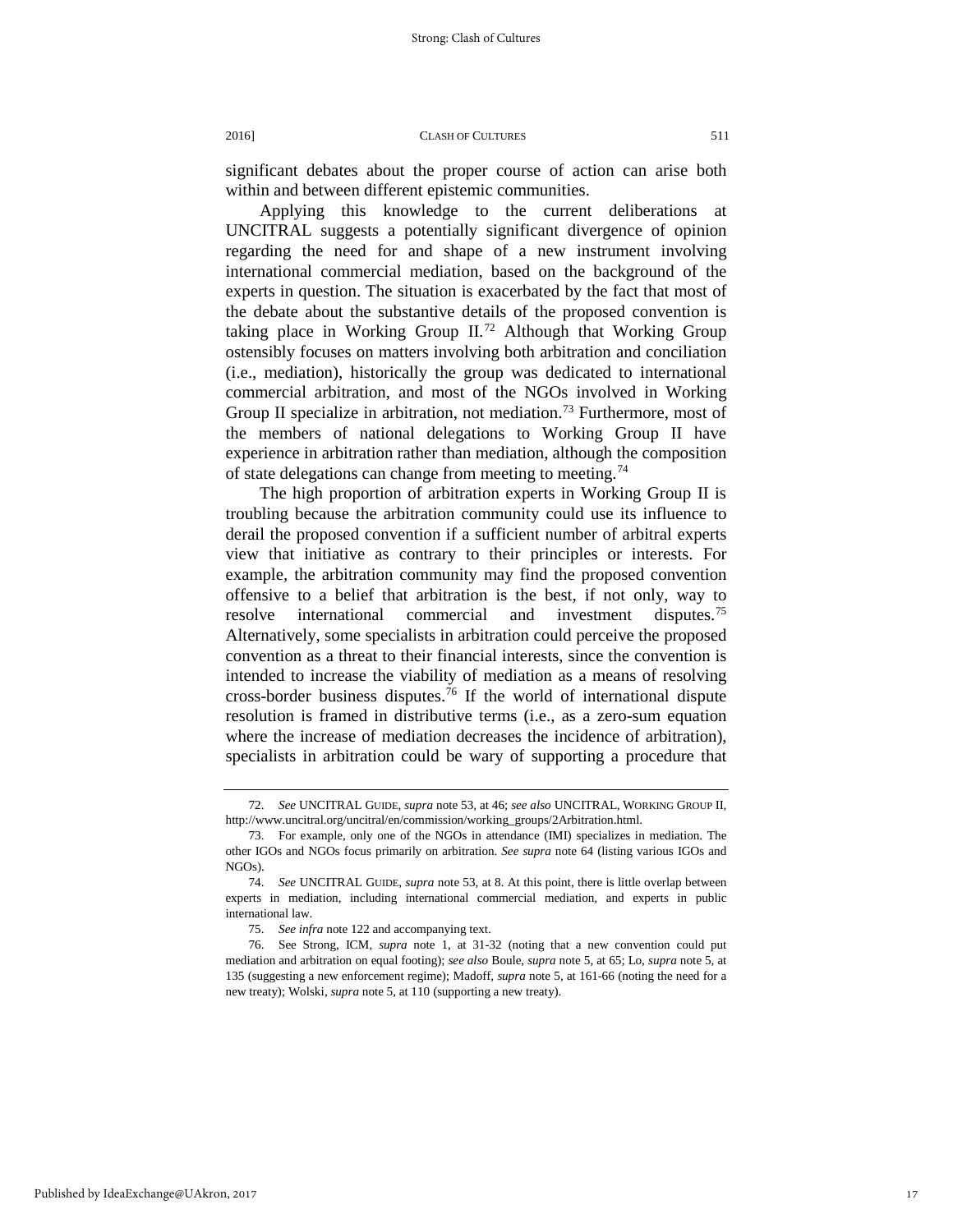significant debates about the proper course of action can arise both within and between different epistemic communities.

Applying this knowledge to the current deliberations at UNCITRAL suggests a potentially significant divergence of opinion regarding the need for and shape of a new instrument involving international commercial mediation, based on the background of the experts in question. The situation is exacerbated by the fact that most of the debate about the substantive details of the proposed convention is taking place in Working Group II.[72] Although that Working Group ostensibly focuses on matters involving both arbitration and conciliation (i.e., mediation), historically the group was dedicated to international commercial arbitration, and most of the NGOs involved in Working Group II specialize in arbitration, not mediation.[73] Furthermore, most of the members of national delegations to Working Group II have experience in arbitration rather than mediation, although the composition of state delegations can change from meeting to meeting.[74]

The high proportion of arbitration experts in Working Group II is troubling because the arbitration community could use its influence to derail the proposed convention if a sufficient number of arbitral experts view that initiative as contrary to their principles or interests. For example, the arbitration community may find the proposed convention offensive to a belief that arbitration is the best, if not only, way to resolve international commercial and investment disputes.[75] Alternatively, some specialists in arbitration could perceive the proposed convention as a threat to their financial interests, since the convention is intended to increase the viability of mediation as a means of resolving cross-border business disputes.[76] If the world of international dispute resolution is framed in distributive terms (i.e., as a zero-sum equation where the increase of mediation decreases the incidence of arbitration), specialists in arbitration could be wary of supporting a procedure that

---

72. *See* UNCITRAL GUIDE, *supra* note 53, at 46; *see also* UNCITRAL, WORKING GROUP II, http://www.uncitral.org/uncitral/en/commission/working_groups/2Arbitration.html.

73. For example, only one of the NGOs in attendance (IMI) specializes in mediation. The other IGOs and NGOs focus primarily on arbitration. *See supra* note 64 (listing various IGOs and NGOs).

74. *See* UNCITRAL GUIDE, *supra* note 53, at 8. At this point, there is little overlap between experts in mediation, including international commercial mediation, and experts in public international law.

75. *See infra* note 122 and accompanying text.

76. See Strong, ICM, *supra* note 1, at 31-32 (noting that a new convention could put mediation and arbitration on equal footing); *see also* Boule, *supra* note 5, at 65; Lo, *supra* note 5, at 135 (suggesting a new enforcement regime); Madoff, *supra* note 5, at 161-66 (noting the need for a new treaty); Wolski, *supra* note 5, at 110 (supporting a new treaty).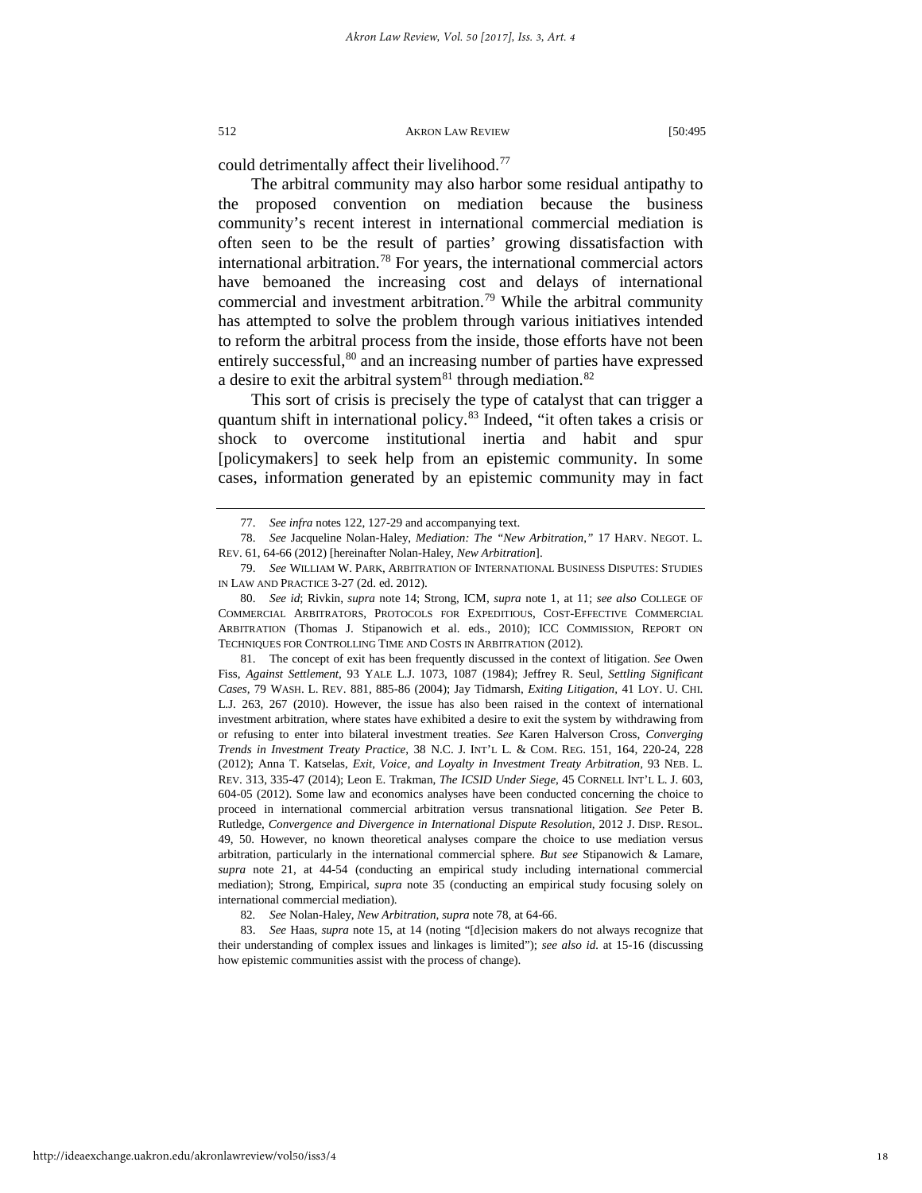could detrimentally affect their livelihood.[77]

The arbitral community may also harbor some residual antipathy to the proposed convention on mediation because the business community's recent interest in international commercial mediation is often seen to be the result of parties' growing dissatisfaction with international arbitration.[78] For years, the international commercial actors have bemoaned the increasing cost and delays of international commercial and investment arbitration.[79] While the arbitral community has attempted to solve the problem through various initiatives intended to reform the arbitral process from the inside, those efforts have not been entirely successful,[80] and an increasing number of parties have expressed a desire to exit the arbitral system[81] through mediation.[82]

This sort of crisis is precisely the type of catalyst that can trigger a quantum shift in international policy.[83] Indeed, "it often takes a crisis or shock to overcome institutional inertia and habit and spur [policymakers] to seek help from an epistemic community. In some cases, information generated by an epistemic community may in fact

---

77. *See infra* notes 122, 127-29 and accompanying text.

78. *See* Jacqueline Nolan-Haley, *Mediation: The "New Arbitration*,*"* 17 HARV. NEGOT. L. REV. 61, 64-66 (2012) [hereinafter Nolan-Haley, *New Arbitration*].

79. *See* WILLIAM W. PARK, ARBITRATION OF INTERNATIONAL BUSINESS DISPUTES: STUDIES IN LAW AND PRACTICE 3-27 (2d. ed. 2012).

80. *See id*; Rivkin, *supra* note 14; Strong, ICM, *supra* note 1, at 11; *see also* COLLEGE OF COMMERCIAL ARBITRATORS, PROTOCOLS FOR EXPEDITIOUS, COST-EFFECTIVE COMMERCIAL ARBITRATION (Thomas J. Stipanowich et al. eds., 2010); ICC COMMISSION, REPORT ON TECHNIQUES FOR CONTROLLING TIME AND COSTS IN ARBITRATION (2012).

81. The concept of exit has been frequently discussed in the context of litigation. *See* Owen Fiss, *Against Settlement*, 93 YALE L.J. 1073, 1087 (1984); Jeffrey R. Seul, *Settling Significant Cases*, 79 WASH. L. REV. 881, 885-86 (2004); Jay Tidmarsh, *Exiting Litigation*, 41 LOY. U. CHI. L.J. 263, 267 (2010). However, the issue has also been raised in the context of international investment arbitration, where states have exhibited a desire to exit the system by withdrawing from or refusing to enter into bilateral investment treaties. *See* Karen Halverson Cross, *Converging Trends in Investment Treaty Practice*, 38 N.C. J. INT'L L. & COM. REG. 151, 164, 220-24, 228 (2012); Anna T. Katselas, *Exit, Voice, and Loyalty in Investment Treaty Arbitration*, 93 NEB. L. REV. 313, 335-47 (2014); Leon E. Trakman, *The ICSID Under Siege*, 45 CORNELL INT'L L. J. 603, 604-05 (2012). Some law and economics analyses have been conducted concerning the choice to proceed in international commercial arbitration versus transnational litigation. *See* Peter B. Rutledge, *Convergence and Divergence in International Dispute Resolution*, 2012 J. DISP. RESOL. 49, 50. However, no known theoretical analyses compare the choice to use mediation versus arbitration, particularly in the international commercial sphere. *But see* Stipanowich & Lamare, *supra* note 21, at 44-54 (conducting an empirical study including international commercial mediation); Strong, Empirical, *supra* note 35 (conducting an empirical study focusing solely on international commercial mediation).

82. *See* Nolan-Haley, *New Arbitration*, *supra* note 78, at 64-66.

83. *See* Haas, *supra* note 15, at 14 (noting "[d]ecision makers do not always recognize that their understanding of complex issues and linkages is limited"); *see also id.* at 15-16 (discussing how epistemic communities assist with the process of change).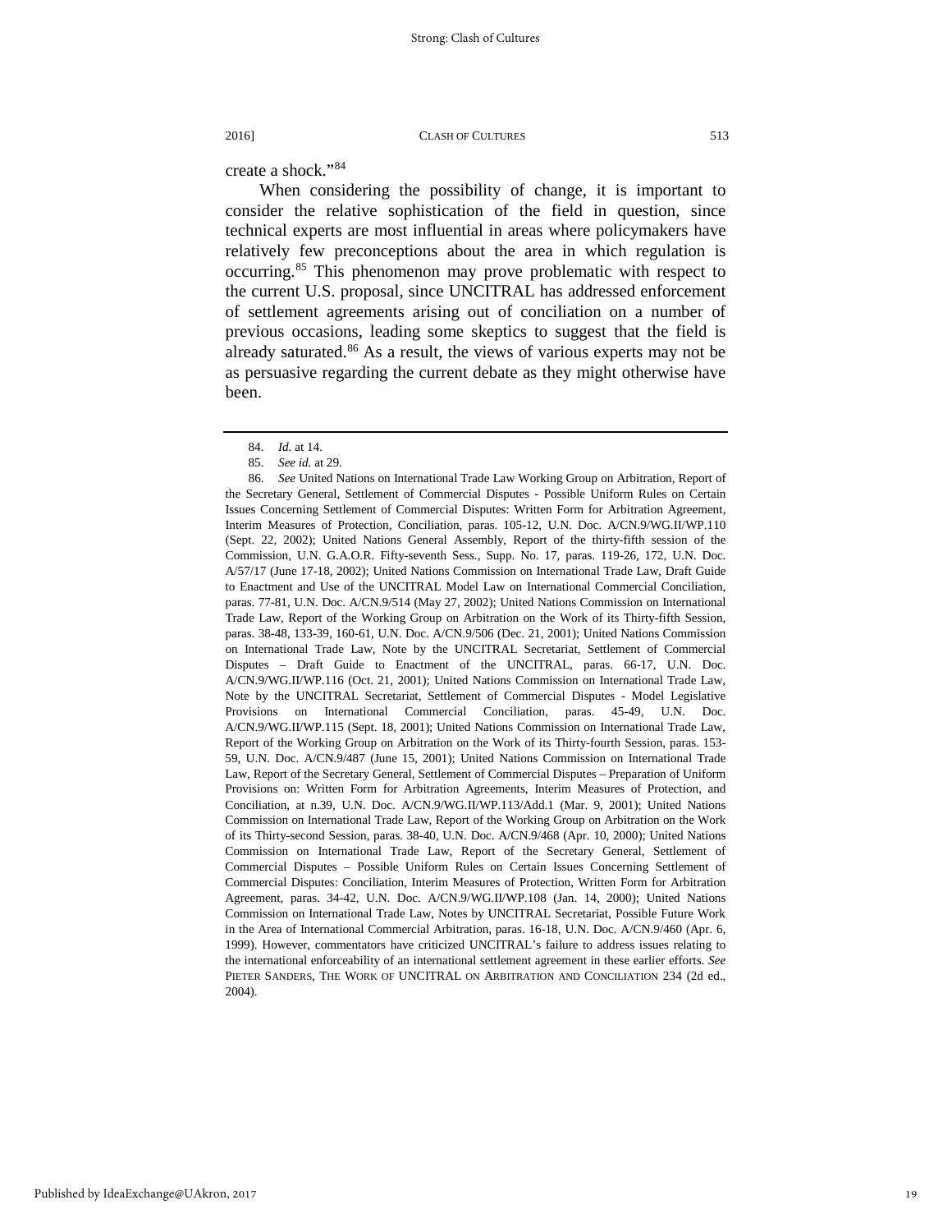create a shock."[84]

When considering the possibility of change, it is important to consider the relative sophistication of the field in question, since technical experts are most influential in areas where policymakers have relatively few preconceptions about the area in which regulation is occurring.[85] This phenomenon may prove problematic with respect to the current U.S. proposal, since UNCITRAL has addressed enforcement of settlement agreements arising out of conciliation on a number of previous occasions, leading some skeptics to suggest that the field is already saturated.[86] As a result, the views of various experts may not be as persuasive regarding the current debate as they might otherwise have been.

---

84. *Id.* at 14.

85. *See id.* at 29.

86. *See* United Nations on International Trade Law Working Group on Arbitration, Report of the Secretary General, Settlement of Commercial Disputes - Possible Uniform Rules on Certain Issues Concerning Settlement of Commercial Disputes: Written Form for Arbitration Agreement, Interim Measures of Protection, Conciliation, paras. 105-12, U.N. Doc. A/CN.9/WG.II/WP.110 (Sept. 22, 2002); United Nations General Assembly, Report of the thirty-fifth session of the Commission, U.N. G.A.O.R. Fifty-seventh Sess., Supp. No. 17, paras. 119-26, 172, U.N. Doc. A/57/17 (June 17-18, 2002); United Nations Commission on International Trade Law, Draft Guide to Enactment and Use of the UNCITRAL Model Law on International Commercial Conciliation, paras. 77-81, U.N. Doc. A/CN.9/514 (May 27, 2002); United Nations Commission on International Trade Law, Report of the Working Group on Arbitration on the Work of its Thirty-fifth Session, paras. 38-48, 133-39, 160-61, U.N. Doc. A/CN.9/506 (Dec. 21, 2001); United Nations Commission on International Trade Law, Note by the UNCITRAL Secretariat, Settlement of Commercial Disputes – Draft Guide to Enactment of the UNCITRAL, paras. 66-17, U.N. Doc. A/CN.9/WG.II/WP.116 (Oct. 21, 2001); United Nations Commission on International Trade Law, Note by the UNCITRAL Secretariat, Settlement of Commercial Disputes - Model Legislative Provisions on International Commercial Conciliation, paras. 45-49, U.N. Doc. A/CN.9/WG.II/WP.115 (Sept. 18, 2001); United Nations Commission on International Trade Law, Report of the Working Group on Arbitration on the Work of its Thirty-fourth Session, paras. 153-59, U.N. Doc. A/CN.9/487 (June 15, 2001); United Nations Commission on International Trade Law, Report of the Secretary General, Settlement of Commercial Disputes – Preparation of Uniform Provisions on: Written Form for Arbitration Agreements, Interim Measures of Protection, and Conciliation, at n.39, U.N. Doc. A/CN.9/WG.II/WP.113/Add.1 (Mar. 9, 2001); United Nations Commission on International Trade Law, Report of the Working Group on Arbitration on the Work of its Thirty-second Session, paras. 38-40, U.N. Doc. A/CN.9/468 (Apr. 10, 2000); United Nations Commission on International Trade Law, Report of the Secretary General, Settlement of Commercial Disputes – Possible Uniform Rules on Certain Issues Concerning Settlement of Commercial Disputes: Conciliation, Interim Measures of Protection, Written Form for Arbitration Agreement, paras. 34-42, U.N. Doc. A/CN.9/WG.II/WP.108 (Jan. 14, 2000); United Nations Commission on International Trade Law, Notes by UNCITRAL Secretariat, Possible Future Work in the Area of International Commercial Arbitration, paras. 16-18, U.N. Doc. A/CN.9/460 (Apr. 6, 1999). However, commentators have criticized UNCITRAL's failure to address issues relating to the international enforceability of an international settlement agreement in these earlier efforts. *See* PIETER SANDERS, THE WORK OF UNCITRAL ON ARBITRATION AND CONCILIATION 234 (2d ed., 2004).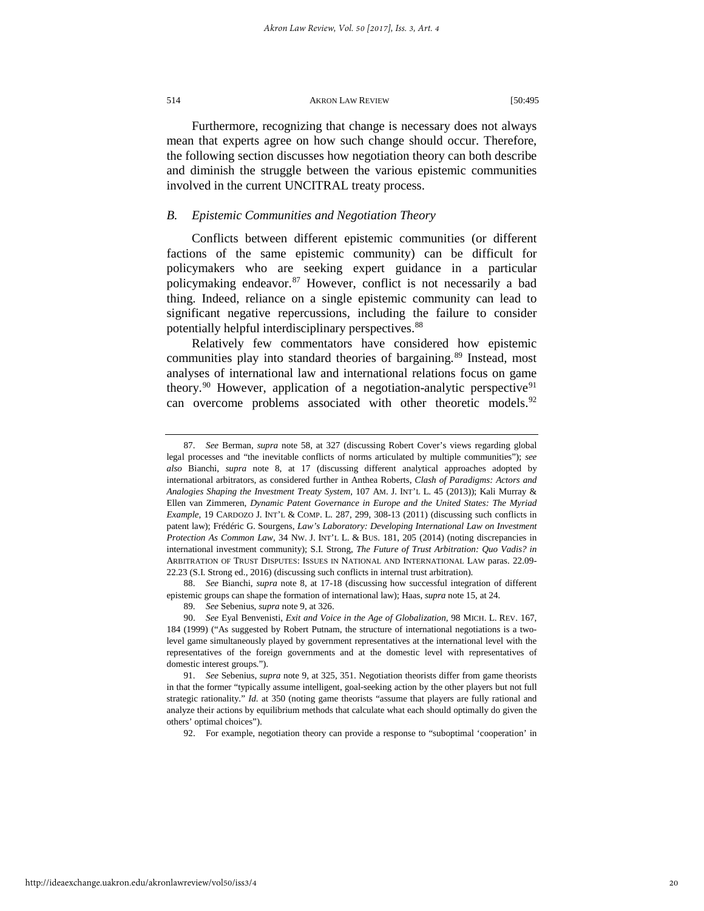Furthermore, recognizing that change is necessary does not always mean that experts agree on how such change should occur. Therefore, the following section discusses how negotiation theory can both describe and diminish the struggle between the various epistemic communities involved in the current UNCITRAL treaty process.

### *B. Epistemic Communities and Negotiation Theory*

Conflicts between different epistemic communities (or different factions of the same epistemic community) can be difficult for policymakers who are seeking expert guidance in a particular policymaking endeavor.[87] However, conflict is not necessarily a bad thing. Indeed, reliance on a single epistemic community can lead to significant negative repercussions, including the failure to consider potentially helpful interdisciplinary perspectives.[88]

Relatively few commentators have considered how epistemic communities play into standard theories of bargaining.[89] Instead, most analyses of international law and international relations focus on game theory.[90] However, application of a negotiation-analytic perspective[91] can overcome problems associated with other theoretic models.[92]

---

87. *See* Berman, *supra* note 58, at 327 (discussing Robert Cover's views regarding global legal processes and "the inevitable conflicts of norms articulated by multiple communities"); *see also* Bianchi, *supra* note 8, at 17 (discussing different analytical approaches adopted by international arbitrators, as considered further in Anthea Roberts, *Clash of Paradigms: Actors and Analogies Shaping the Investment Treaty System*, 107 AM. J. INT'L L. 45 (2013)); Kali Murray & Ellen van Zimmeren, *Dynamic Patent Governance in Europe and the United States: The Myriad Example*, 19 CARDOZO J. INT'L & COMP. L. 287, 299, 308-13 (2011) (discussing such conflicts in patent law); Frédéric G. Sourgens, *Law's Laboratory: Developing International Law on Investment Protection As Common Law*, 34 NW. J. INT'L L. & BUS. 181, 205 (2014) (noting discrepancies in international investment community); S.I. Strong, *The Future of Trust Arbitration: Quo Vadis? in* ARBITRATION OF TRUST DISPUTES: ISSUES IN NATIONAL AND INTERNATIONAL LAW paras. 22.09-22.23 (S.I. Strong ed., 2016) (discussing such conflicts in internal trust arbitration).

88. *See* Bianchi, *supra* note 8, at 17-18 (discussing how successful integration of different epistemic groups can shape the formation of international law); Haas, *supra* note 15, at 24.

89. *See* Sebenius, *supra* note 9, at 326.

90. *See* Eyal Benvenisti, *Exit and Voice in the Age of Globalization*, 98 MICH. L. REV. 167, 184 (1999) ("As suggested by Robert Putnam, the structure of international negotiations is a two-level game simultaneously played by government representatives at the international level with the representatives of the foreign governments and at the domestic level with representatives of domestic interest groups.").

91. *See* Sebenius, *supra* note 9, at 325, 351. Negotiation theorists differ from game theorists in that the former "typically assume intelligent, goal-seeking action by the other players but not full strategic rationality." *Id.* at 350 (noting game theorists "assume that players are fully rational and analyze their actions by equilibrium methods that calculate what each should optimally do given the others' optimal choices").

92. For example, negotiation theory can provide a response to "suboptimal 'cooperation' in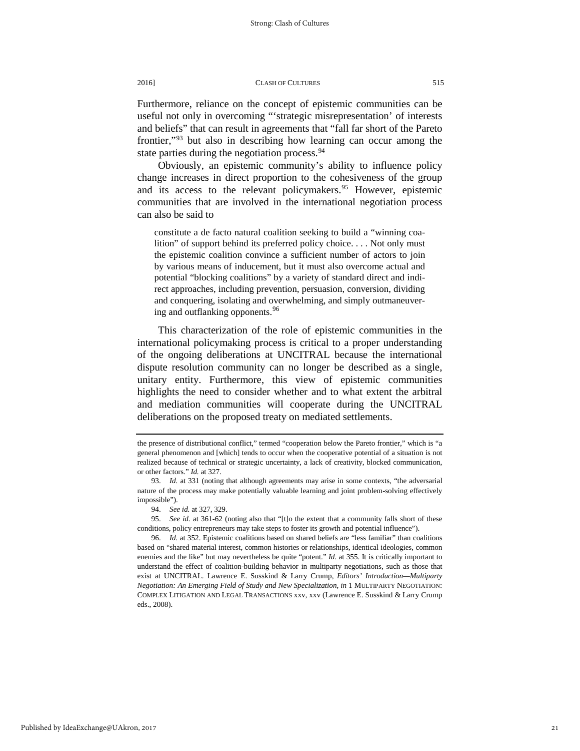Furthermore, reliance on the concept of epistemic communities can be useful not only in overcoming "'strategic misrepresentation' of interests and beliefs" that can result in agreements that "fall far short of the Pareto frontier,"[93] but also in describing how learning can occur among the state parties during the negotiation process.[94]

Obviously, an epistemic community's ability to influence policy change increases in direct proportion to the cohesiveness of the group and its access to the relevant policymakers.[95] However, epistemic communities that are involved in the international negotiation process can also be said to

> constitute a de facto natural coalition seeking to build a "winning coalition" of support behind its preferred policy choice. . . . Not only must the epistemic coalition convince a sufficient number of actors to join by various means of inducement, but it must also overcome actual and potential "blocking coalitions" by a variety of standard direct and indirect approaches, including prevention, persuasion, conversion, dividing and conquering, isolating and overwhelming, and simply outmaneuvering and outflanking opponents.[96]

This characterization of the role of epistemic communities in the international policymaking process is critical to a proper understanding of the ongoing deliberations at UNCITRAL because the international dispute resolution community can no longer be described as a single, unitary entity. Furthermore, this view of epistemic communities highlights the need to consider whether and to what extent the arbitral and mediation communities will cooperate during the UNCITRAL deliberations on the proposed treaty on mediated settlements.

---

the presence of distributional conflict," termed "cooperation below the Pareto frontier," which is "a general phenomenon and [which] tends to occur when the cooperative potential of a situation is not realized because of technical or strategic uncertainty, a lack of creativity, blocked communication, or other factors." *Id.* at 327.

93. *Id.* at 331 (noting that although agreements may arise in some contexts, "the adversarial nature of the process may make potentially valuable learning and joint problem-solving effectively impossible").

94. *See id.* at 327, 329.

95. *See id.* at 361-62 (noting also that "[t]o the extent that a community falls short of these conditions, policy entrepreneurs may take steps to foster its growth and potential influence").

96. *Id.* at 352. Epistemic coalitions based on shared beliefs are "less familiar" than coalitions based on "shared material interest, common histories or relationships, identical ideologies, common enemies and the like" but may nevertheless be quite "potent." *Id.* at 355. It is critically important to understand the effect of coalition-building behavior in multiparty negotiations, such as those that exist at UNCITRAL. Lawrence E. Susskind & Larry Crump, *Editors' Introduction—Multiparty Negotiation: An Emerging Field of Study and New Specialization*, *in* 1 MULTIPARTY NEGOTIATION: COMPLEX LITIGATION AND LEGAL TRANSACTIONS xxv, xxv (Lawrence E. Susskind & Larry Crump eds., 2008).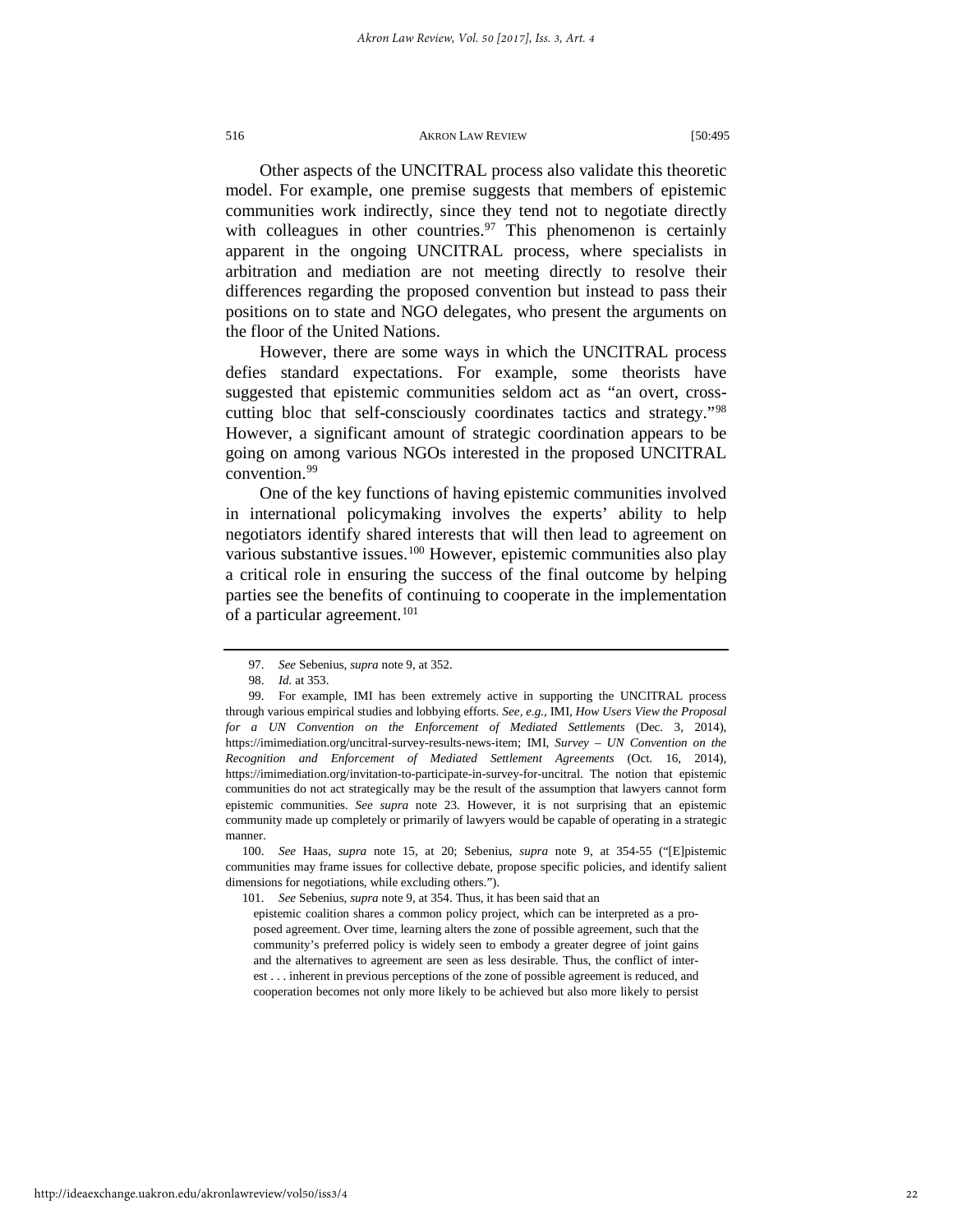Other aspects of the UNCITRAL process also validate this theoretic model. For example, one premise suggests that members of epistemic communities work indirectly, since they tend not to negotiate directly with colleagues in other countries.[97] This phenomenon is certainly apparent in the ongoing UNCITRAL process, where specialists in arbitration and mediation are not meeting directly to resolve their differences regarding the proposed convention but instead to pass their positions on to state and NGO delegates, who present the arguments on the floor of the United Nations.

However, there are some ways in which the UNCITRAL process defies standard expectations. For example, some theorists have suggested that epistemic communities seldom act as "an overt, cross-cutting bloc that self-consciously coordinates tactics and strategy."[98] However, a significant amount of strategic coordination appears to be going on among various NGOs interested in the proposed UNCITRAL convention.[99]

One of the key functions of having epistemic communities involved in international policymaking involves the experts' ability to help negotiators identify shared interests that will then lead to agreement on various substantive issues.[100] However, epistemic communities also play a critical role in ensuring the success of the final outcome by helping parties see the benefits of continuing to cooperate in the implementation of a particular agreement.[101]

---

97. *See* Sebenius, *supra* note 9, at 352.

98. *Id.* at 353.

99. For example, IMI has been extremely active in supporting the UNCITRAL process through various empirical studies and lobbying efforts. *See, e.g.*, IMI, *How Users View the Proposal for a UN Convention on the Enforcement of Mediated Settlements* (Dec. 3, 2014), https://imimediation.org/uncitral-survey-results-news-item; IMI, *Survey – UN Convention on the Recognition and Enforcement of Mediated Settlement Agreements* (Oct. 16, 2014), https://imimediation.org/invitation-to-participate-in-survey-for-uncitral. The notion that epistemic communities do not act strategically may be the result of the assumption that lawyers cannot form epistemic communities. *See supra* note 23. However, it is not surprising that an epistemic community made up completely or primarily of lawyers would be capable of operating in a strategic manner.

100. *See* Haas, *supra* note 15, at 20; Sebenius, *supra* note 9, at 354-55 ("[E]pistemic communities may frame issues for collective debate, propose specific policies, and identify salient dimensions for negotiations, while excluding others.").

101. *See* Sebenius, *supra* note 9, at 354. Thus, it has been said that an

> epistemic coalition shares a common policy project, which can be interpreted as a proposed agreement. Over time, learning alters the zone of possible agreement, such that the community's preferred policy is widely seen to embody a greater degree of joint gains and the alternatives to agreement are seen as less desirable. Thus, the conflict of interest . . . inherent in previous perceptions of the zone of possible agreement is reduced, and cooperation becomes not only more likely to be achieved but also more likely to persist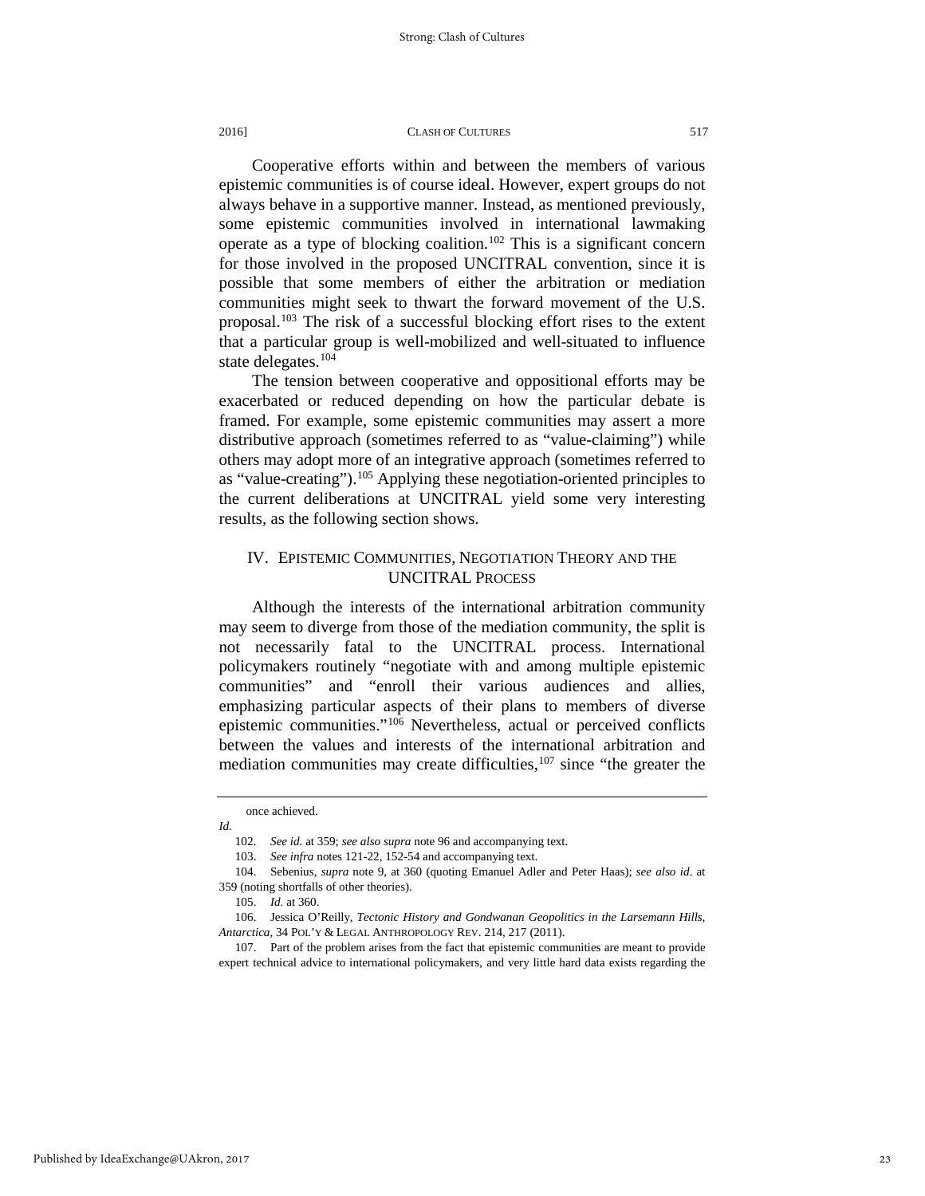Cooperative efforts within and between the members of various epistemic communities is of course ideal. However, expert groups do not always behave in a supportive manner. Instead, as mentioned previously, some epistemic communities involved in international lawmaking operate as a type of blocking coalition.[102] This is a significant concern for those involved in the proposed UNCITRAL convention, since it is possible that some members of either the arbitration or mediation communities might seek to thwart the forward movement of the U.S. proposal.[103] The risk of a successful blocking effort rises to the extent that a particular group is well-mobilized and well-situated to influence state delegates.[104]

The tension between cooperative and oppositional efforts may be exacerbated or reduced depending on how the particular debate is framed. For example, some epistemic communities may assert a more distributive approach (sometimes referred to as "value-claiming") while others may adopt more of an integrative approach (sometimes referred to as "value-creating").[105] Applying these negotiation-oriented principles to the current deliberations at UNCITRAL yield some very interesting results, as the following section shows.

## IV. EPISTEMIC COMMUNITIES, NEGOTIATION THEORY AND THE UNCITRAL PROCESS

Although the interests of the international arbitration community may seem to diverge from those of the mediation community, the split is not necessarily fatal to the UNCITRAL process. International policymakers routinely "negotiate with and among multiple epistemic communities" and "enroll their various audiences and allies, emphasizing particular aspects of their plans to members of diverse epistemic communities."[106] Nevertheless, actual or perceived conflicts between the values and interests of the international arbitration and mediation communities may create difficulties,[107] since "the greater the

---

once achieved.

*Id.*

102. *See id.* at 359; *see also supra* note 96 and accompanying text.

103. *See infra* notes 121-22, 152-54 and accompanying text.

104. Sebenius, *supra* note 9, at 360 (quoting Emanuel Adler and Peter Haas); *see also id*. at 359 (noting shortfalls of other theories).

105. *Id.* at 360.

106. Jessica O'Reilly, *Tectonic History and Gondwanan Geopolitics in the Larsemann Hills, Antarctica*, 34 POL'Y & LEGAL ANTHROPOLOGY REV. 214, 217 (2011).

107. Part of the problem arises from the fact that epistemic communities are meant to provide expert technical advice to international policymakers, and very little hard data exists regarding the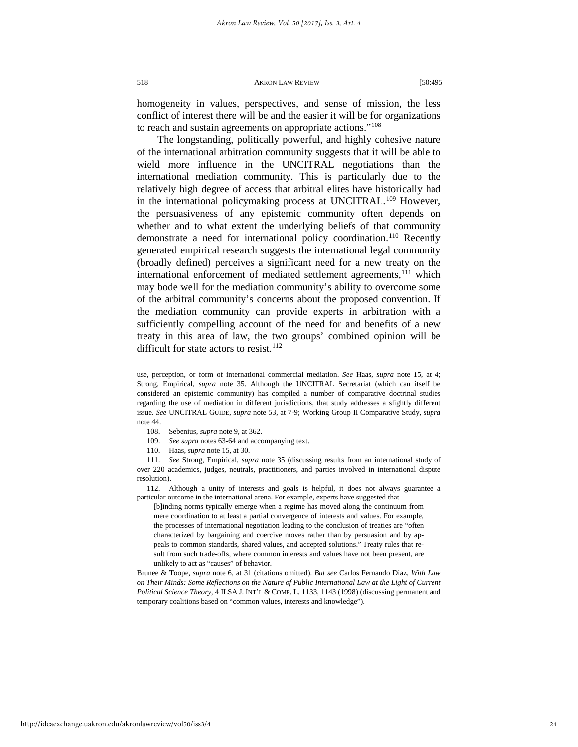homogeneity in values, perspectives, and sense of mission, the less conflict of interest there will be and the easier it will be for organizations to reach and sustain agreements on appropriate actions."[108]

The longstanding, politically powerful, and highly cohesive nature of the international arbitration community suggests that it will be able to wield more influence in the UNCITRAL negotiations than the international mediation community. This is particularly due to the relatively high degree of access that arbitral elites have historically had in the international policymaking process at UNCITRAL.[109] However, the persuasiveness of any epistemic community often depends on whether and to what extent the underlying beliefs of that community demonstrate a need for international policy coordination.[110] Recently generated empirical research suggests the international legal community (broadly defined) perceives a significant need for a new treaty on the international enforcement of mediated settlement agreements,[111] which may bode well for the mediation community's ability to overcome some of the arbitral community's concerns about the proposed convention. If the mediation community can provide experts in arbitration with a sufficiently compelling account of the need for and benefits of a new treaty in this area of law, the two groups' combined opinion will be difficult for state actors to resist.[112]

---

use, perception, or form of international commercial mediation. *See* Haas, *supra* note 15, at 4; Strong, Empirical, *supra* note 35. Although the UNCITRAL Secretariat (which can itself be considered an epistemic community) has compiled a number of comparative doctrinal studies regarding the use of mediation in different jurisdictions, that study addresses a slightly different issue. *See* UNCITRAL GUIDE, *supra* note 53, at 7-9; Working Group II Comparative Study, *supra* note 44.

108. Sebenius, *supra* note 9, at 362.

109. *See supra* notes 63-64 and accompanying text.

110. Haas, *supra* note 15, at 30.

111. *See* Strong, Empirical, *supra* note 35 (discussing results from an international study of over 220 academics, judges, neutrals, practitioners, and parties involved in international dispute resolution).

112. Although a unity of interests and goals is helpful, it does not always guarantee a particular outcome in the international arena. For example, experts have suggested that

> [b]inding norms typically emerge when a regime has moved along the continuum from mere coordination to at least a partial convergence of interests and values. For example, the processes of international negotiation leading to the conclusion of treaties are "often characterized by bargaining and coercive moves rather than by persuasion and by appeals to common standards, shared values, and accepted solutions." Treaty rules that result from such trade-offs, where common interests and values have not been present, are unlikely to act as "causes" of behavior.

Brunee & Toope, *supra* note 6, at 31 (citations omitted). *But see* Carlos Fernando Diaz, *With Law on Their Minds: Some Reflections on the Nature of Public International Law at the Light of Current Political Science Theory*, 4 ILSA J. INT'L & COMP. L. 1133, 1143 (1998) (discussing permanent and temporary coalitions based on "common values, interests and knowledge").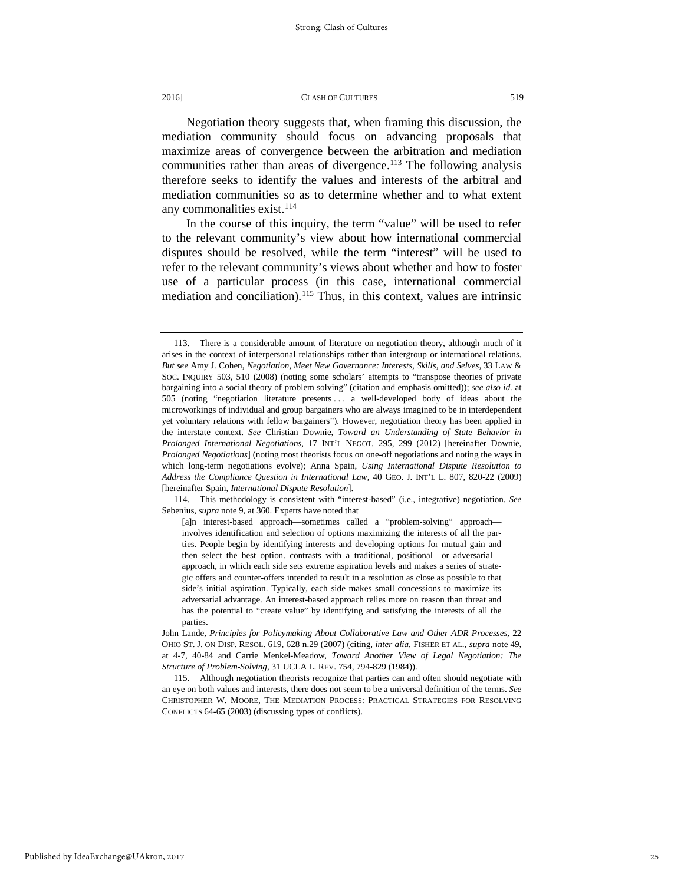Negotiation theory suggests that, when framing this discussion, the mediation community should focus on advancing proposals that maximize areas of convergence between the arbitration and mediation communities rather than areas of divergence.[113] The following analysis therefore seeks to identify the values and interests of the arbitral and mediation communities so as to determine whether and to what extent any commonalities exist.[114]

In the course of this inquiry, the term "value" will be used to refer to the relevant community's view about how international commercial disputes should be resolved, while the term "interest" will be used to refer to the relevant community's views about whether and how to foster use of a particular process (in this case, international commercial mediation and conciliation).[115] Thus, in this context, values are intrinsic

---

113. There is a considerable amount of literature on negotiation theory, although much of it arises in the context of interpersonal relationships rather than intergroup or international relations. *But see* Amy J. Cohen, *Negotiation, Meet New Governance: Interests, Skills, and Selves*, 33 LAW & SOC. INQUIRY 503, 510 (2008) (noting some scholars' attempts to "transpose theories of private bargaining into a social theory of problem solving" (citation and emphasis omitted)); *see also id.* at 505 (noting "negotiation literature presents . . . a well-developed body of ideas about the microworkings of individual and group bargainers who are always imagined to be in interdependent yet voluntary relations with fellow bargainers"). However, negotiation theory has been applied in the interstate context. *See* Christian Downie, *Toward an Understanding of State Behavior in Prolonged International Negotiations*, 17 INT'L NEGOT. 295, 299 (2012) [hereinafter Downie, *Prolonged Negotiations*] (noting most theorists focus on one-off negotiations and noting the ways in which long-term negotiations evolve); Anna Spain, *Using International Dispute Resolution to Address the Compliance Question in International Law*, 40 GEO. J. INT'L L. 807, 820-22 (2009) [hereinafter Spain, *International Dispute Resolution*].

114. This methodology is consistent with "interest-based" (i.e., integrative) negotiation. *See* Sebenius, *supra* note 9, at 360. Experts have noted that

> [a]n interest-based approach—sometimes called a "problem-solving" approach—involves identification and selection of options maximizing the interests of all the parties. People begin by identifying interests and developing options for mutual gain and then select the best option. contrasts with a traditional, positional—or adversarial—approach, in which each side sets extreme aspiration levels and makes a series of strategic offers and counter-offers intended to result in a resolution as close as possible to that side's initial aspiration. Typically, each side makes small concessions to maximize its adversarial advantage. An interest-based approach relies more on reason than threat and has the potential to "create value" by identifying and satisfying the interests of all the parties.

John Lande, *Principles for Policymaking About Collaborative Law and Other ADR Processes*, 22 OHIO ST. J. ON DISP. RESOL. 619, 628 n.29 (2007) (citing, *inter alia*, FISHER ET AL., *supra* note 49, at 4-7, 40-84 and Carrie Menkel-Meadow, *Toward Another View of Legal Negotiation: The Structure of Problem-Solving*, 31 UCLA L. REV. 754, 794-829 (1984)).

115. Although negotiation theorists recognize that parties can and often should negotiate with an eye on both values and interests, there does not seem to be a universal definition of the terms. *See* CHRISTOPHER W. MOORE, THE MEDIATION PROCESS: PRACTICAL STRATEGIES FOR RESOLVING CONFLICTS 64-65 (2003) (discussing types of conflicts).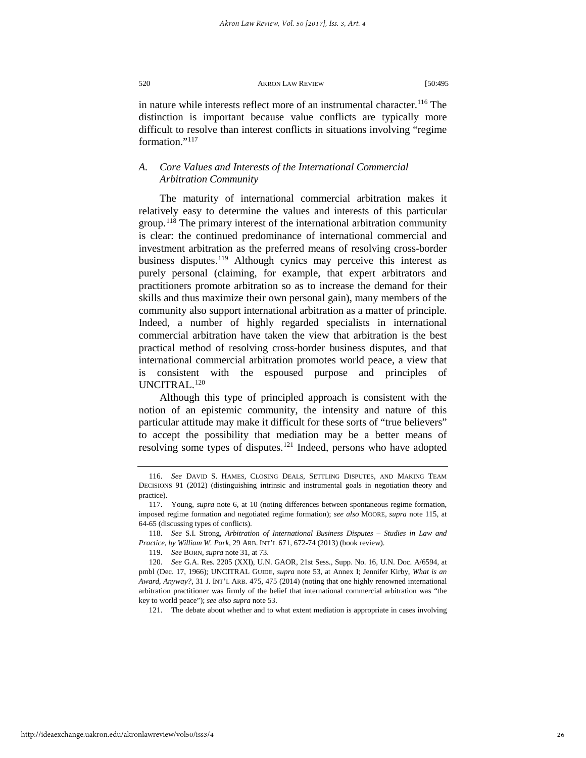in nature while interests reflect more of an instrumental character.[116] The distinction is important because value conflicts are typically more difficult to resolve than interest conflicts in situations involving "regime formation."[117]

### A. *Core Values and Interests of the International Commercial Arbitration Community*

The maturity of international commercial arbitration makes it relatively easy to determine the values and interests of this particular group.[118] The primary interest of the international arbitration community is clear: the continued predominance of international commercial and investment arbitration as the preferred means of resolving cross-border business disputes.[119] Although cynics may perceive this interest as purely personal (claiming, for example, that expert arbitrators and practitioners promote arbitration so as to increase the demand for their skills and thus maximize their own personal gain), many members of the community also support international arbitration as a matter of principle. Indeed, a number of highly regarded specialists in international commercial arbitration have taken the view that arbitration is the best practical method of resolving cross-border business disputes, and that international commercial arbitration promotes world peace, a view that is consistent with the espoused purpose and principles of UNCITRAL.[120]

Although this type of principled approach is consistent with the notion of an epistemic community, the intensity and nature of this particular attitude may make it difficult for these sorts of "true believers" to accept the possibility that mediation may be a better means of resolving some types of disputes.[121] Indeed, persons who have adopted

---

116. *See* DAVID S. HAMES, CLOSING DEALS, SETTLING DISPUTES, AND MAKING TEAM DECISIONS 91 (2012) (distinguishing intrinsic and instrumental goals in negotiation theory and practice).

117. Young, *supra* note 6, at 10 (noting differences between spontaneous regime formation, imposed regime formation and negotiated regime formation); *see also* MOORE, *supra* note 115, at 64-65 (discussing types of conflicts).

118. *See* S.I. Strong, *Arbitration of International Business Disputes – Studies in Law and Practice, by William W. Park*, 29 ARB. INT'L 671, 672-74 (2013) (book review).

119. *See* BORN, *supra* note 31, at 73.

120. *See* G.A. Res. 2205 (XXI), U.N. GAOR, 21st Sess., Supp. No. 16, U.N. Doc. A/6594, at pmbl (Dec. 17, 1966); UNCITRAL GUIDE, *supra* note 53, at Annex I; Jennifer Kirby, *What is an Award, Anyway?*, 31 J. INT'L ARB. 475, 475 (2014) (noting that one highly renowned international arbitration practitioner was firmly of the belief that international commercial arbitration was "the key to world peace"); *see also supra* note 53.

121. The debate about whether and to what extent mediation is appropriate in cases involving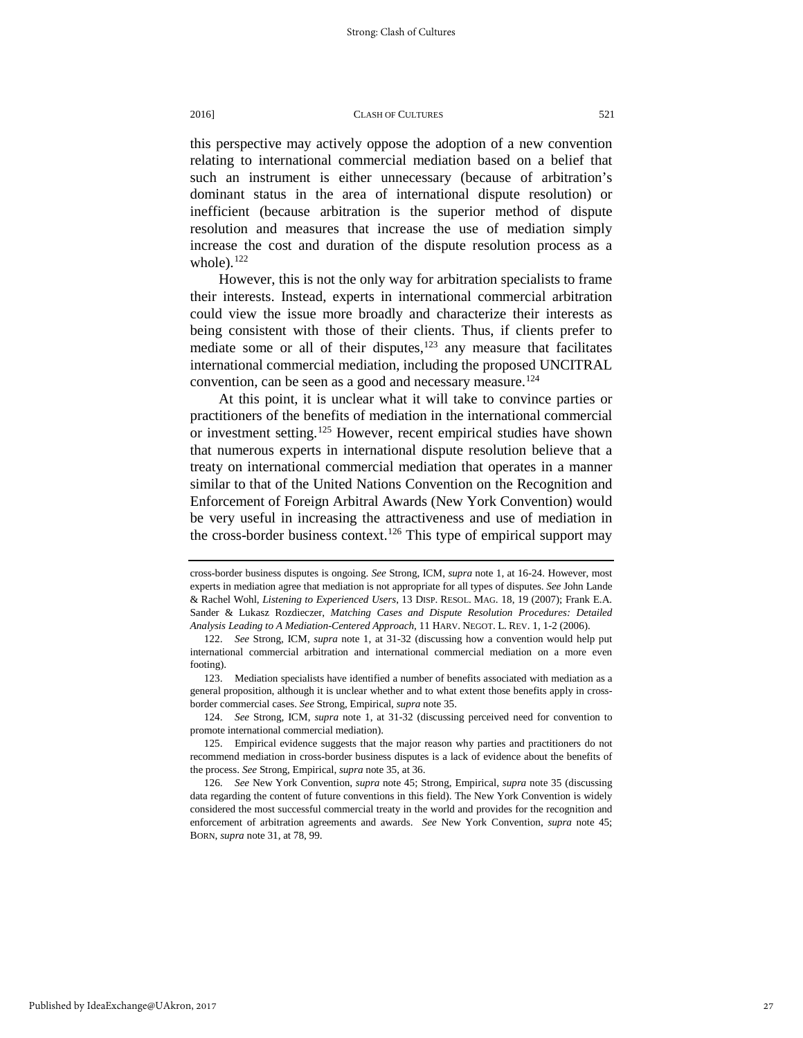this perspective may actively oppose the adoption of a new convention relating to international commercial mediation based on a belief that such an instrument is either unnecessary (because of arbitration's dominant status in the area of international dispute resolution) or inefficient (because arbitration is the superior method of dispute resolution and measures that increase the use of mediation simply increase the cost and duration of the dispute resolution process as a whole).[122]

However, this is not the only way for arbitration specialists to frame their interests. Instead, experts in international commercial arbitration could view the issue more broadly and characterize their interests as being consistent with those of their clients. Thus, if clients prefer to mediate some or all of their disputes,[123] any measure that facilitates international commercial mediation, including the proposed UNCITRAL convention, can be seen as a good and necessary measure.[124]

At this point, it is unclear what it will take to convince parties or practitioners of the benefits of mediation in the international commercial or investment setting.[125] However, recent empirical studies have shown that numerous experts in international dispute resolution believe that a treaty on international commercial mediation that operates in a manner similar to that of the United Nations Convention on the Recognition and Enforcement of Foreign Arbitral Awards (New York Convention) would be very useful in increasing the attractiveness and use of mediation in the cross-border business context.[126] This type of empirical support may

---

cross-border business disputes is ongoing. *See* Strong, ICM, *supra* note 1, at 16-24. However, most experts in mediation agree that mediation is not appropriate for all types of disputes. *See* John Lande & Rachel Wohl, *Listening to Experienced Users*, 13 DISP. RESOL. MAG. 18, 19 (2007); Frank E.A. Sander & Lukasz Rozdieczer, *Matching Cases and Dispute Resolution Procedures: Detailed Analysis Leading to A Mediation-Centered Approach*, 11 HARV. NEGOT. L. REV. 1, 1-2 (2006).

122. *See* Strong, ICM, *supra* note 1, at 31-32 (discussing how a convention would help put international commercial arbitration and international commercial mediation on a more even footing).

123. Mediation specialists have identified a number of benefits associated with mediation as a general proposition, although it is unclear whether and to what extent those benefits apply in cross-border commercial cases. *See* Strong, Empirical, *supra* note 35.

124. *See* Strong, ICM, *supra* note 1, at 31-32 (discussing perceived need for convention to promote international commercial mediation).

125. Empirical evidence suggests that the major reason why parties and practitioners do not recommend mediation in cross-border business disputes is a lack of evidence about the benefits of the process. *See* Strong, Empirical, *supra* note 35, at 36.

126. *See* New York Convention, *supra* note 45; Strong, Empirical, *supra* note 35 (discussing data regarding the content of future conventions in this field). The New York Convention is widely considered the most successful commercial treaty in the world and provides for the recognition and enforcement of arbitration agreements and awards. *See* New York Convention, *supra* note 45; BORN, *supra* note 31, at 78, 99.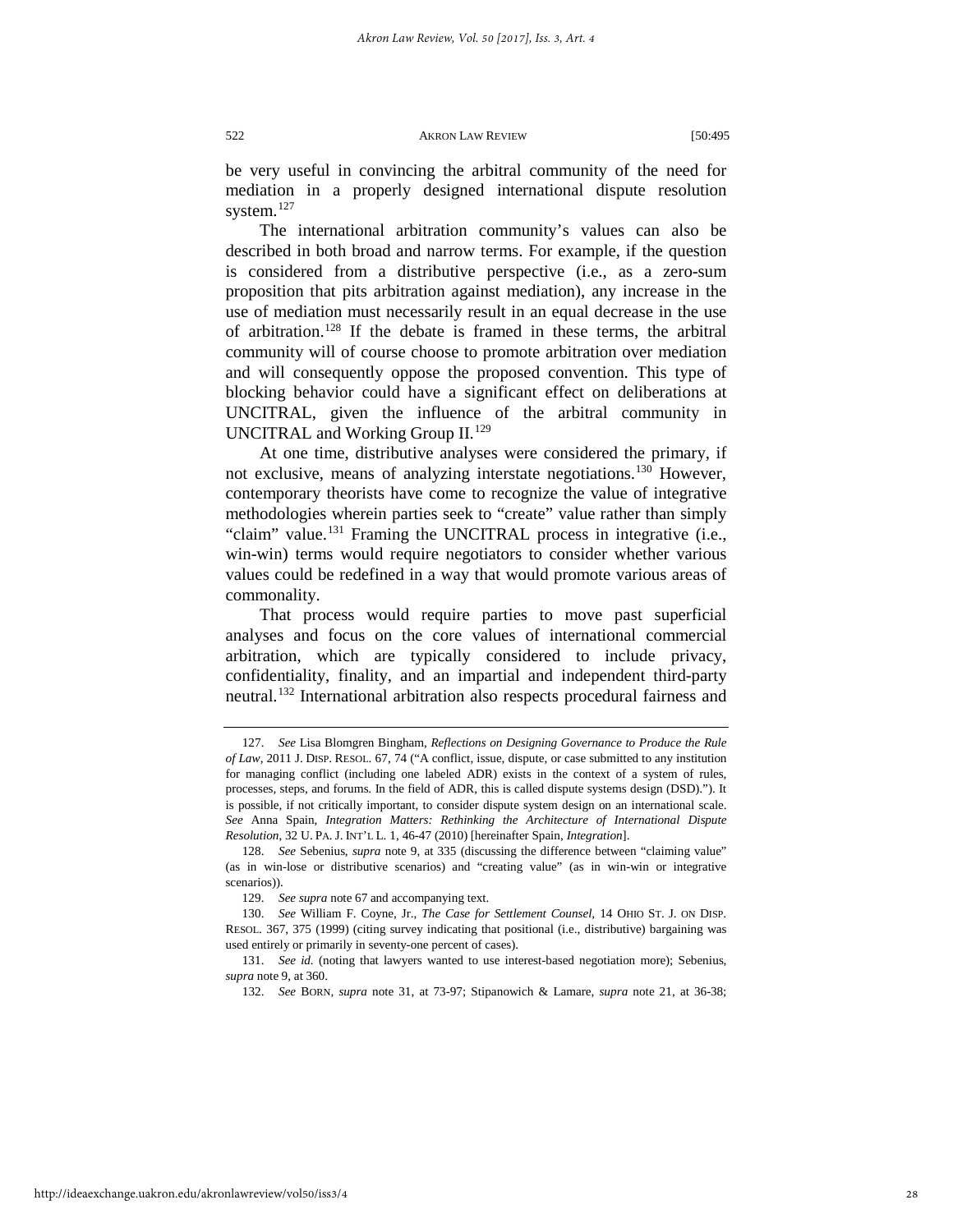be very useful in convincing the arbitral community of the need for mediation in a properly designed international dispute resolution system.[127]

The international arbitration community's values can also be described in both broad and narrow terms. For example, if the question is considered from a distributive perspective (i.e., as a zero-sum proposition that pits arbitration against mediation), any increase in the use of mediation must necessarily result in an equal decrease in the use of arbitration.[128] If the debate is framed in these terms, the arbitral community will of course choose to promote arbitration over mediation and will consequently oppose the proposed convention. This type of blocking behavior could have a significant effect on deliberations at UNCITRAL, given the influence of the arbitral community in UNCITRAL and Working Group II.[129]

At one time, distributive analyses were considered the primary, if not exclusive, means of analyzing interstate negotiations.[130] However, contemporary theorists have come to recognize the value of integrative methodologies wherein parties seek to "create" value rather than simply "claim" value.[131] Framing the UNCITRAL process in integrative (i.e., win-win) terms would require negotiators to consider whether various values could be redefined in a way that would promote various areas of commonality.

That process would require parties to move past superficial analyses and focus on the core values of international commercial arbitration, which are typically considered to include privacy, confidentiality, finality, and an impartial and independent third-party neutral.[132] International arbitration also respects procedural fairness and

---

127. *See* Lisa Blomgren Bingham, *Reflections on Designing Governance to Produce the Rule of Law*, 2011 J. DISP. RESOL. 67, 74 ("A conflict, issue, dispute, or case submitted to any institution for managing conflict (including one labeled ADR) exists in the context of a system of rules, processes, steps, and forums. In the field of ADR, this is called dispute systems design (DSD)."). It is possible, if not critically important, to consider dispute system design on an international scale. *See* Anna Spain, *Integration Matters: Rethinking the Architecture of International Dispute Resolution*, 32 U. PA. J. INT'L L. 1, 46-47 (2010) [hereinafter Spain, *Integration*].

128. *See* Sebenius, *supra* note 9, at 335 (discussing the difference between "claiming value" (as in win-lose or distributive scenarios) and "creating value" (as in win-win or integrative scenarios)).

129. *See supra* note 67 and accompanying text.

130. *See* William F. Coyne, Jr., *The Case for Settlement Counsel*, 14 OHIO ST. J. ON DISP. RESOL. 367, 375 (1999) (citing survey indicating that positional (i.e., distributive) bargaining was used entirely or primarily in seventy-one percent of cases).

131. *See id.* (noting that lawyers wanted to use interest-based negotiation more); Sebenius, *supra* note 9, at 360.

132. *See* BORN, *supra* note 31, at 73-97; Stipanowich & Lamare, *supra* note 21, at 36-38;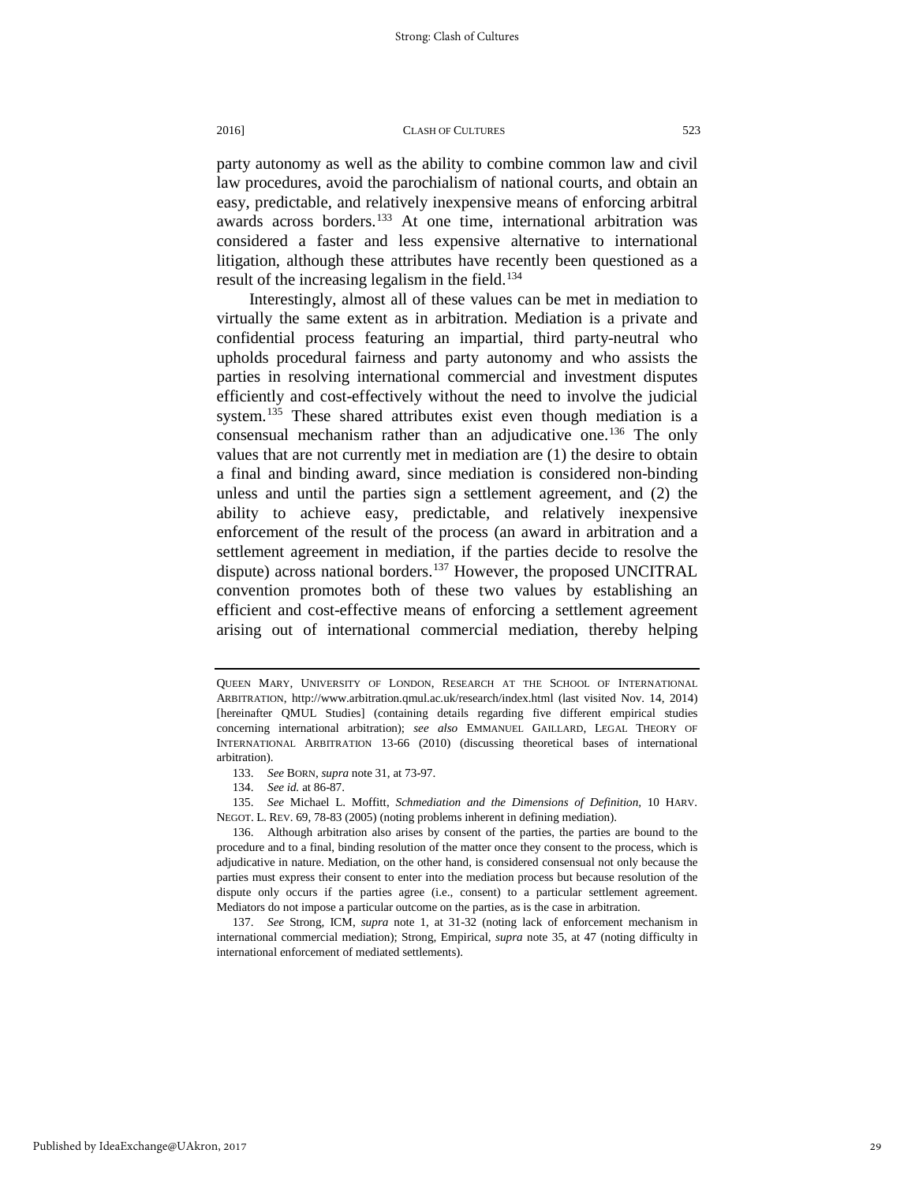party autonomy as well as the ability to combine common law and civil law procedures, avoid the parochialism of national courts, and obtain an easy, predictable, and relatively inexpensive means of enforcing arbitral awards across borders.[133] At one time, international arbitration was considered a faster and less expensive alternative to international litigation, although these attributes have recently been questioned as a result of the increasing legalism in the field.[134]

Interestingly, almost all of these values can be met in mediation to virtually the same extent as in arbitration. Mediation is a private and confidential process featuring an impartial, third party-neutral who upholds procedural fairness and party autonomy and who assists the parties in resolving international commercial and investment disputes efficiently and cost-effectively without the need to involve the judicial system.[135] These shared attributes exist even though mediation is a consensual mechanism rather than an adjudicative one.[136] The only values that are not currently met in mediation are (1) the desire to obtain a final and binding award, since mediation is considered non-binding unless and until the parties sign a settlement agreement, and (2) the ability to achieve easy, predictable, and relatively inexpensive enforcement of the result of the process (an award in arbitration and a settlement agreement in mediation, if the parties decide to resolve the dispute) across national borders.[137] However, the proposed UNCITRAL convention promotes both of these two values by establishing an efficient and cost-effective means of enforcing a settlement agreement arising out of international commercial mediation, thereby helping

---

QUEEN MARY, UNIVERSITY OF LONDON, RESEARCH AT THE SCHOOL OF INTERNATIONAL ARBITRATION, http://www.arbitration.qmul.ac.uk/research/index.html (last visited Nov. 14, 2014) [hereinafter QMUL Studies] (containing details regarding five different empirical studies concerning international arbitration); *see also* EMMANUEL GAILLARD, LEGAL THEORY OF INTERNATIONAL ARBITRATION 13-66 (2010) (discussing theoretical bases of international arbitration).

133. *See* BORN, *supra* note 31, at 73-97.

134. *See id.* at 86-87.

135. *See* Michael L. Moffitt, *Schmediation and the Dimensions of Definition*, 10 HARV. NEGOT. L. REV. 69, 78-83 (2005) (noting problems inherent in defining mediation).

136. Although arbitration also arises by consent of the parties, the parties are bound to the procedure and to a final, binding resolution of the matter once they consent to the process, which is adjudicative in nature. Mediation, on the other hand, is considered consensual not only because the parties must express their consent to enter into the mediation process but because resolution of the dispute only occurs if the parties agree (i.e., consent) to a particular settlement agreement. Mediators do not impose a particular outcome on the parties, as is the case in arbitration.

137. *See* Strong, ICM, *supra* note 1, at 31-32 (noting lack of enforcement mechanism in international commercial mediation); Strong, Empirical, *supra* note 35, at 47 (noting difficulty in international enforcement of mediated settlements).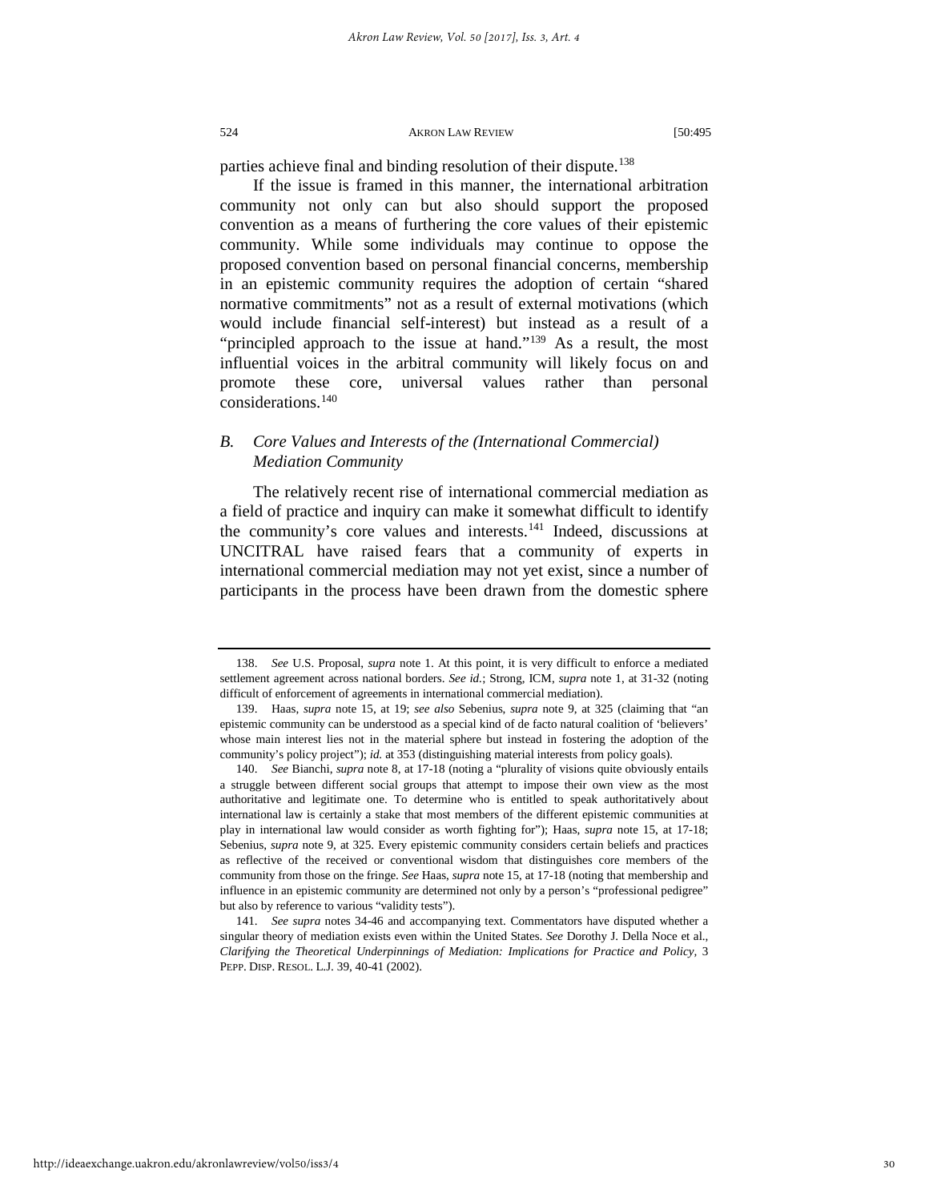parties achieve final and binding resolution of their dispute.[138]

If the issue is framed in this manner, the international arbitration community not only can but also should support the proposed convention as a means of furthering the core values of their epistemic community. While some individuals may continue to oppose the proposed convention based on personal financial concerns, membership in an epistemic community requires the adoption of certain "shared normative commitments" not as a result of external motivations (which would include financial self-interest) but instead as a result of a "principled approach to the issue at hand."[139] As a result, the most influential voices in the arbitral community will likely focus on and promote these core, universal values rather than personal considerations.[140]

## *B. Core Values and Interests of the (International Commercial) Mediation Community*

The relatively recent rise of international commercial mediation as a field of practice and inquiry can make it somewhat difficult to identify the community's core values and interests.[141] Indeed, discussions at UNCITRAL have raised fears that a community of experts in international commercial mediation may not yet exist, since a number of participants in the process have been drawn from the domestic sphere

---

138. *See* U.S. Proposal, *supra* note 1. At this point, it is very difficult to enforce a mediated settlement agreement across national borders. *See id.*; Strong, ICM, *supra* note 1, at 31-32 (noting difficult of enforcement of agreements in international commercial mediation).

139. Haas, *supra* note 15, at 19; *see also* Sebenius, *supra* note 9, at 325 (claiming that "an epistemic community can be understood as a special kind of de facto natural coalition of 'believers' whose main interest lies not in the material sphere but instead in fostering the adoption of the community's policy project"); *id.* at 353 (distinguishing material interests from policy goals).

140. *See* Bianchi, *supra* note 8, at 17-18 (noting a "plurality of visions quite obviously entails a struggle between different social groups that attempt to impose their own view as the most authoritative and legitimate one. To determine who is entitled to speak authoritatively about international law is certainly a stake that most members of the different epistemic communities at play in international law would consider as worth fighting for"); Haas, *supra* note 15, at 17-18; Sebenius, *supra* note 9, at 325. Every epistemic community considers certain beliefs and practices as reflective of the received or conventional wisdom that distinguishes core members of the community from those on the fringe. *See* Haas, *supra* note 15, at 17-18 (noting that membership and influence in an epistemic community are determined not only by a person's "professional pedigree" but also by reference to various "validity tests").

141. *See supra* notes 34-46 and accompanying text. Commentators have disputed whether a singular theory of mediation exists even within the United States. *See* Dorothy J. Della Noce et al., *Clarifying the Theoretical Underpinnings of Mediation: Implications for Practice and Policy*, 3 PEPP. DISP. RESOL. L.J. 39, 40-41 (2002).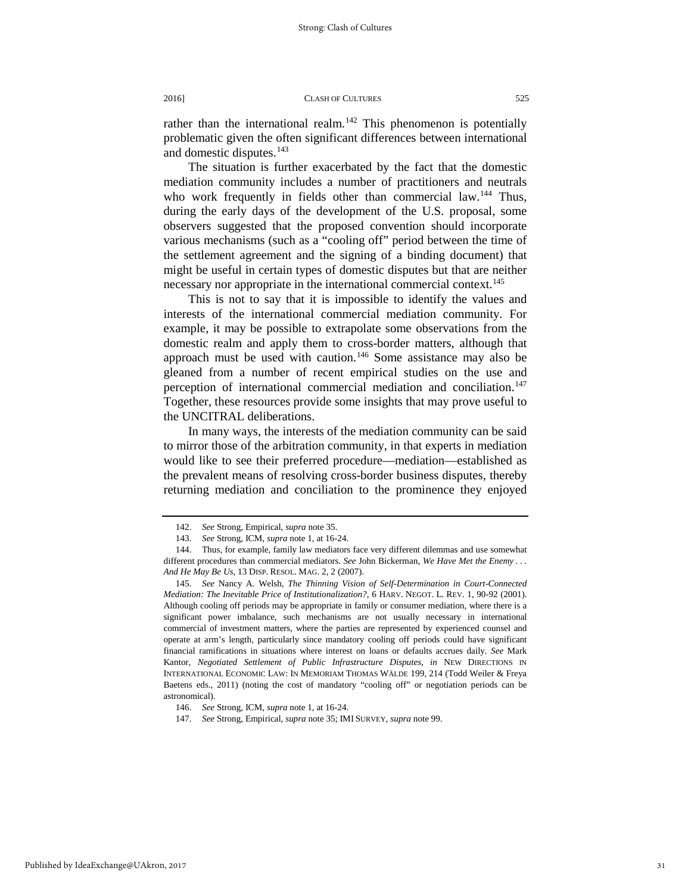rather than the international realm.[142] This phenomenon is potentially problematic given the often significant differences between international and domestic disputes.[143]

The situation is further exacerbated by the fact that the domestic mediation community includes a number of practitioners and neutrals who work frequently in fields other than commercial law.[144] Thus, during the early days of the development of the U.S. proposal, some observers suggested that the proposed convention should incorporate various mechanisms (such as a "cooling off" period between the time of the settlement agreement and the signing of a binding document) that might be useful in certain types of domestic disputes but that are neither necessary nor appropriate in the international commercial context.[145]

This is not to say that it is impossible to identify the values and interests of the international commercial mediation community. For example, it may be possible to extrapolate some observations from the domestic realm and apply them to cross-border matters, although that approach must be used with caution.[146] Some assistance may also be gleaned from a number of recent empirical studies on the use and perception of international commercial mediation and conciliation.[147] Together, these resources provide some insights that may prove useful to the UNCITRAL deliberations.

In many ways, the interests of the mediation community can be said to mirror those of the arbitration community, in that experts in mediation would like to see their preferred procedure—mediation—established as the prevalent means of resolving cross-border business disputes, thereby returning mediation and conciliation to the prominence they enjoyed

---

142. *See* Strong, Empirical, *supra* note 35.

143. *See* Strong, ICM, *supra* note 1, at 16-24.

144. Thus, for example, family law mediators face very different dilemmas and use somewhat different procedures than commercial mediators. *See* John Bickerman, *We Have Met the Enemy . . . And He May Be Us*, 13 DISP. RESOL. MAG. 2, 2 (2007).

145. *See* Nancy A. Welsh, *The Thinning Vision of Self-Determination in Court-Connected Mediation: The Inevitable Price of Institutionalization?*, 6 HARV. NEGOT. L. REV. 1, 90-92 (2001). Although cooling off periods may be appropriate in family or consumer mediation, where there is a significant power imbalance, such mechanisms are not usually necessary in international commercial of investment matters, where the parties are represented by experienced counsel and operate at arm's length, particularly since mandatory cooling off periods could have significant financial ramifications in situations where interest on loans or defaults accrues daily. *See* Mark Kantor, *Negotiated Settlement of Public Infrastructure Disputes*, *in* NEW DIRECTIONS IN INTERNATIONAL ECONOMIC LAW: IN MEMORIAM THOMAS WÄLDE 199, 214 (Todd Weiler & Freya Baetens eds., 2011) (noting the cost of mandatory "cooling off" or negotiation periods can be astronomical).

146. *See* Strong, ICM, *supra* note 1, at 16-24.

147. *See* Strong, Empirical, *supra* note 35; IMI SURVEY, *supra* note 99.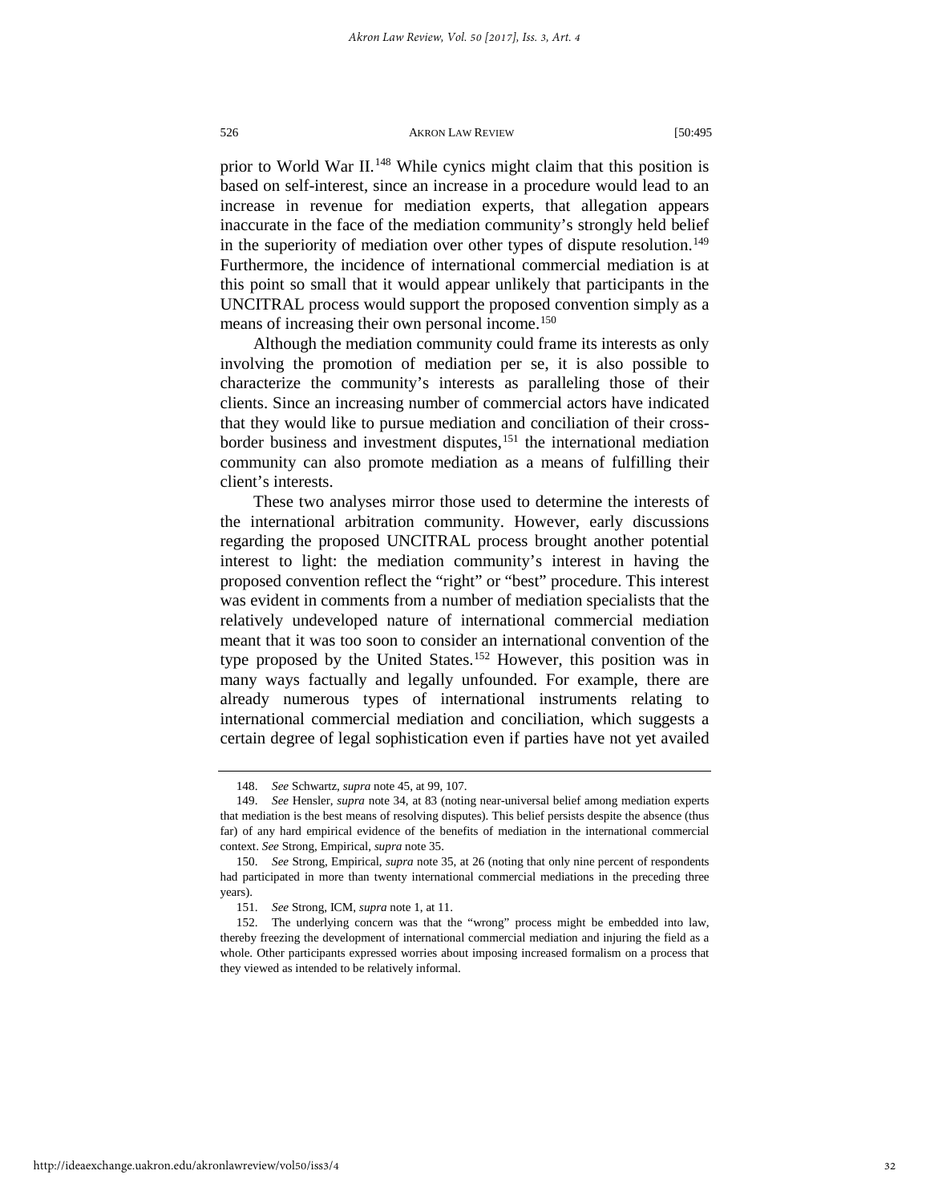prior to World War II.[148] While cynics might claim that this position is based on self-interest, since an increase in a procedure would lead to an increase in revenue for mediation experts, that allegation appears inaccurate in the face of the mediation community's strongly held belief in the superiority of mediation over other types of dispute resolution.[149] Furthermore, the incidence of international commercial mediation is at this point so small that it would appear unlikely that participants in the UNCITRAL process would support the proposed convention simply as a means of increasing their own personal income.[150]

Although the mediation community could frame its interests as only involving the promotion of mediation per se, it is also possible to characterize the community's interests as paralleling those of their clients. Since an increasing number of commercial actors have indicated that they would like to pursue mediation and conciliation of their cross-border business and investment disputes,[151] the international mediation community can also promote mediation as a means of fulfilling their client's interests.

These two analyses mirror those used to determine the interests of the international arbitration community. However, early discussions regarding the proposed UNCITRAL process brought another potential interest to light: the mediation community's interest in having the proposed convention reflect the "right" or "best" procedure. This interest was evident in comments from a number of mediation specialists that the relatively undeveloped nature of international commercial mediation meant that it was too soon to consider an international convention of the type proposed by the United States.[152] However, this position was in many ways factually and legally unfounded. For example, there are already numerous types of international instruments relating to international commercial mediation and conciliation, which suggests a certain degree of legal sophistication even if parties have not yet availed

---

148. *See* Schwartz, *supra* note 45, at 99, 107.

149. *See* Hensler, *supra* note 34, at 83 (noting near-universal belief among mediation experts that mediation is the best means of resolving disputes). This belief persists despite the absence (thus far) of any hard empirical evidence of the benefits of mediation in the international commercial context. *See* Strong, Empirical, *supra* note 35.

150. *See* Strong, Empirical, *supra* note 35, at 26 (noting that only nine percent of respondents had participated in more than twenty international commercial mediations in the preceding three years).

151. *See* Strong, ICM, *supra* note 1, at 11.

152. The underlying concern was that the "wrong" process might be embedded into law, thereby freezing the development of international commercial mediation and injuring the field as a whole. Other participants expressed worries about imposing increased formalism on a process that they viewed as intended to be relatively informal.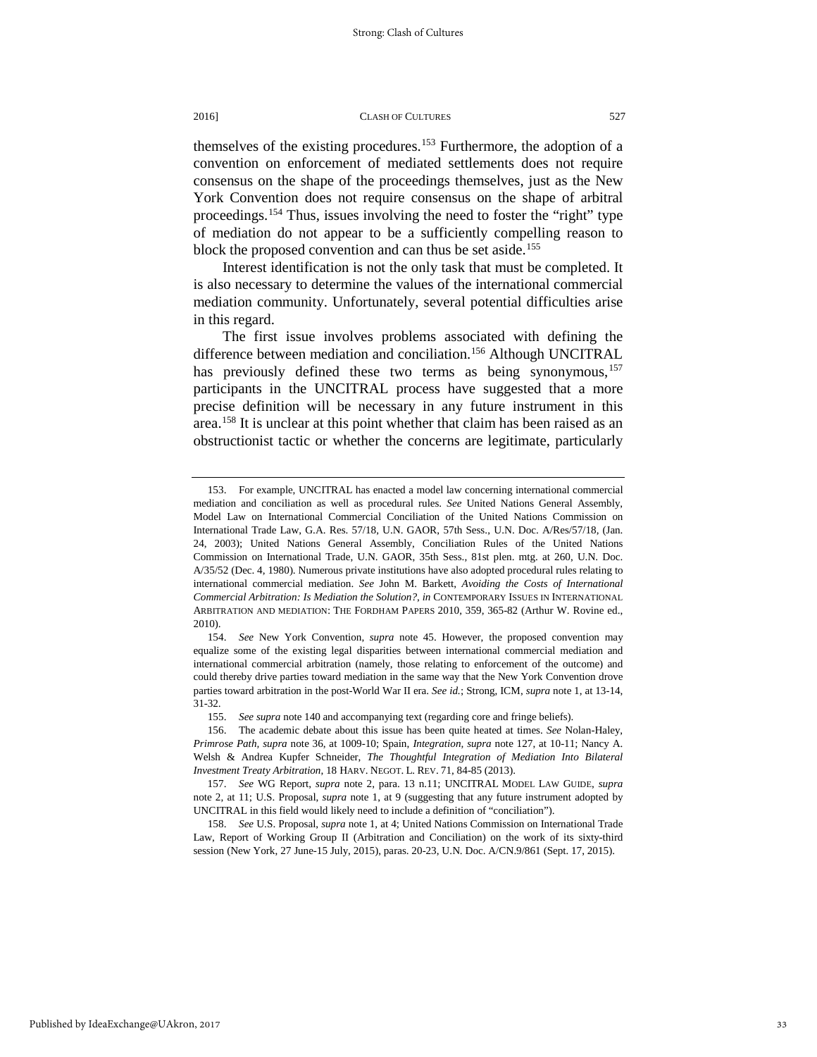themselves of the existing procedures.[153] Furthermore, the adoption of a convention on enforcement of mediated settlements does not require consensus on the shape of the proceedings themselves, just as the New York Convention does not require consensus on the shape of arbitral proceedings.[154] Thus, issues involving the need to foster the "right" type of mediation do not appear to be a sufficiently compelling reason to block the proposed convention and can thus be set aside.[155]

Interest identification is not the only task that must be completed. It is also necessary to determine the values of the international commercial mediation community. Unfortunately, several potential difficulties arise in this regard.

The first issue involves problems associated with defining the difference between mediation and conciliation.[156] Although UNCITRAL has previously defined these two terms as being synonymous,[157] participants in the UNCITRAL process have suggested that a more precise definition will be necessary in any future instrument in this area.[158] It is unclear at this point whether that claim has been raised as an obstructionist tactic or whether the concerns are legitimate, particularly

---

153. For example, UNCITRAL has enacted a model law concerning international commercial mediation and conciliation as well as procedural rules. *See* United Nations General Assembly, Model Law on International Commercial Conciliation of the United Nations Commission on International Trade Law, G.A. Res. 57/18, U.N. GAOR, 57th Sess., U.N. Doc. A/Res/57/18, (Jan. 24, 2003); United Nations General Assembly, Conciliation Rules of the United Nations Commission on International Trade, U.N. GAOR, 35th Sess., 81st plen. mtg. at 260, U.N. Doc. A/35/52 (Dec. 4, 1980). Numerous private institutions have also adopted procedural rules relating to international commercial mediation. *See* John M. Barkett, *Avoiding the Costs of International Commercial Arbitration: Is Mediation the Solution?*, *in* CONTEMPORARY ISSUES IN INTERNATIONAL ARBITRATION AND MEDIATION: THE FORDHAM PAPERS 2010, 359, 365-82 (Arthur W. Rovine ed., 2010).

154. *See* New York Convention, *supra* note 45. However, the proposed convention may equalize some of the existing legal disparities between international commercial mediation and international commercial arbitration (namely, those relating to enforcement of the outcome) and could thereby drive parties toward mediation in the same way that the New York Convention drove parties toward arbitration in the post-World War II era. *See id.*; Strong, ICM, *supra* note 1, at 13-14, 31-32.

155. *See supra* note 140 and accompanying text (regarding core and fringe beliefs).

156. The academic debate about this issue has been quite heated at times. *See* Nolan-Haley, *Primrose Path*, *supra* note 36, at 1009-10; Spain, *Integration*, *supra* note 127, at 10-11; Nancy A. Welsh & Andrea Kupfer Schneider, *The Thoughtful Integration of Mediation Into Bilateral Investment Treaty Arbitration*, 18 HARV. NEGOT. L. REV. 71, 84-85 (2013).

157. *See* WG Report, *supra* note 2, para. 13 n.11; UNCITRAL MODEL LAW GUIDE, *supra* note 2, at 11; U.S. Proposal, *supra* note 1, at 9 (suggesting that any future instrument adopted by UNCITRAL in this field would likely need to include a definition of "conciliation").

158. *See* U.S. Proposal, *supra* note 1, at 4; United Nations Commission on International Trade Law, Report of Working Group II (Arbitration and Conciliation) on the work of its sixty-third session (New York, 27 June-15 July, 2015), paras. 20-23, U.N. Doc. A/CN.9/861 (Sept. 17, 2015).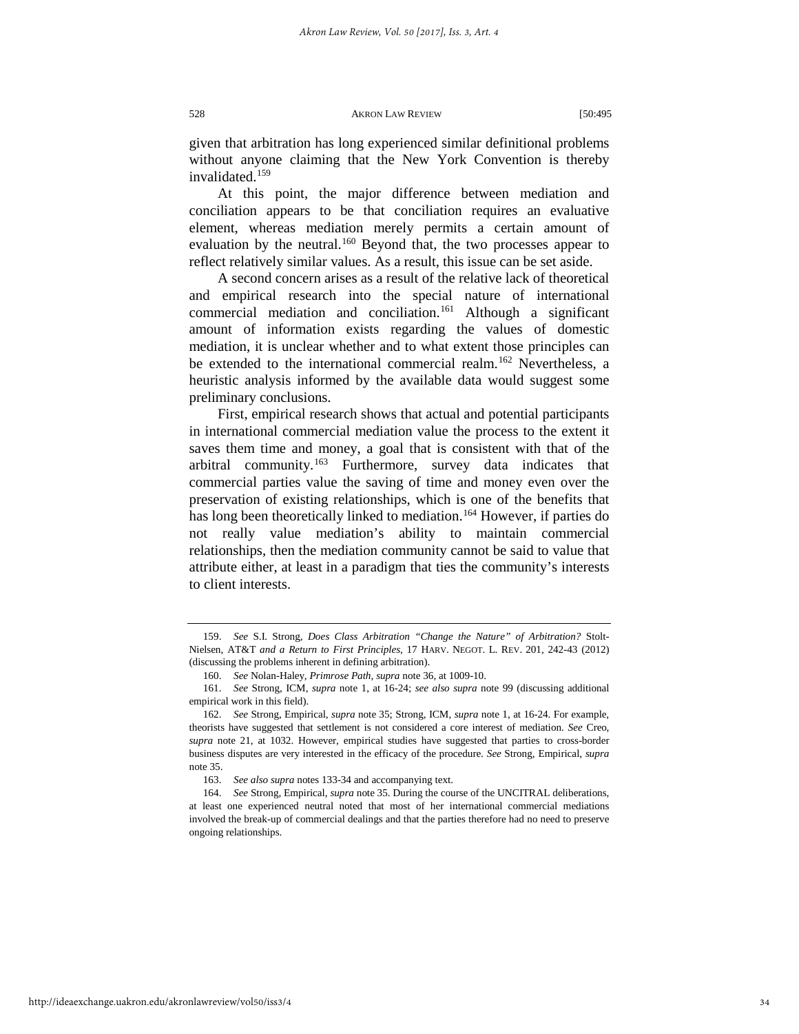given that arbitration has long experienced similar definitional problems without anyone claiming that the New York Convention is thereby invalidated.[159]

At this point, the major difference between mediation and conciliation appears to be that conciliation requires an evaluative element, whereas mediation merely permits a certain amount of evaluation by the neutral.[160] Beyond that, the two processes appear to reflect relatively similar values. As a result, this issue can be set aside.

A second concern arises as a result of the relative lack of theoretical and empirical research into the special nature of international commercial mediation and conciliation.[161] Although a significant amount of information exists regarding the values of domestic mediation, it is unclear whether and to what extent those principles can be extended to the international commercial realm.[162] Nevertheless, a heuristic analysis informed by the available data would suggest some preliminary conclusions.

First, empirical research shows that actual and potential participants in international commercial mediation value the process to the extent it saves them time and money, a goal that is consistent with that of the arbitral community.[163] Furthermore, survey data indicates that commercial parties value the saving of time and money even over the preservation of existing relationships, which is one of the benefits that has long been theoretically linked to mediation.[164] However, if parties do not really value mediation's ability to maintain commercial relationships, then the mediation community cannot be said to value that attribute either, at least in a paradigm that ties the community's interests to client interests.

---

159. *See* S.I. Strong, *Does Class Arbitration "Change the Nature" of Arbitration?* Stolt-Nielsen, AT&T *and a Return to First Principles*, 17 HARV. NEGOT. L. REV. 201, 242-43 (2012) (discussing the problems inherent in defining arbitration).

160. *See* Nolan-Haley, *Primrose Path*, *supra* note 36, at 1009-10.

161. *See* Strong, ICM, *supra* note 1, at 16-24; *see also supra* note 99 (discussing additional empirical work in this field).

162. *See* Strong, Empirical, *supra* note 35; Strong, ICM, *supra* note 1, at 16-24. For example, theorists have suggested that settlement is not considered a core interest of mediation. *See* Creo, *supra* note 21, at 1032. However, empirical studies have suggested that parties to cross-border business disputes are very interested in the efficacy of the procedure. *See* Strong, Empirical, *supra* note 35.

163. *See also supra* notes 133-34 and accompanying text.

164. *See* Strong, Empirical, *supra* note 35. During the course of the UNCITRAL deliberations, at least one experienced neutral noted that most of her international commercial mediations involved the break-up of commercial dealings and that the parties therefore had no need to preserve ongoing relationships.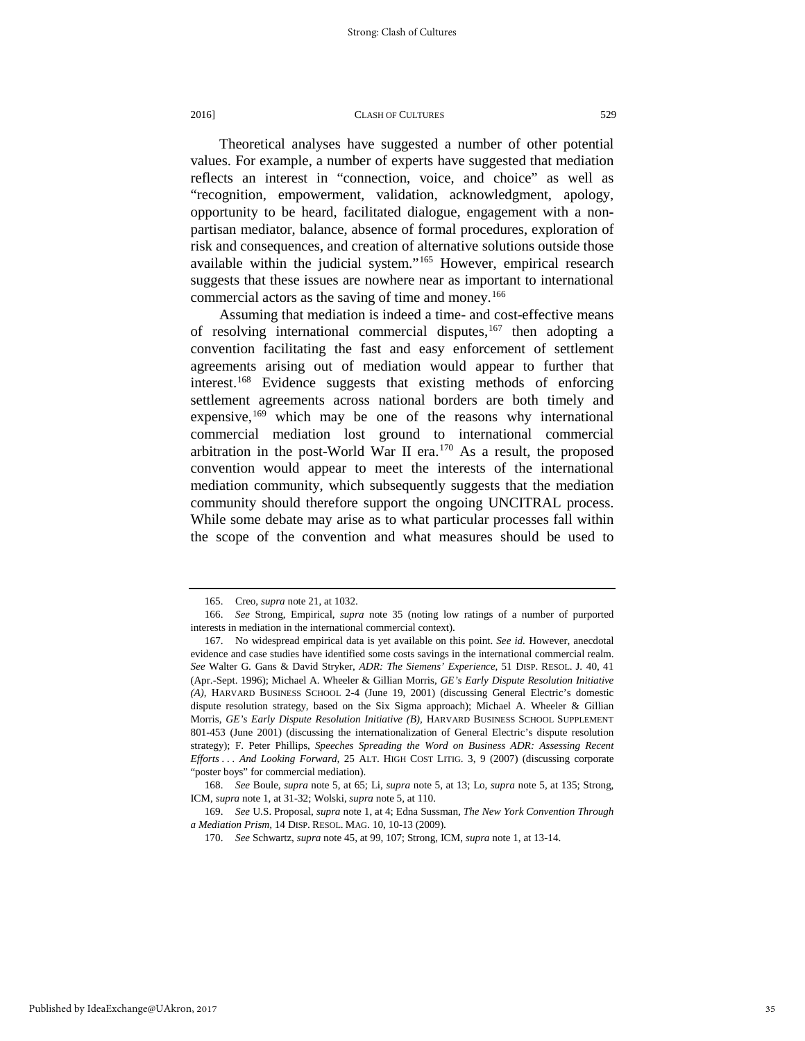Theoretical analyses have suggested a number of other potential values. For example, a number of experts have suggested that mediation reflects an interest in "connection, voice, and choice" as well as "recognition, empowerment, validation, acknowledgment, apology, opportunity to be heard, facilitated dialogue, engagement with a non-partisan mediator, balance, absence of formal procedures, exploration of risk and consequences, and creation of alternative solutions outside those available within the judicial system."[165] However, empirical research suggests that these issues are nowhere near as important to international commercial actors as the saving of time and money.[166]

Assuming that mediation is indeed a time- and cost-effective means of resolving international commercial disputes,[167] then adopting a convention facilitating the fast and easy enforcement of settlement agreements arising out of mediation would appear to further that interest.[168] Evidence suggests that existing methods of enforcing settlement agreements across national borders are both timely and expensive,[169] which may be one of the reasons why international commercial mediation lost ground to international commercial arbitration in the post-World War II era.[170] As a result, the proposed convention would appear to meet the interests of the international mediation community, which subsequently suggests that the mediation community should therefore support the ongoing UNCITRAL process. While some debate may arise as to what particular processes fall within the scope of the convention and what measures should be used to

---

165. Creo, *supra* note 21, at 1032.

166. *See* Strong, Empirical, *supra* note 35 (noting low ratings of a number of purported interests in mediation in the international commercial context).

167. No widespread empirical data is yet available on this point. *See id.* However, anecdotal evidence and case studies have identified some costs savings in the international commercial realm. *See* Walter G. Gans & David Stryker, *ADR: The Siemens' Experience*, 51 DISP. RESOL. J. 40, 41 (Apr.-Sept. 1996); Michael A. Wheeler & Gillian Morris, *GE's Early Dispute Resolution Initiative (A)*, HARVARD BUSINESS SCHOOL 2-4 (June 19, 2001) (discussing General Electric's domestic dispute resolution strategy, based on the Six Sigma approach); Michael A. Wheeler & Gillian Morris, *GE's Early Dispute Resolution Initiative (B)*, HARVARD BUSINESS SCHOOL SUPPLEMENT 801-453 (June 2001) (discussing the internationalization of General Electric's dispute resolution strategy); F. Peter Phillips, *Speeches Spreading the Word on Business ADR: Assessing Recent Efforts . . . And Looking Forward*, 25 ALT. HIGH COST LITIG. 3, 9 (2007) (discussing corporate "poster boys" for commercial mediation).

168. *See* Boule, *supra* note 5, at 65; Li, *supra* note 5, at 13; Lo, *supra* note 5, at 135; Strong, ICM, *supra* note 1, at 31-32; Wolski, *supra* note 5, at 110.

169. *See* U.S. Proposal, *supra* note 1, at 4; Edna Sussman, *The New York Convention Through a Mediation Prism*, 14 DISP. RESOL. MAG. 10, 10-13 (2009).

170. *See* Schwartz, *supra* note 45, at 99, 107; Strong, ICM, *supra* note 1, at 13-14.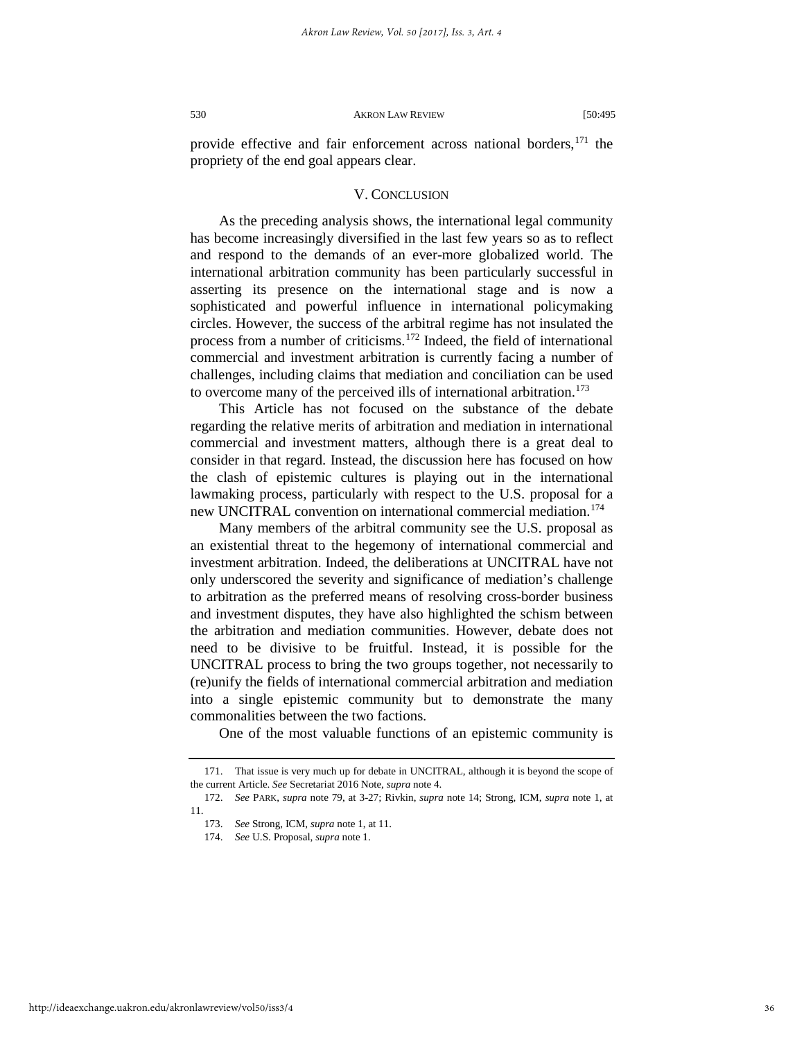provide effective and fair enforcement across national borders,[171] the propriety of the end goal appears clear.

## V. CONCLUSION

As the preceding analysis shows, the international legal community has become increasingly diversified in the last few years so as to reflect and respond to the demands of an ever-more globalized world. The international arbitration community has been particularly successful in asserting its presence on the international stage and is now a sophisticated and powerful influence in international policymaking circles. However, the success of the arbitral regime has not insulated the process from a number of criticisms.[172] Indeed, the field of international commercial and investment arbitration is currently facing a number of challenges, including claims that mediation and conciliation can be used to overcome many of the perceived ills of international arbitration.[173]

This Article has not focused on the substance of the debate regarding the relative merits of arbitration and mediation in international commercial and investment matters, although there is a great deal to consider in that regard. Instead, the discussion here has focused on how the clash of epistemic cultures is playing out in the international lawmaking process, particularly with respect to the U.S. proposal for a new UNCITRAL convention on international commercial mediation.[174]

Many members of the arbitral community see the U.S. proposal as an existential threat to the hegemony of international commercial and investment arbitration. Indeed, the deliberations at UNCITRAL have not only underscored the severity and significance of mediation's challenge to arbitration as the preferred means of resolving cross-border business and investment disputes, they have also highlighted the schism between the arbitration and mediation communities. However, debate does not need to be divisive to be fruitful. Instead, it is possible for the UNCITRAL process to bring the two groups together, not necessarily to (re)unify the fields of international commercial arbitration and mediation into a single epistemic community but to demonstrate the many commonalities between the two factions.

One of the most valuable functions of an epistemic community is

---

171. That issue is very much up for debate in UNCITRAL, although it is beyond the scope of the current Article. *See* Secretariat 2016 Note, *supra* note 4.

172. *See* PARK, *supra* note 79, at 3-27; Rivkin, *supra* note 14; Strong, ICM, *supra* note 1, at 11.

173. *See* Strong, ICM, *supra* note 1, at 11.

174. *See* U.S. Proposal, *supra* note 1.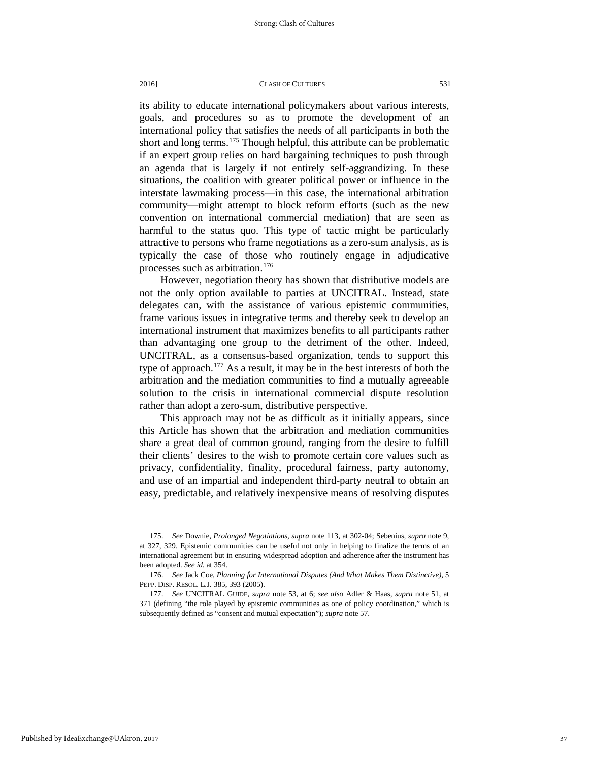its ability to educate international policymakers about various interests, goals, and procedures so as to promote the development of an international policy that satisfies the needs of all participants in both the short and long terms.[175] Though helpful, this attribute can be problematic if an expert group relies on hard bargaining techniques to push through an agenda that is largely if not entirely self-aggrandizing. In these situations, the coalition with greater political power or influence in the interstate lawmaking process—in this case, the international arbitration community—might attempt to block reform efforts (such as the new convention on international commercial mediation) that are seen as harmful to the status quo. This type of tactic might be particularly attractive to persons who frame negotiations as a zero-sum analysis, as is typically the case of those who routinely engage in adjudicative processes such as arbitration.[176]

However, negotiation theory has shown that distributive models are not the only option available to parties at UNCITRAL. Instead, state delegates can, with the assistance of various epistemic communities, frame various issues in integrative terms and thereby seek to develop an international instrument that maximizes benefits to all participants rather than advantaging one group to the detriment of the other. Indeed, UNCITRAL, as a consensus-based organization, tends to support this type of approach.[177] As a result, it may be in the best interests of both the arbitration and the mediation communities to find a mutually agreeable solution to the crisis in international commercial dispute resolution rather than adopt a zero-sum, distributive perspective.

This approach may not be as difficult as it initially appears, since this Article has shown that the arbitration and mediation communities share a great deal of common ground, ranging from the desire to fulfill their clients' desires to the wish to promote certain core values such as privacy, confidentiality, finality, procedural fairness, party autonomy, and use of an impartial and independent third-party neutral to obtain an easy, predictable, and relatively inexpensive means of resolving disputes

---

175. *See* Downie, *Prolonged Negotiations*, *supra* note 113, at 302-04; Sebenius, *supra* note 9, at 327, 329. Epistemic communities can be useful not only in helping to finalize the terms of an international agreement but in ensuring widespread adoption and adherence after the instrument has been adopted. *See id.* at 354.

176. *See* Jack Coe, *Planning for International Disputes (And What Makes Them Distinctive)*, 5 PEPP. DISP. RESOL. L.J. 385, 393 (2005).

177. *See* UNCITRAL GUIDE, *supra* note 53, at 6; *see also* Adler & Haas, *supra* note 51, at 371 (defining "the role played by epistemic communities as one of policy coordination," which is subsequently defined as "consent and mutual expectation"); *supra* note 57.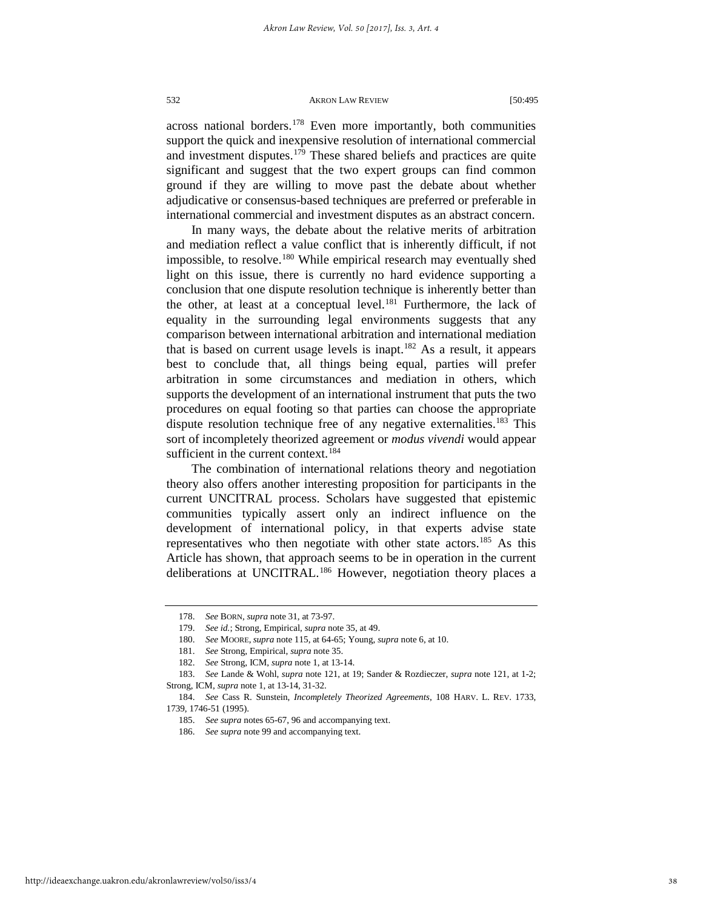across national borders.[178] Even more importantly, both communities support the quick and inexpensive resolution of international commercial and investment disputes.[179] These shared beliefs and practices are quite significant and suggest that the two expert groups can find common ground if they are willing to move past the debate about whether adjudicative or consensus-based techniques are preferred or preferable in international commercial and investment disputes as an abstract concern.

In many ways, the debate about the relative merits of arbitration and mediation reflect a value conflict that is inherently difficult, if not impossible, to resolve.[180] While empirical research may eventually shed light on this issue, there is currently no hard evidence supporting a conclusion that one dispute resolution technique is inherently better than the other, at least at a conceptual level.[181] Furthermore, the lack of equality in the surrounding legal environments suggests that any comparison between international arbitration and international mediation that is based on current usage levels is inapt.[182] As a result, it appears best to conclude that, all things being equal, parties will prefer arbitration in some circumstances and mediation in others, which supports the development of an international instrument that puts the two procedures on equal footing so that parties can choose the appropriate dispute resolution technique free of any negative externalities.[183] This sort of incompletely theorized agreement or *modus vivendi* would appear sufficient in the current context.[184]

The combination of international relations theory and negotiation theory also offers another interesting proposition for participants in the current UNCITRAL process. Scholars have suggested that epistemic communities typically assert only an indirect influence on the development of international policy, in that experts advise state representatives who then negotiate with other state actors.[185] As this Article has shown, that approach seems to be in operation in the current deliberations at UNCITRAL.[186] However, negotiation theory places a

---

178. *See* BORN, *supra* note 31, at 73-97.

179. *See id.*; Strong, Empirical, *supra* note 35, at 49.

180. *See* MOORE, *supra* note 115, at 64-65; Young, *supra* note 6, at 10.

181. *See* Strong, Empirical, *supra* note 35.

182. *See* Strong, ICM, *supra* note 1, at 13-14.

183. *See* Lande & Wohl, *supra* note 121, at 19; Sander & Rozdieczer, *supra* note 121, at 1-2; Strong, ICM, *supra* note 1, at 13-14, 31-32.

184. *See* Cass R. Sunstein, *Incompletely Theorized Agreements*, 108 HARV. L. REV. 1733, 1739, 1746-51 (1995).

185. *See supra* notes 65-67, 96 and accompanying text.

186. *See supra* note 99 and accompanying text.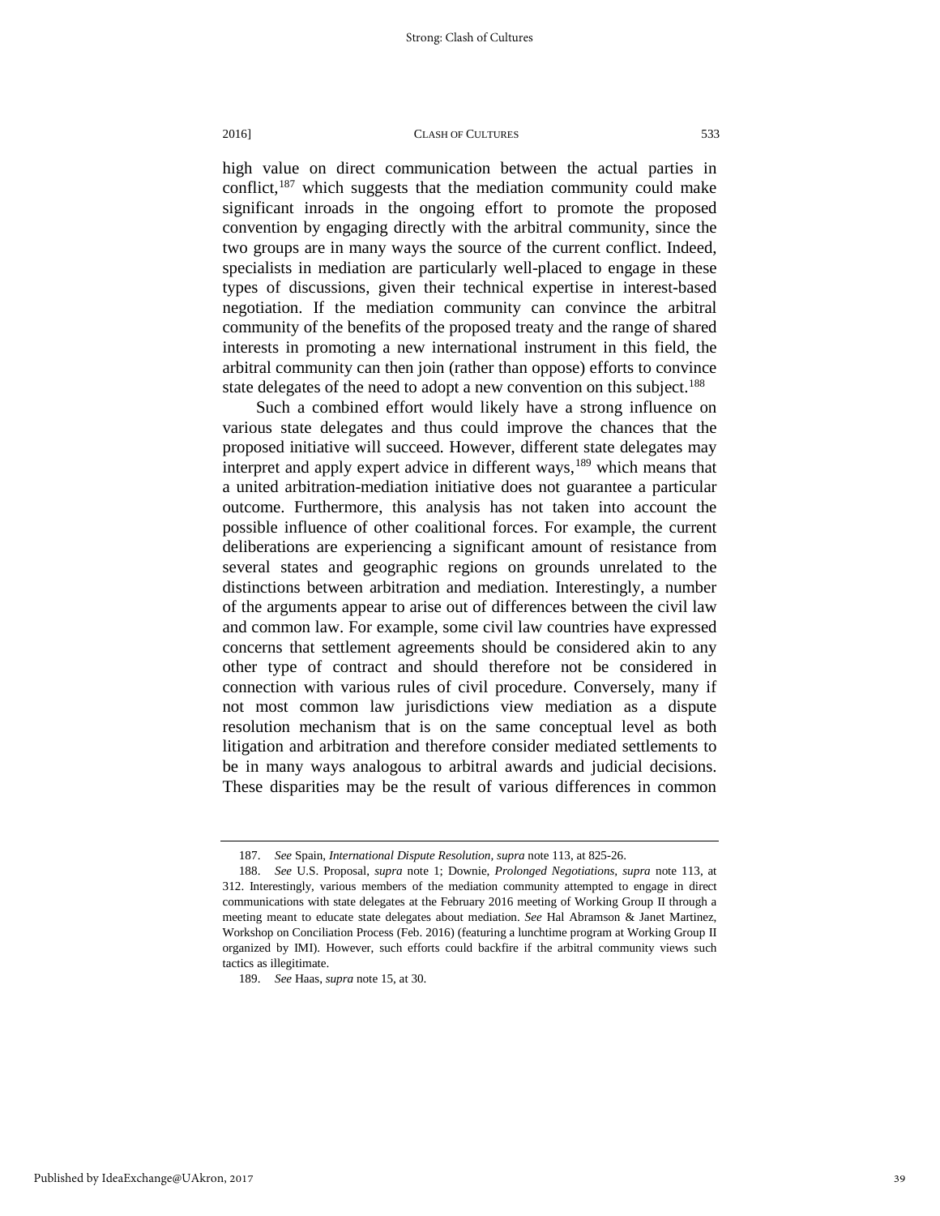high value on direct communication between the actual parties in conflict,[187] which suggests that the mediation community could make significant inroads in the ongoing effort to promote the proposed convention by engaging directly with the arbitral community, since the two groups are in many ways the source of the current conflict. Indeed, specialists in mediation are particularly well-placed to engage in these types of discussions, given their technical expertise in interest-based negotiation. If the mediation community can convince the arbitral community of the benefits of the proposed treaty and the range of shared interests in promoting a new international instrument in this field, the arbitral community can then join (rather than oppose) efforts to convince state delegates of the need to adopt a new convention on this subject.[188]

Such a combined effort would likely have a strong influence on various state delegates and thus could improve the chances that the proposed initiative will succeed. However, different state delegates may interpret and apply expert advice in different ways,[189] which means that a united arbitration-mediation initiative does not guarantee a particular outcome. Furthermore, this analysis has not taken into account the possible influence of other coalitional forces. For example, the current deliberations are experiencing a significant amount of resistance from several states and geographic regions on grounds unrelated to the distinctions between arbitration and mediation. Interestingly, a number of the arguments appear to arise out of differences between the civil law and common law. For example, some civil law countries have expressed concerns that settlement agreements should be considered akin to any other type of contract and should therefore not be considered in connection with various rules of civil procedure. Conversely, many if not most common law jurisdictions view mediation as a dispute resolution mechanism that is on the same conceptual level as both litigation and arbitration and therefore consider mediated settlements to be in many ways analogous to arbitral awards and judicial decisions. These disparities may be the result of various differences in common

---

187. *See* Spain, *International Dispute Resolution*, *supra* note 113, at 825-26.

188. *See* U.S. Proposal, *supra* note 1; Downie, *Prolonged Negotiations*, *supra* note 113, at 312. Interestingly, various members of the mediation community attempted to engage in direct communications with state delegates at the February 2016 meeting of Working Group II through a meeting meant to educate state delegates about mediation. *See* Hal Abramson & Janet Martinez, Workshop on Conciliation Process (Feb. 2016) (featuring a lunchtime program at Working Group II organized by IMI). However, such efforts could backfire if the arbitral community views such tactics as illegitimate.

189. *See* Haas, *supra* note 15, at 30.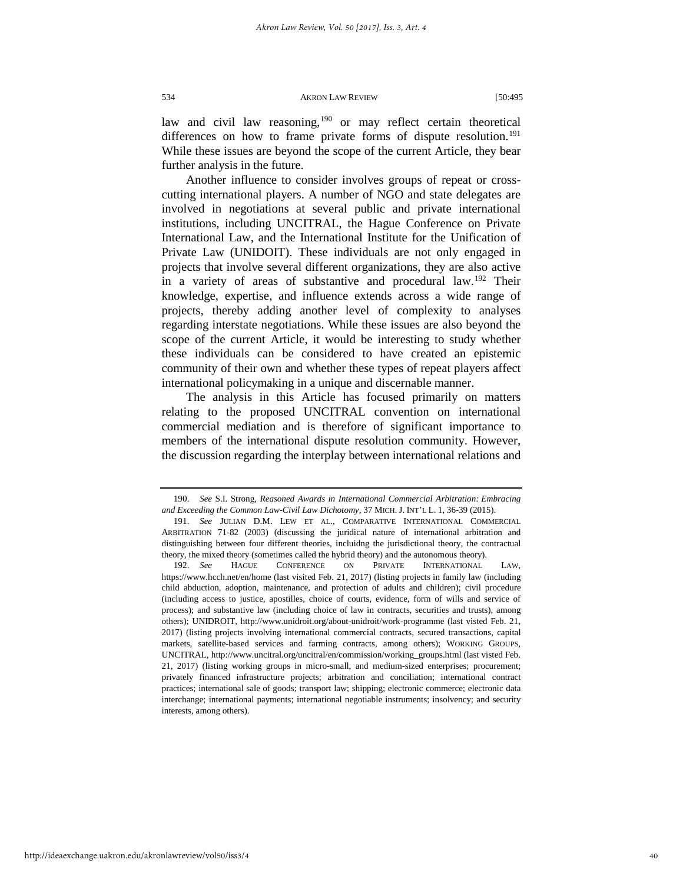law and civil law reasoning,[190] or may reflect certain theoretical differences on how to frame private forms of dispute resolution.[191] While these issues are beyond the scope of the current Article, they bear further analysis in the future.

Another influence to consider involves groups of repeat or cross-cutting international players. A number of NGO and state delegates are involved in negotiations at several public and private international institutions, including UNCITRAL, the Hague Conference on Private International Law, and the International Institute for the Unification of Private Law (UNIDOIT). These individuals are not only engaged in projects that involve several different organizations, they are also active in a variety of areas of substantive and procedural law.[192] Their knowledge, expertise, and influence extends across a wide range of projects, thereby adding another level of complexity to analyses regarding interstate negotiations. While these issues are also beyond the scope of the current Article, it would be interesting to study whether these individuals can be considered to have created an epistemic community of their own and whether these types of repeat players affect international policymaking in a unique and discernable manner.

The analysis in this Article has focused primarily on matters relating to the proposed UNCITRAL convention on international commercial mediation and is therefore of significant importance to members of the international dispute resolution community. However, the discussion regarding the interplay between international relations and

---

190. *See* S.I. Strong, *Reasoned Awards in International Commercial Arbitration: Embracing and Exceeding the Common Law-Civil Law Dichotomy*, 37 MICH. J. INT'L L. 1, 36-39 (2015).

191. *See* JULIAN D.M. LEW ET AL., COMPARATIVE INTERNATIONAL COMMERCIAL ARBITRATION 71-82 (2003) (discussing the juridical nature of international arbitration and distinguishing between four different theories, incluidng the jurisdictional theory, the contractual theory, the mixed theory (sometimes called the hybrid theory) and the autonomous theory).

192. *See* HAGUE CONFERENCE ON PRIVATE INTERNATIONAL LAW, https://www.hcch.net/en/home (last visited Feb. 21, 2017) (listing projects in family law (including child abduction, adoption, maintenance, and protection of adults and children); civil procedure (including access to justice, apostilles, choice of courts, evidence, form of wills and service of process); and substantive law (including choice of law in contracts, securities and trusts), among others); UNIDROIT, http://www.unidroit.org/about-unidroit/work-programme (last visted Feb. 21, 2017) (listing projects involving international commercial contracts, secured transactions, capital markets, satellite-based services and farming contracts, among others); WORKING GROUPS, UNCITRAL, http://www.uncitral.org/uncitral/en/commission/working_groups.html (last visted Feb. 21, 2017) (listing working groups in micro-small, and medium-sized enterprises; procurement; privately financed infrastructure projects; arbitration and conciliation; international contract practices; international sale of goods; transport law; shipping; electronic commerce; electronic data interchange; international payments; international negotiable instruments; insolvency; and security interests, among others).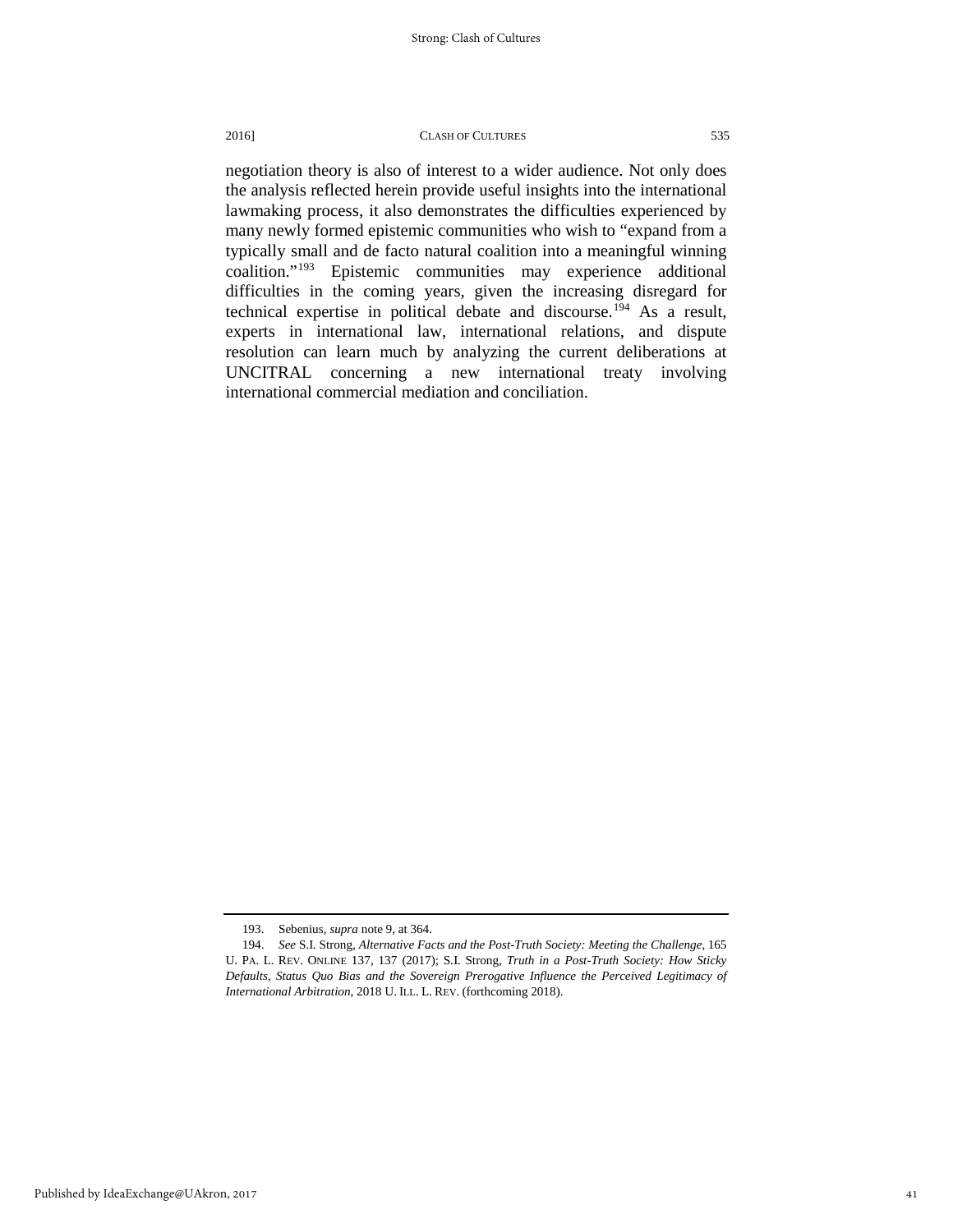negotiation theory is also of interest to a wider audience. Not only does the analysis reflected herein provide useful insights into the international lawmaking process, it also demonstrates the difficulties experienced by many newly formed epistemic communities who wish to "expand from a typically small and de facto natural coalition into a meaningful winning coalition."[193] Epistemic communities may experience additional difficulties in the coming years, given the increasing disregard for technical expertise in political debate and discourse.[194] As a result, experts in international law, international relations, and dispute resolution can learn much by analyzing the current deliberations at UNCITRAL concerning a new international treaty involving international commercial mediation and conciliation.

---

193. Sebenius, *supra* note 9, at 364.

194. *See* S.I. Strong, *Alternative Facts and the Post-Truth Society: Meeting the Challenge*, 165 U. PA. L. REV. ONLINE 137, 137 (2017); S.I. Strong, *Truth in a Post-Truth Society: How Sticky Defaults, Status Quo Bias and the Sovereign Prerogative Influence the Perceived Legitimacy of International Arbitration*, 2018 U. ILL. L. REV. (forthcoming 2018).